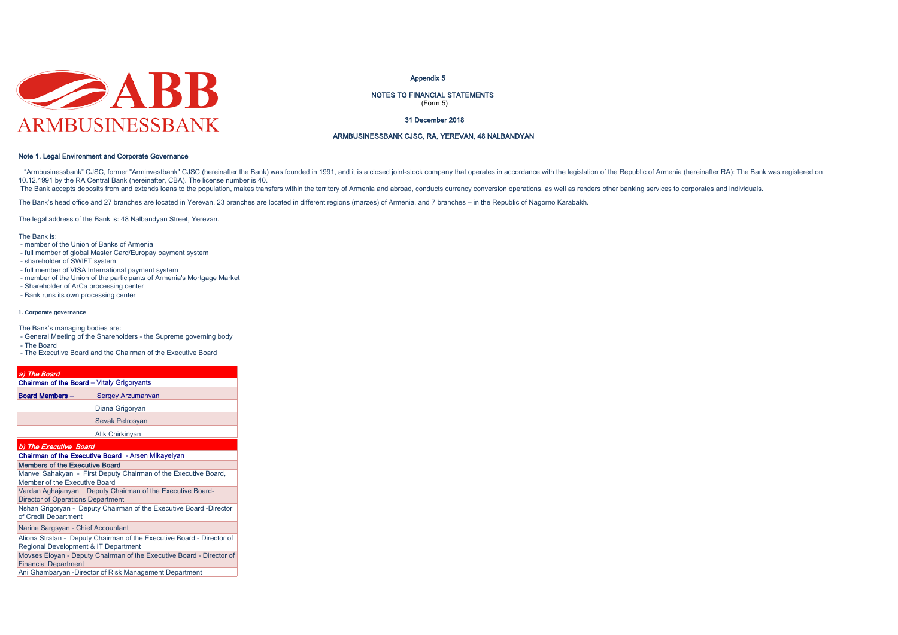ABB
ARMBUSINESSBANK

Appendix 5

NOTES TO FINANCIAL STATEMENTS
(Form 5)

31 December 2018

ARMBUSINESSBANK CJSC, RA, YEREVAN, 48 NALBANDYAN

## Note 1. Legal Environment and Corporate Governance

"Armbusinessbank" CJSC, former "Arminvestbank" CJSC (hereinafter the Bank) was founded in 1991, and it is a closed joint-stock company that operates in accordance with the legislation of the Republic of Armenia (hereinafter RA): The Bank was registered on 10.12.1991 by the RA Central Bank (hereinafter, CBA). The license number is 40.
The Bank accepts deposits from and extends loans to the population, makes transfers within the territory of Armenia and abroad, conducts currency conversion operations, as well as renders other banking services to corporates and individuals.

The Bank's head office and 27 branches are located in Yerevan, 23 branches are located in different regions (marzes) of Armenia, and 7 branches – in the Republic of Nagorno Karabakh.

The legal address of the Bank is: 48 Nalbandyan Street, Yerevan.

The Bank is:
- member of the Union of Banks of Armenia
- full member of global Master Card/Europay payment system
- shareholder of SWIFT system
- full member of VISA International payment system
- member of the Union of the participants of Armenia's Mortgage Market
- Shareholder of ArCa processing center
- Bank runs its own processing center

### 1. Corporate governance

The Bank's managing bodies are:
- General Meeting of the Shareholders - the Supreme governing body
- The Board
- The Executive Board and the Chairman of the Executive Board

| *a) The Board* | |
|---|---|
| **Chairman of the Board** – Vitaly Grigoryants | |
| **Board Members** – | Sergey Arzumanyan |
| | Diana Grigoryan |
| | Sevak Petrosyan |
| | Alik Chirkinyan |
| *b) The Executive Board* | |
| **Chairman of the Executive Board** - Arsen Mikayelyan | |
| **Members of the Executive Board** | |
| Manvel Sahakyan - First Deputy Chairman of the Executive Board, Member of the Executive Board | |
| Vardan Aghajanyan Deputy Chairman of the Executive Board- Director of Operations Department | |
| Nshan Grigoryan - Deputy Chairman of the Executive Board -Director of Credit Department | |
| Narine Sargsyan - Chief Accountant | |
| Aliona Stratan - Deputy Chairman of the Executive Board - Director of Regional Development & IT Department | |
| Movses Eloyan - Deputy Chairman of the Executive Board - Director of Financial Department | |
| Ani Ghambaryan -Director of Risk Management Department | |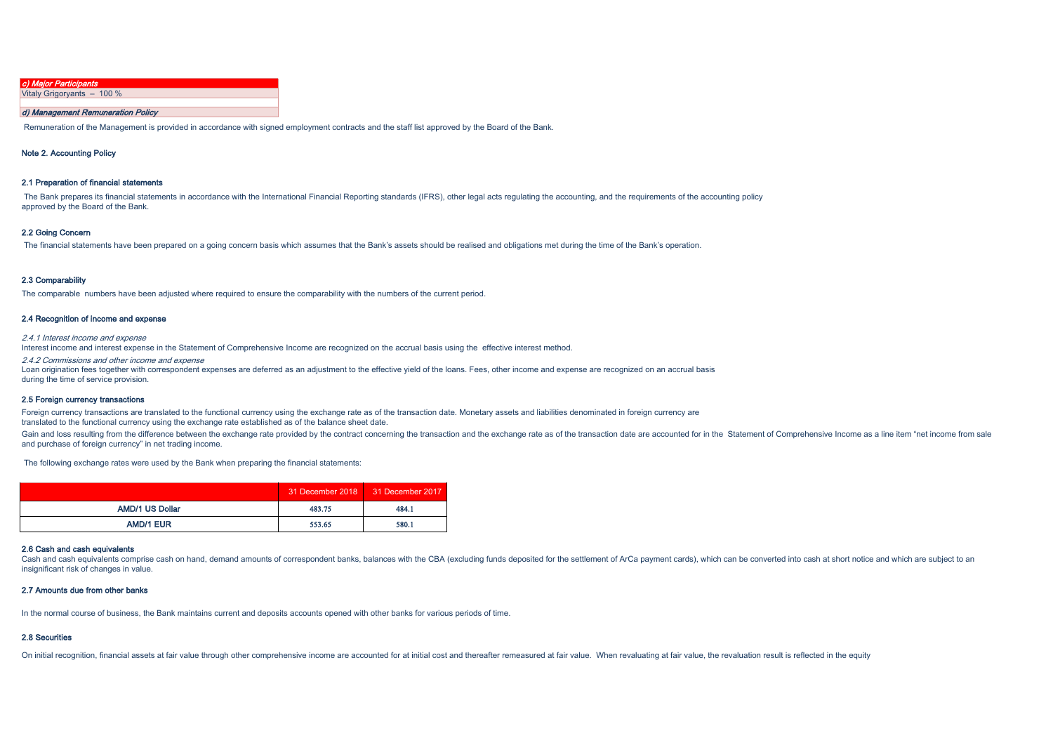*c) Major Participants*

Vitaly Grigoryants – 100 %

*d) Management Remuneration Policy*

Remuneration of the Management is provided in accordance with signed employment contracts and the staff list approved by the Board of the Bank.

## Note 2. Accounting Policy

### 2.1 Preparation of financial statements

The Bank prepares its financial statements in accordance with the International Financial Reporting standards (IFRS), other legal acts regulating the accounting, and the requirements of the accounting policy approved by the Board of the Bank.

### 2.2 Going Concern

The financial statements have been prepared on a going concern basis which assumes that the Bank's assets should be realised and obligations met during the time of the Bank's operation.

### 2.3 Comparability

The comparable numbers have been adjusted where required to ensure the comparability with the numbers of the current period.

### 2.4 Recognition of income and expense

*2.4.1 Interest income and expense*

Interest income and interest expense in the Statement of Comprehensive Income are recognized on the accrual basis using the effective interest method.

*2.4.2 Commissions and other income and expense*

Loan origination fees together with correspondent expenses are deferred as an adjustment to the effective yield of the loans. Fees, other income and expense are recognized on an accrual basis during the time of service provision.

### 2.5 Foreign currency transactions

Foreign currency transactions are translated to the functional currency using the exchange rate as of the transaction date. Monetary assets and liabilities denominated in foreign currency are translated to the functional currency using the exchange rate established as of the balance sheet date.

Gain and loss resulting from the difference between the exchange rate provided by the contract concerning the transaction and the exchange rate as of the transaction date are accounted for in the Statement of Comprehensive Income as a line item "net income from sale and purchase of foreign currency" in net trading income.

The following exchange rates were used by the Bank when preparing the financial statements:

| | 31 December 2018 | 31 December 2017 |
|---|---|---|
| AMD/1 US Dollar | 483.75 | 484.1 |
| AMD/1 EUR | 553.65 | 580.1 |

### 2.6 Cash and cash equivalents

Cash and cash equivalents comprise cash on hand, demand amounts of correspondent banks, balances with the CBA (excluding funds deposited for the settlement of ArCa payment cards), which can be converted into cash at short notice and which are subject to an insignificant risk of changes in value.

### 2.7 Amounts due from other banks

In the normal course of business, the Bank maintains current and deposits accounts opened with other banks for various periods of time.

### 2.8 Securities

On initial recognition, financial assets at fair value through other comprehensive income are accounted for at initial cost and thereafter remeasured at fair value. When revaluating at fair value, the revaluation result is reflected in the equity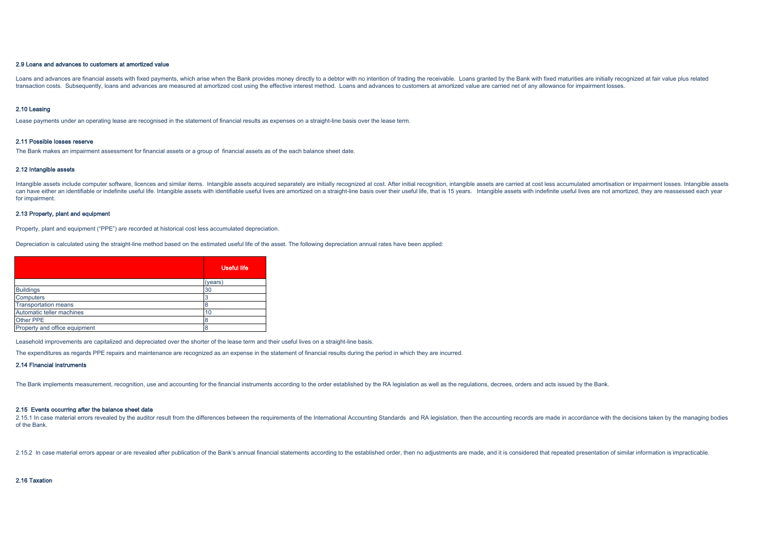### 2.9 Loans and advances to customers at amortized value

Loans and advances are financial assets with fixed payments, which arise when the Bank provides money directly to a debtor with no intention of trading the receivable. Loans granted by the Bank with fixed maturities are initially recognized at fair value plus related transaction costs. Subsequently, loans and advances are measured at amortized cost using the effective interest method. Loans and advances to customers at amortized value are carried net of any allowance for impairment losses.

### 2.10 Leasing

Lease payments under an operating lease are recognised in the statement of financial results as expenses on a straight-line basis over the lease term.

### 2.11 Possible losses reserve

The Bank makes an impairment assessment for financial assets or a group of financial assets as of the each balance sheet date.

### 2.12 Intangible assets

Intangible assets include computer software, licences and similar items. Intangible assets acquired separately are initially recognized at cost. After initial recognition, intangible assets are carried at cost less accumulated amortisation or impairment losses. Intangible assets can have either an identifiable or indefinite useful life. Intangible assets with identifiable useful lives are amortized on a straight-line basis over their useful life, that is 15 years. Intangible assets with indefinite useful lives are not amortized, they are reassessed each year for impairment.

### 2.13 Property, plant and equipment

Property, plant and equipment ("PPE") are recorded at historical cost less accumulated depreciation.

Depreciation is calculated using the straight-line method based on the estimated useful life of the asset. The following depreciation annual rates have been applied:

| | Useful life |
|---|---|
| | (years) |
| Buildings | 30 |
| Computers | 3 |
| Transportation means | 8 |
| Automatic teller machines | 10 |
| Other PPE | 8 |
| Property and office equipment | 8 |

Leasehold improvements are capitalized and depreciated over the shorter of the lease term and their useful lives on a straight-line basis.

The expenditures as regards PPE repairs and maintenance are recognized as an expense in the statement of financial results during the period in which they are incurred.

### 2.14 Financial instruments

The Bank implements measurement, recognition, use and accounting for the financial instruments according to the order established by the RA legislation as well as the regulations, decrees, orders and acts issued by the Bank.

### 2.15 Events occurring after the balance sheet date

2.15.1 In case material errors revealed by the auditor result from the differences between the requirements of the International Accounting Standards and RA legislation, then the accounting records are made in accordance with the decisions taken by the managing bodies of the Bank.

2.15.2 In case material errors appear or are revealed after publication of the Bank's annual financial statements according to the established order, then no adjustments are made, and it is considered that repeated presentation of similar information is impracticable.

### 2.16 Taxation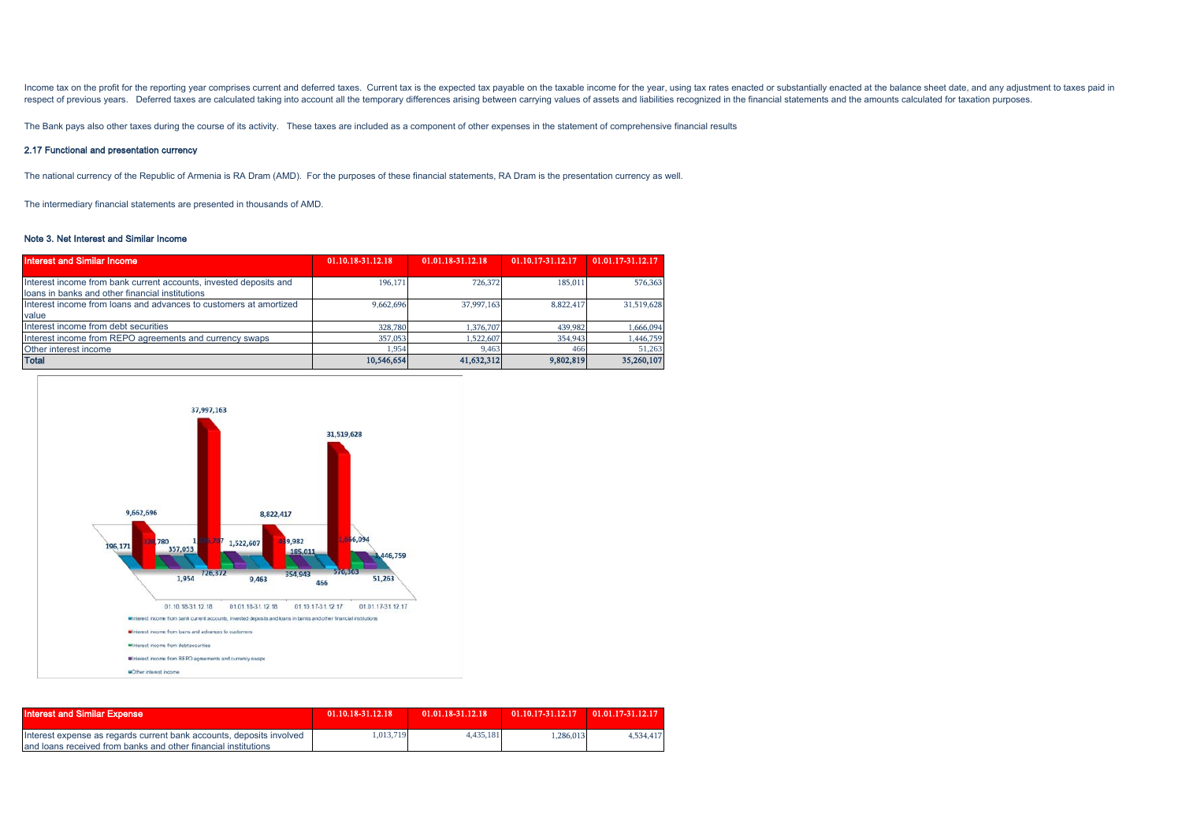Income tax on the profit for the reporting year comprises current and deferred taxes. Current tax is the expected tax payable on the taxable income for the year, using tax rates enacted or substantially enacted at the balance sheet date, and any adjustment to taxes paid in respect of previous years. Deferred taxes are calculated taking into account all the temporary differences arising between carrying values of assets and liabilities recognized in the financial statements and the amounts calculated for taxation purposes.

The Bank pays also other taxes during the course of its activity. These taxes are included as a component of other expenses in the statement of comprehensive financial results

### 2.17 Functional and presentation currency

The national currency of the Republic of Armenia is RA Dram (AMD). For the purposes of these financial statements, RA Dram is the presentation currency as well.

The intermediary financial statements are presented in thousands of AMD.

### Note 3. Net Interest and Similar Income

| Interest and Similar Income | 01.10.18-31.12.18 | 01.01.18-31.12.18 | 01.10.17-31.12.17 | 01.01.17-31.12.17 |
|---|---|---|---|---|
| Interest income from bank current accounts, invested deposits and loans in banks and other financial institutions | 196,171 | 726,372 | 185,011 | 576,363 |
| Interest income from loans and advances to customers at amortized value | 9,662,696 | 37,997,163 | 8,822,417 | 31,519,628 |
| Interest income from debt securities | 328,780 | 1,376,707 | 439,982 | 1,666,094 |
| Interest income from REPO agreements and currency swaps | 357,053 | 1,522,607 | 354,943 | 1,446,759 |
| Other interest income | 1,954 | 9,463 | 466 | 51,263 |
| **Total** | **10,546,654** | **41,632,312** | **9,802,819** | **35,260,107** |

| Interest and Similar Expense | 01.10.18-31.12.18 | 01.01.18-31.12.18 | 01.10.17-31.12.17 | 01.01.17-31.12.17 |
|---|---|---|---|---|
| Interest expense as regards current bank accounts, deposits involved and loans received from banks and other financial institutions | 1,013,719 | 4,435,181 | 1,286,013 | 4,534,417 |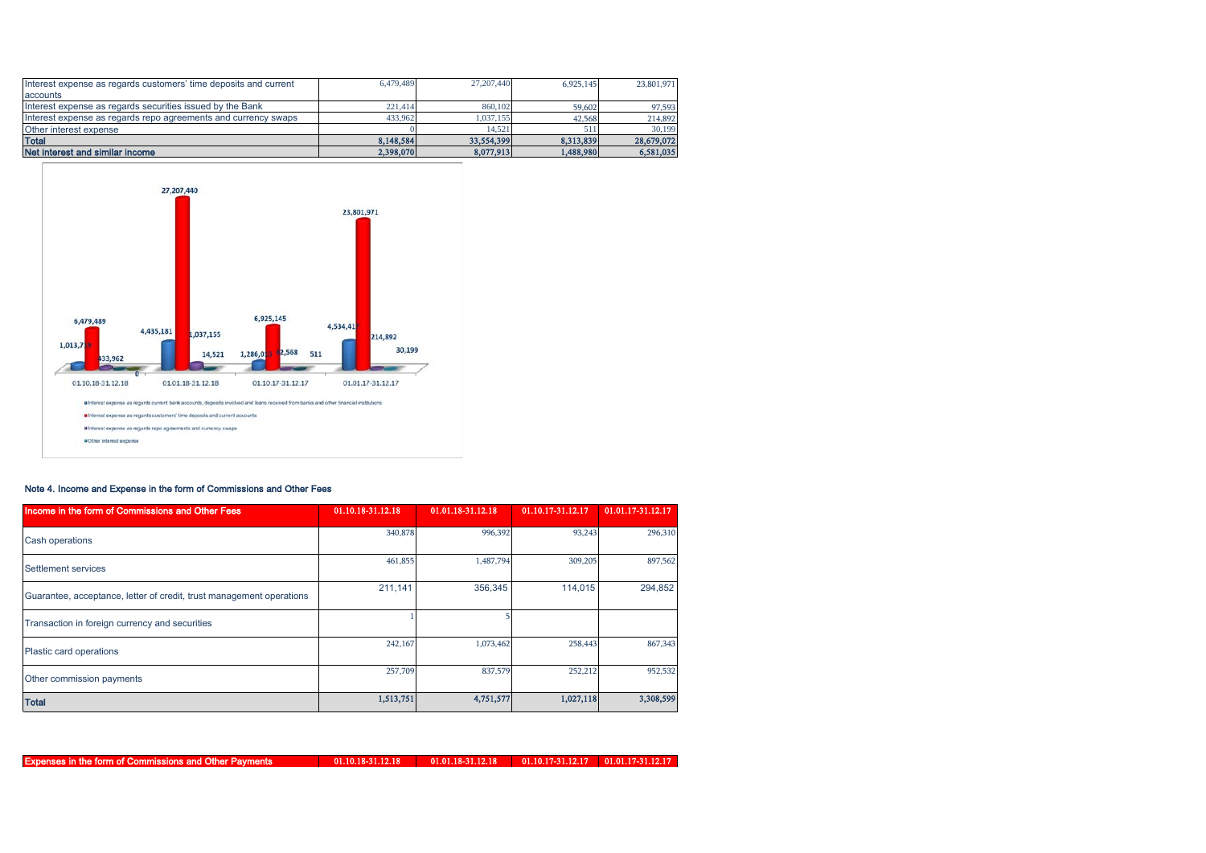| | | | | |
|---|---|---|---|---|
| Interest expense as regards customers' time deposits and current accounts | 6,479,489 | 27,207,440 | 6,925,145 | 23,801,971 |
| Interest expense as regards securities issued by the Bank | 221,414 | 860,102 | 59,602 | 97,593 |
| Interest expense as regards repo agreements and currency swaps | 433,962 | 1,037,155 | 42,568 | 214,892 |
| Other interest expense | 0 | 14,521 | 511 | 30,199 |
| **Total** | **8,148,584** | **33,554,399** | **8,313,839** | **28,679,072** |
| **Net interest and similar income** | **2,398,070** | **8,077,913** | **1,488,980** | **6,581,035** |

## Note 4. Income and Expense in the form of Commissions and Other Fees

| Income in the form of Commissions and Other Fees | 01.10.18-31.12.18 | 01.01.18-31.12.18 | 01.10.17-31.12.17 | 01.01.17-31.12.17 |
|---|---|---|---|---|
| Cash operations | 340,878 | 996,392 | 93,243 | 296,310 |
| Settlement services | 461,855 | 1,487,794 | 309,205 | 897,562 |
| Guarantee, acceptance, letter of credit, trust management operations | 211,141 | 356,345 | 114,015 | 294,852 |
| Transaction in foreign currency and securities | 1 | 5 | | |
| Plastic card operations | 242,167 | 1,073,462 | 258,443 | 867,343 |
| Other commission payments | 257,709 | 837,579 | 252,212 | 952,532 |
| **Total** | **1,513,751** | **4,751,577** | **1,027,118** | **3,308,599** |

| Expenses in the form of Commissions and Other Payments | 01.10.18-31.12.18 | 01.01.18-31.12.18 | 01.10.17-31.12.17 | 01.01.17-31.12.17 |
|---|---|---|---|---|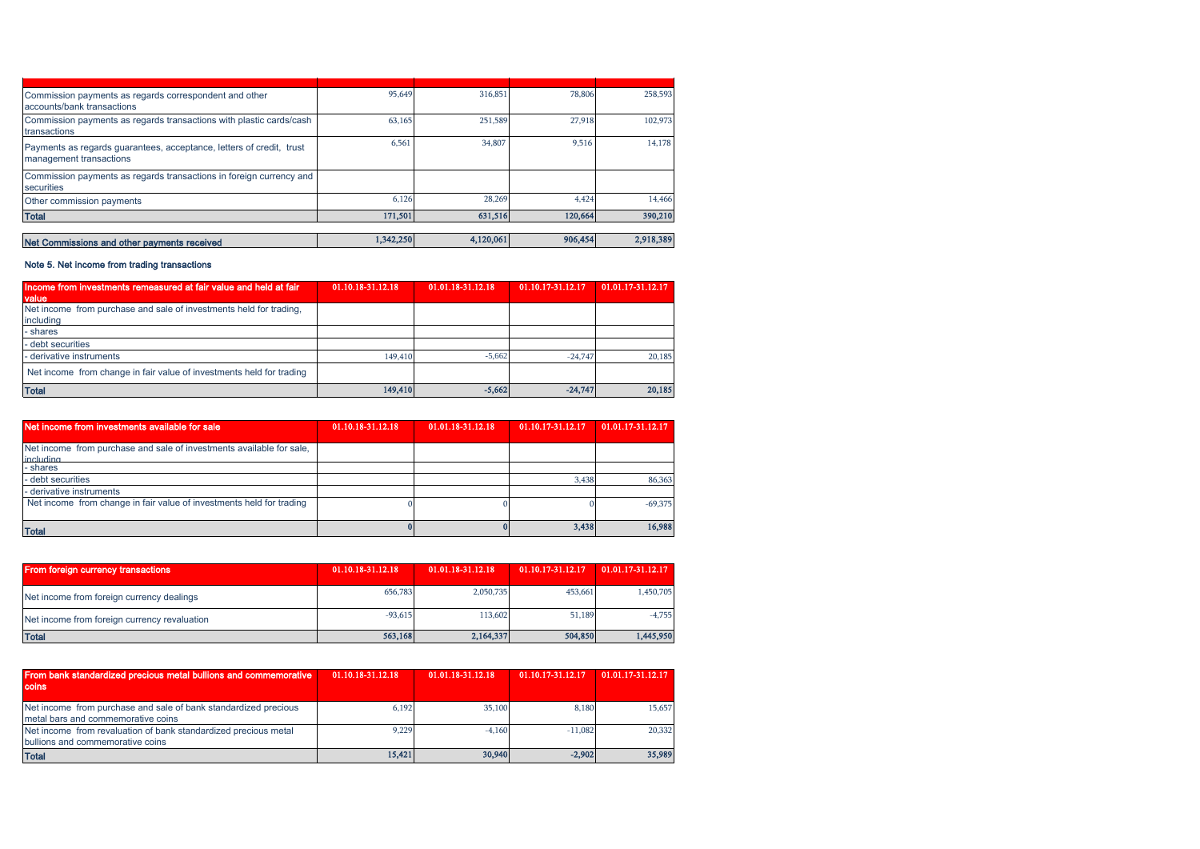| | | | | |
|---|---|---|---|---|
| Commission payments as regards correspondent and other accounts/bank transactions | 95,649 | 316,851 | 78,806 | 258,593 |
| Commission payments as regards transactions with plastic cards/cash transactions | 63,165 | 251,589 | 27,918 | 102,973 |
| Payments as regards guarantees, acceptance, letters of credit, trust management transactions | 6,561 | 34,807 | 9,516 | 14,178 |
| Commission payments as regards transactions in foreign currency and securities | | | | |
| Other commission payments | 6,126 | 28,269 | 4,424 | 14,466 |
| **Total** | **171,501** | **631,516** | **120,664** | **390,210** |

| | | | | |
|---|---|---|---|---|
| **Net Commissions and other payments received** | **1,342,250** | **4,120,061** | **906,454** | **2,918,389** |

### Note 5. Net income from trading transactions

| Income from investments remeasured at fair value and held at fair value | 01.10.18-31.12.18 | 01.01.18-31.12.18 | 01.10.17-31.12.17 | 01.01.17-31.12.17 |
|---|---|---|---|---|
| Net income from purchase and sale of investments held for trading, including | | | | |
| - shares | | | | |
| - debt securities | | | | |
| - derivative instruments | 149,410 | -5,662 | -24,747 | 20,185 |
| Net income from change in fair value of investments held for trading | | | | |
| **Total** | **149,410** | **-5,662** | **-24,747** | **20,185** |

| Net income from investments available for sale | 01.10.18-31.12.18 | 01.01.18-31.12.18 | 01.10.17-31.12.17 | 01.01.17-31.12.17 |
|---|---|---|---|---|
| Net income from purchase and sale of investments available for sale, including | | | | |
| - shares | | | | |
| - debt securities | | | 3,438 | 86,363 |
| - derivative instruments | | | | |
| Net income from change in fair value of investments held for trading | 0 | 0 | 0 | -69,375 |
| **Total** | **0** | **0** | **3,438** | **16,988** |

| From foreign currency transactions | 01.10.18-31.12.18 | 01.01.18-31.12.18 | 01.10.17-31.12.17 | 01.01.17-31.12.17 |
|---|---|---|---|---|
| Net income from foreign currency dealings | 656,783 | 2,050,735 | 453,661 | 1,450,705 |
| Net income from foreign currency revaluation | -93,615 | 113,602 | 51,189 | -4,755 |
| **Total** | **563,168** | **2,164,337** | **504,850** | **1,445,950** |

| From bank standardized precious metal bullions and commemorative coins | 01.10.18-31.12.18 | 01.01.18-31.12.18 | 01.10.17-31.12.17 | 01.01.17-31.12.17 |
|---|---|---|---|---|
| Net income from purchase and sale of bank standardized precious metal bars and commemorative coins | 6,192 | 35,100 | 8,180 | 15,657 |
| Net income from revaluation of bank standardized precious metal bullions and commemorative coins | 9,229 | -4,160 | -11,082 | 20,332 |
| **Total** | **15,421** | **30,940** | **-2,902** | **35,989** |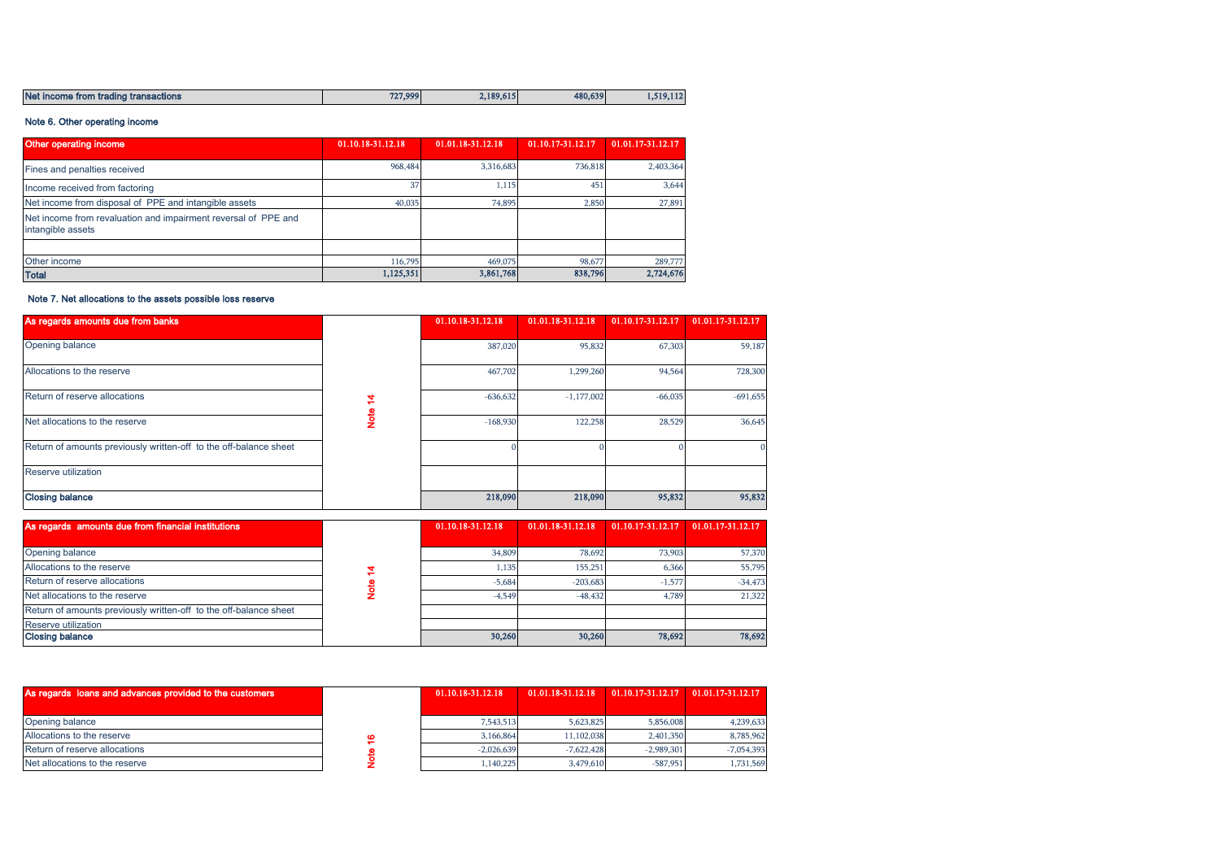| Net income from trading transactions | 727,999 | 2,189,615 | 480,639 | 1,519,112 |
|---|---|---|---|---|

### Note 6. Other operating income

| Other operating income | 01.10.18-31.12.18 | 01.01.18-31.12.18 | 01.10.17-31.12.17 | 01.01.17-31.12.17 |
|---|---|---|---|---|
| Fines and penalties received | 968,484 | 3,316,683 | 736,818 | 2,403,364 |
| Income received from factoring | 37 | 1,115 | 451 | 3,644 |
| Net income from disposal of PPE and intangible assets | 40,035 | 74,895 | 2,850 | 27,891 |
| Net income from revaluation and impairment reversal of PPE and intangible assets | | | | |
| | | | | |
| Other income | 116,795 | 469,075 | 98,677 | 289,777 |
| **Total** | **1,125,351** | **3,861,768** | **838,796** | **2,724,676** |

### Note 7. Net allocations to the assets possible loss reserve

| As regards amounts due from banks | | 01.10.18-31.12.18 | 01.01.18-31.12.18 | 01.10.17-31.12.17 | 01.01.17-31.12.17 |
|---|---|---|---|---|---|
| Opening balance | Note 14 | 387,020 | 95,832 | 67,303 | 59,187 |
| Allocations to the reserve | | 467,702 | 1,299,260 | 94,564 | 728,300 |
| Return of reserve allocations | | -636,632 | -1,177,002 | -66,035 | -691,655 |
| Net allocations to the reserve | | -168,930 | 122,258 | 28,529 | 36,645 |
| Return of amounts previously written-off to the off-balance sheet | | 0 | 0 | 0 | 0 |
| Reserve utilization | | | | | |
| **Closing balance** | | **218,090** | **218,090** | **95,832** | **95,832** |

| As regards amounts due from financial institutions | | 01.10.18-31.12.18 | 01.01.18-31.12.18 | 01.10.17-31.12.17 | 01.01.17-31.12.17 |
|---|---|---|---|---|---|
| Opening balance | Note 14 | 34,809 | 78,692 | 73,903 | 57,370 |
| Allocations to the reserve | | 1,135 | 155,251 | 6,366 | 55,795 |
| Return of reserve allocations | | -5,684 | -203,683 | -1,577 | -34,473 |
| Net allocations to the reserve | | -4,549 | -48,432 | 4,789 | 21,322 |
| Return of amounts previously written-off to the off-balance sheet | | | | | |
| Reserve utilization | | | | | |
| **Closing balance** | | **30,260** | **30,260** | **78,692** | **78,692** |

| As regards loans and advances provided to the customers | | 01.10.18-31.12.18 | 01.01.18-31.12.18 | 01.10.17-31.12.17 | 01.01.17-31.12.17 |
|---|---|---|---|---|---|
| Opening balance | Note 16 | 7,543,513 | 5,623,825 | 5,856,008 | 4,239,633 |
| Allocations to the reserve | | 3,166,864 | 11,102,038 | 2,401,350 | 8,785,962 |
| Return of reserve allocations | | -2,026,639 | -7,622,428 | -2,989,301 | -7,054,393 |
| Net allocations to the reserve | | 1,140,225 | 3,479,610 | -587,951 | 1,731,569 |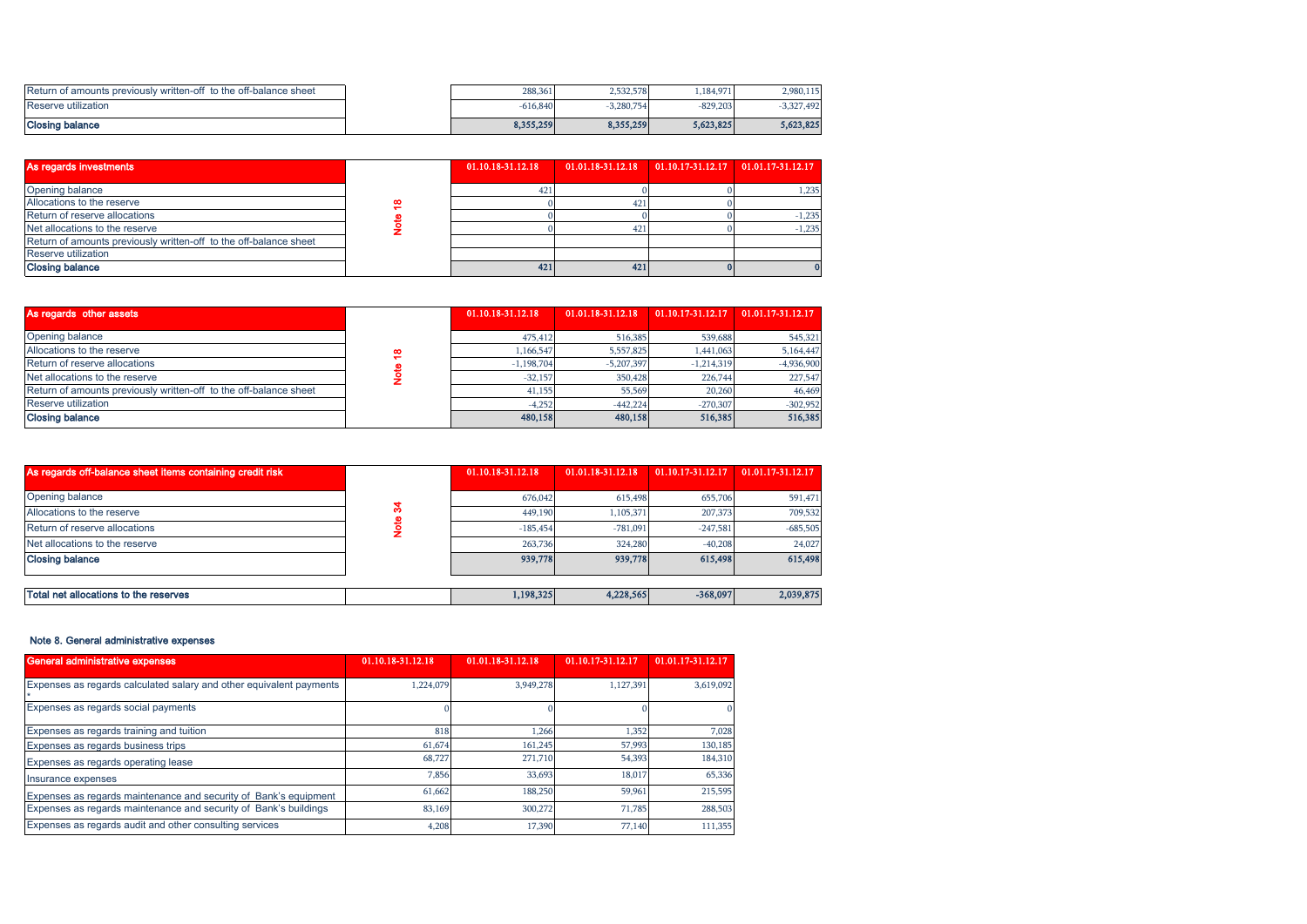| | | | | | |
|---|---|---|---|---|---|
| Return of amounts previously written-off to the off-balance sheet | | 288,361 | 2,532,578 | 1,184,971 | 2,980,115 |
| Reserve utilization | | -616,840 | -3,280,754 | -829,203 | -3,327,492 |
| **Closing balance** | | **8,355,259** | **8,355,259** | **5,623,825** | **5,623,825** |

| As regards investments | | 01.10.18-31.12.18 | 01.01.18-31.12.18 | 01.10.17-31.12.17 | 01.01.17-31.12.17 |
|---|---|---|---|---|---|
| Opening balance | Note 18 | 421 | 0 | 0 | 1,235 |
| Allocations to the reserve | | 0 | 421 | 0 | |
| Return of reserve allocations | | 0 | 0 | 0 | -1,235 |
| Net allocations to the reserve | | 0 | 421 | 0 | -1,235 |
| Return of amounts previously written-off to the off-balance sheet | | | | | |
| Reserve utilization | | | | | |
| **Closing balance** | | **421** | **421** | **0** | **0** |

| As regards other assets | | 01.10.18-31.12.18 | 01.01.18-31.12.18 | 01.10.17-31.12.17 | 01.01.17-31.12.17 |
|---|---|---|---|---|---|
| Opening balance | Note 18 | 475,412 | 516,385 | 539,688 | 545,321 |
| Allocations to the reserve | | 1,166,547 | 5,557,825 | 1,441,063 | 5,164,447 |
| Return of reserve allocations | | -1,198,704 | -5,207,397 | -1,214,319 | -4,936,900 |
| Net allocations to the reserve | | -32,157 | 350,428 | 226,744 | 227,547 |
| Return of amounts previously written-off to the off-balance sheet | | 41,155 | 55,569 | 20,260 | 46,469 |
| Reserve utilization | | -4,252 | -442,224 | -270,307 | -302,952 |
| **Closing balance** | | **480,158** | **480,158** | **516,385** | **516,385** |

| As regards off-balance sheet items containing credit risk | | 01.10.18-31.12.18 | 01.01.18-31.12.18 | 01.10.17-31.12.17 | 01.01.17-31.12.17 |
|---|---|---|---|---|---|
| Opening balance | Note 34 | 676,042 | 615,498 | 655,706 | 591,471 |
| Allocations to the reserve | | 449,190 | 1,105,371 | 207,373 | 709,532 |
| Return of reserve allocations | | -185,454 | -781,091 | -247,581 | -685,505 |
| Net allocations to the reserve | | 263,736 | 324,280 | -40,208 | 24,027 |
| **Closing balance** | | **939,778** | **939,778** | **615,498** | **615,498** |
| **Total net allocations to the reserves** | | **1,198,325** | **4,228,565** | **-368,097** | **2,039,875** |

### Note 8. General administrative expenses

| General administrative expenses | 01.10.18-31.12.18 | 01.01.18-31.12.18 | 01.10.17-31.12.17 | 01.01.17-31.12.17 |
|---|---|---|---|---|
| Expenses as regards calculated salary and other equivalent payments * | 1,224,079 | 3,949,278 | 1,127,391 | 3,619,092 |
| Expenses as regards social payments | 0 | 0 | 0 | 0 |
| Expenses as regards training and tuition | 818 | 1,266 | 1,352 | 7,028 |
| Expenses as regards business trips | 61,674 | 161,245 | 57,993 | 130,185 |
| Expenses as regards operating lease | 68,727 | 271,710 | 54,393 | 184,310 |
| Insurance expenses | 7,856 | 33,693 | 18,017 | 65,336 |
| Expenses as regards maintenance and security of Bank's equipment | 61,662 | 188,250 | 59,961 | 215,595 |
| Expenses as regards maintenance and security of Bank's buildings | 83,169 | 300,272 | 71,785 | 288,503 |
| Expenses as regards audit and other consulting services | 4,208 | 17,390 | 77,140 | 111,355 |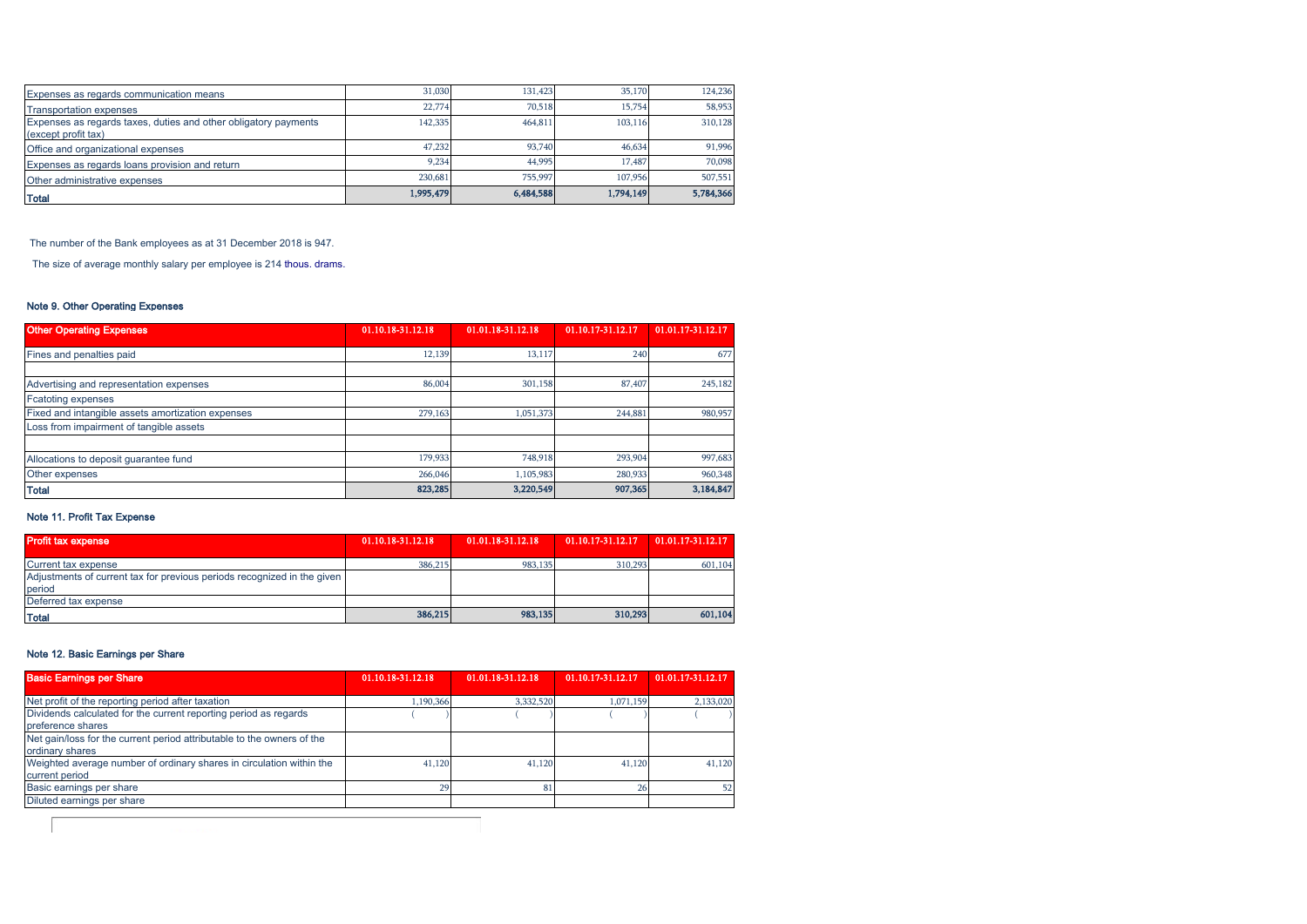| | | | | |
|---|---|---|---|---|
| Expenses as regards communication means | 31,030 | 131,423 | 35,170 | 124,236 |
| Transportation expenses | 22,774 | 70,518 | 15,754 | 58,953 |
| Expenses as regards taxes, duties and other obligatory payments (except profit tax) | 142,335 | 464,811 | 103,116 | 310,128 |
| Office and organizational expenses | 47,232 | 93,740 | 46,634 | 91,996 |
| Expenses as regards loans provision and return | 9,234 | 44,995 | 17,487 | 70,098 |
| Other administrative expenses | 230,681 | 755,997 | 107,956 | 507,551 |
| **Total** | **1,995,479** | **6,484,588** | **1,794,149** | **5,784,366** |

The number of the Bank employees as at 31 December 2018 is 947.

The size of average monthly salary per employee is 214 thous. drams.

### Note 9. Other Operating Expenses

| Other Operating Expenses | 01.10.18-31.12.18 | 01.01.18-31.12.18 | 01.10.17-31.12.17 | 01.01.17-31.12.17 |
|---|---|---|---|---|
| Fines and penalties paid | 12,139 | 13,117 | 240 | 677 |
| | | | | |
| Advertising and representation expenses | 86,004 | 301,158 | 87,407 | 245,182 |
| Fcatoting expenses | | | | |
| Fixed and intangible assets amortization expenses | 279,163 | 1,051,373 | 244,881 | 980,957 |
| Loss from impairment of tangible assets | | | | |
| | | | | |
| Allocations to deposit guarantee fund | 179,933 | 748,918 | 293,904 | 997,683 |
| Other expenses | 266,046 | 1,105,983 | 280,933 | 960,348 |
| **Total** | **823,285** | **3,220,549** | **907,365** | **3,184,847** |

### Note 11. Profit Tax Expense

| Profit tax expense | 01.10.18-31.12.18 | 01.01.18-31.12.18 | 01.10.17-31.12.17 | 01.01.17-31.12.17 |
|---|---|---|---|---|
| Current tax expense | 386,215 | 983,135 | 310,293 | 601,104 |
| Adjustments of current tax for previous periods recognized in the given period | | | | |
| Deferred tax expense | | | | |
| **Total** | **386,215** | **983,135** | **310,293** | **601,104** |

### Note 12. Basic Earnings per Share

| Basic Earnings per Share | 01.10.18-31.12.18 | 01.01.18-31.12.18 | 01.10.17-31.12.17 | 01.01.17-31.12.17 |
|---|---|---|---|---|
| Net profit of the reporting period after taxation | 1,190,366 | 3,332,520 | 1,071,159 | 2,133,020 |
| Dividends calculated for the current reporting period as regards preference shares | ( ) | ( ) | ( ) | ( ) |
| Net gain/loss for the current period attributable to the owners of the ordinary shares | | | | |
| Weighted average number of ordinary shares in circulation within the current period | 41,120 | 41,120 | 41,120 | 41,120 |
| Basic earnings per share | 29 | 81 | 26 | 52 |
| Diluted earnings per share | | | | |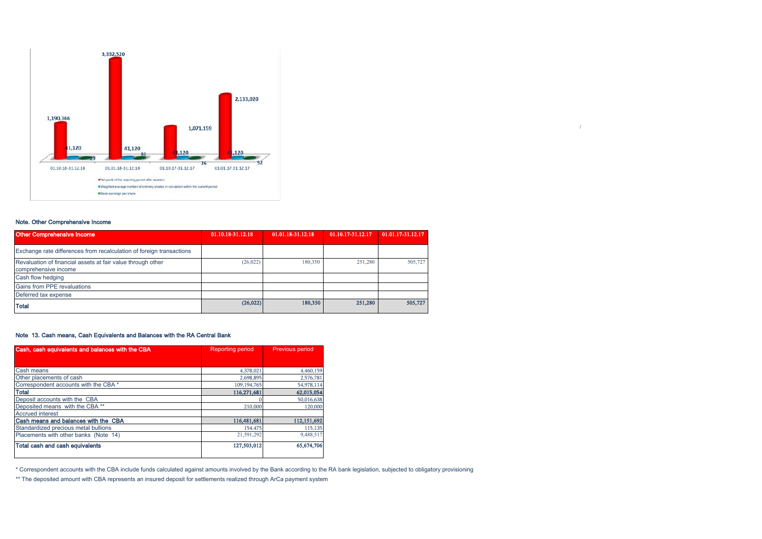## Note. Other Comprehensive Income

| Other Comprehensive Income | 01.10.18-31.12.18 | 01.01.18-31.12.18 | 01.10.17-31.12.17 | 01.01.17-31.12.17 |
|---|---|---|---|---|
| Exchange rate differences from recalculation of foreign transactions | | | | |
| Revaluation of financial assets at fair value through other comprehensive income | (26,022) | 180,350 | 251,280 | 505,727 |
| Cash flow hedging | | | | |
| Gains from PPE revaluations | | | | |
| Deferred tax expense | | | | |
| **Total** | **(26,022)** | **180,350** | **251,280** | **505,727** |

## Note 13. Cash means, Cash Equivalents and Balances with the RA Central Bank

| Cash, cash equivalents and balances with the CBA | Reporting period | Previous period |
|---|---|---|
| Cash means | 4,378,021 | 4,460,159 |
| Other placements of cash | 2,698,895 | 2,576,781 |
| Correspondent accounts with the CBA * | 109,194,765 | 54,978,114 |
| **Total** | **116,271,681** | **62,015,054** |
| Deposit accounts with the CBA | 0 | 50,016,638 |
| Deposited means with the CBA ** | 210,000 | 120,000 |
| Accrued interest | | |
| **Cash means and balances with the CBA** | **116,481,681** | **112,151,692** |
| Standardized precious metal bullions | 154,475 | 115,135 |
| Placements with other banks (Note 14) | 21,591,292 | 9,488,517 |
| **Total cash and cash equivalents** | **127,503,012** | **65,674,706** |

* Correspondent accounts with the CBA include funds calculated against amounts involved by the Bank according to the RA bank legislation, subjected to obligatory provisioning

** The deposited amount with CBA represents an insured deposit for settlements realized through ArCa payment system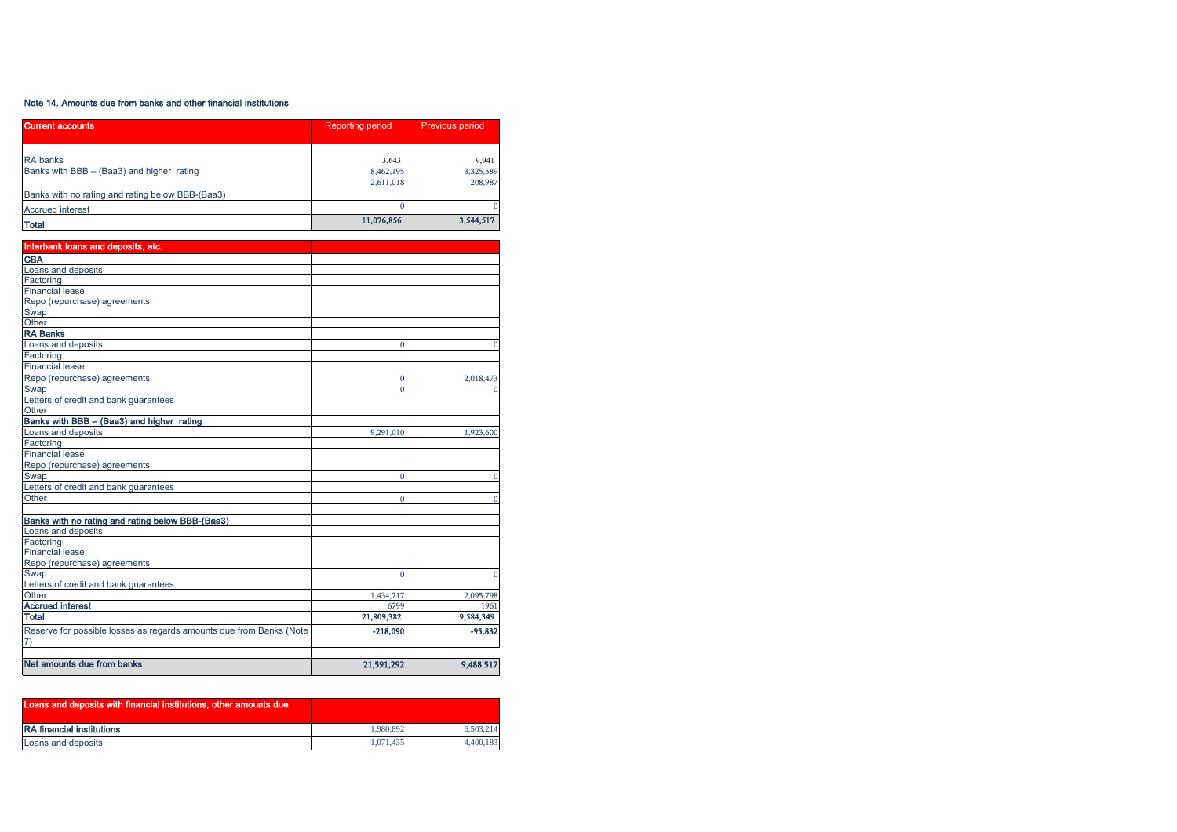Note 14. Amounts due from banks and other financial institutions

| Current accounts | Reporting period | Previous period |
|---|---|---|
| | | |
| RA banks | 3,643 | 9,941 |
| Banks with BBB – (Baa3) and higher rating | 8,462,195 | 3,325,589 |
| Banks with no rating and rating below BBB-(Baa3) | 2,611,018 | 208,987 |
| Accrued interest | 0 | 0 |
| **Total** | 11,076,856 | 3,544,517 |

| Interbank loans and deposits, etc. | | |
|---|---|---|
| **CBA** | | |
| Loans and deposits | | |
| Factoring | | |
| Financial lease | | |
| Repo (repurchase) agreements | | |
| Swap | | |
| Other | | |
| **RA Banks** | | |
| Loans and deposits | 0 | 0 |
| Factoring | | |
| Financial lease | | |
| Repo (repurchase) agreements | 0 | 2,018,473 |
| Swap | 0 | 0 |
| Letters of credit and bank guarantees | | |
| Other | | |
| **Banks with BBB – (Baa3) and higher rating** | | |
| Loans and deposits | 9,291,010 | 1,923,600 |
| Factoring | | |
| Financial lease | | |
| Repo (repurchase) agreements | | |
| Swap | 0 | 0 |
| Letters of credit and bank guarantees | | |
| Other | 0 | 0 |
| | | |
| **Banks with no rating and rating below BBB-(Baa3)** | | |
| Loans and deposits | | |
| Factoring | | |
| Financial lease | | |
| Repo (repurchase) agreements | | |
| Swap | 0 | 0 |
| Letters of credit and bank guarantees | | |
| Other | 1,434,717 | 2,095,798 |
| **Accrued interest** | 6799 | 1961 |
| **Total** | 21,809,382 | 9,584,349 |
| Reserve for possible losses as regards amounts due from Banks (Note 7) | -218,090 | -95,832 |
| | | |
| **Net amounts due from banks** | 21,591,292 | 9,488,517 |

| Loans and deposits with financial institutions, other amounts due | | |
|---|---|---|
| **RA financial institutions** | 1,980,892 | 6,503,214 |
| Loans and deposits | 1,071,435 | 4,400,183 |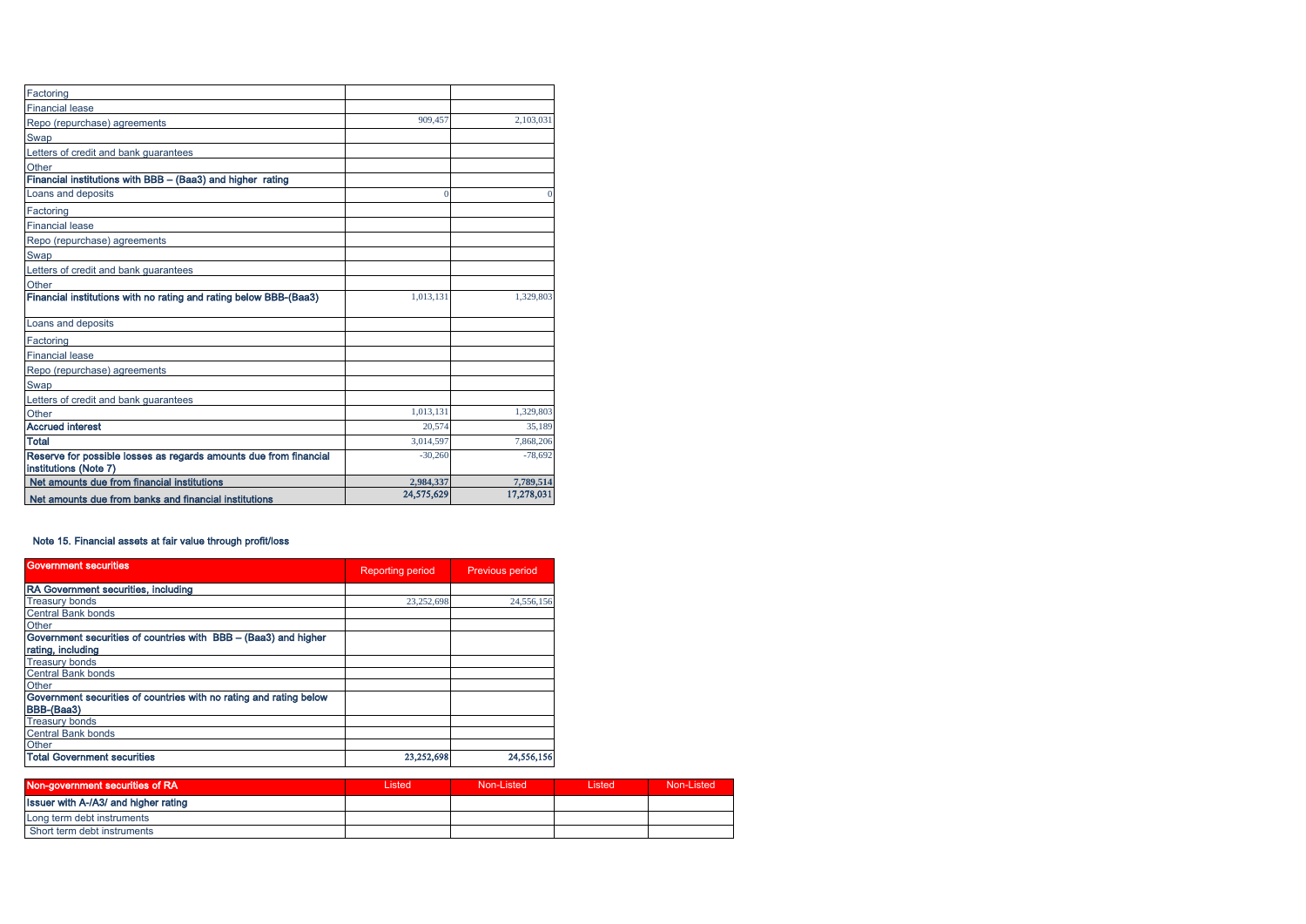| | | |
|---|---|---|
| Factoring | | |
| Financial lease | | |
| Repo (repurchase) agreements | 909,457 | 2,103,031 |
| Swap | | |
| Letters of credit and bank guarantees | | |
| Other | | |
| **Financial institutions with BBB – (Baa3) and higher rating** | | |
| Loans and deposits | 0 | 0 |
| Factoring | | |
| Financial lease | | |
| Repo (repurchase) agreements | | |
| Swap | | |
| Letters of credit and bank guarantees | | |
| Other | | |
| **Financial institutions with no rating and rating below BBB-(Baa3)** | 1,013,131 | 1,329,803 |
| Loans and deposits | | |
| Factoring | | |
| Financial lease | | |
| Repo (repurchase) agreements | | |
| Swap | | |
| Letters of credit and bank guarantees | | |
| Other | 1,013,131 | 1,329,803 |
| **Accrued interest** | 20,574 | 35,189 |
| **Total** | 3,014,597 | 7,868,206 |
| **Reserve for possible losses as regards amounts due from financial institutions (Note 7)** | -30,260 | -78,692 |
| **Net amounts due from financial institutions** | **2,984,337** | **7,789,514** |
| **Net amounts due from banks and financial institutions** | **24,575,629** | **17,278,031** |

### Note 15. Financial assets at fair value through profit/loss

| Government securities | Reporting period | Previous period |
|---|---|---|
| **RA Government securities, including** | | |
| Treasury bonds | 23,252,698 | 24,556,156 |
| Central Bank bonds | | |
| Other | | |
| **Government securities of countries with BBB – (Baa3) and higher rating, including** | | |
| Treasury bonds | | |
| Central Bank bonds | | |
| Other | | |
| **Government securities of countries with no rating and rating below BBB-(Baa3)** | | |
| Treasury bonds | | |
| Central Bank bonds | | |
| Other | | |
| **Total Government securities** | **23,252,698** | **24,556,156** |

| Non-government securities of RA | Listed | Non-Listed | Listed | Non-Listed |
|---|---|---|---|---|
| **Issuer with A-/A3/ and higher rating** | | | | |
| Long term debt instruments | | | | |
| Short term debt instruments | | | | |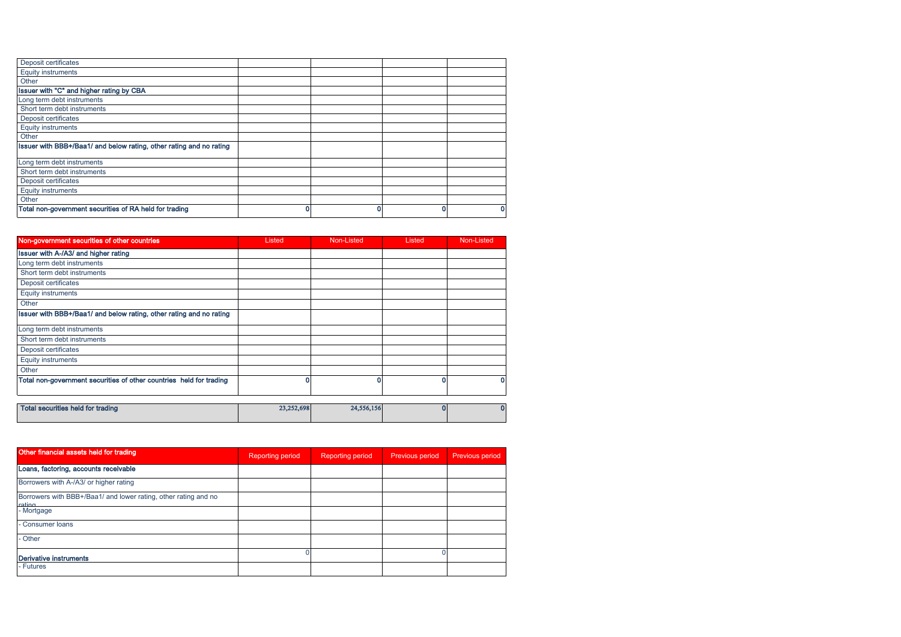| | | | | |
|---|---|---|---|---|
| Deposit certificates | | | | |
| Equity instruments | | | | |
| Other | | | | |
| **Issuer with "C" and higher rating by CBA** | | | | |
| Long term debt instruments | | | | |
| Short term debt instruments | | | | |
| Deposit certificates | | | | |
| Equity instruments | | | | |
| Other | | | | |
| **Issuer with BBB+/Baa1/ and below rating, other rating and no rating** | | | | |
| Long term debt instruments | | | | |
| Short term debt instruments | | | | |
| Deposit certificates | | | | |
| Equity instruments | | | | |
| Other | | | | |
| **Total non-government securities of RA held for trading** | 0 | 0 | 0 | 0 |

| Non-government securities of other countries | Listed | Non-Listed | Listed | Non-Listed |
|---|---|---|---|---|
| **Issuer with A-/A3/ and higher rating** | | | | |
| Long term debt instruments | | | | |
| Short term debt instruments | | | | |
| Deposit certificates | | | | |
| Equity instruments | | | | |
| Other | | | | |
| **Issuer with BBB+/Baa1/ and below rating, other rating and no rating** | | | | |
| Long term debt instruments | | | | |
| Short term debt instruments | | | | |
| Deposit certificates | | | | |
| Equity instruments | | | | |
| Other | | | | |
| **Total non-government securities of other countries held for trading** | 0 | 0 | 0 | 0 |

| | | | | |
|---|---|---|---|---|
| **Total securities held for trading** | 23,252,698 | 24,556,156 | 0 | 0 |

| Other financial assets held for trading | Reporting period | Reporting period | Previous period | Previous period |
|---|---|---|---|---|
| **Loans, factoring, accounts receivable** | | | | |
| Borrowers with A-/A3/ or higher rating | | | | |
| Borrowers with BBB+/Baa1/ and lower rating, other rating and no rating | | | | |
| - Mortgage | | | | |
| - Consumer loans | | | | |
| - Other | | | | |
| **Derivative instruments** | 0 | | 0 | |
| - Futures | | | | |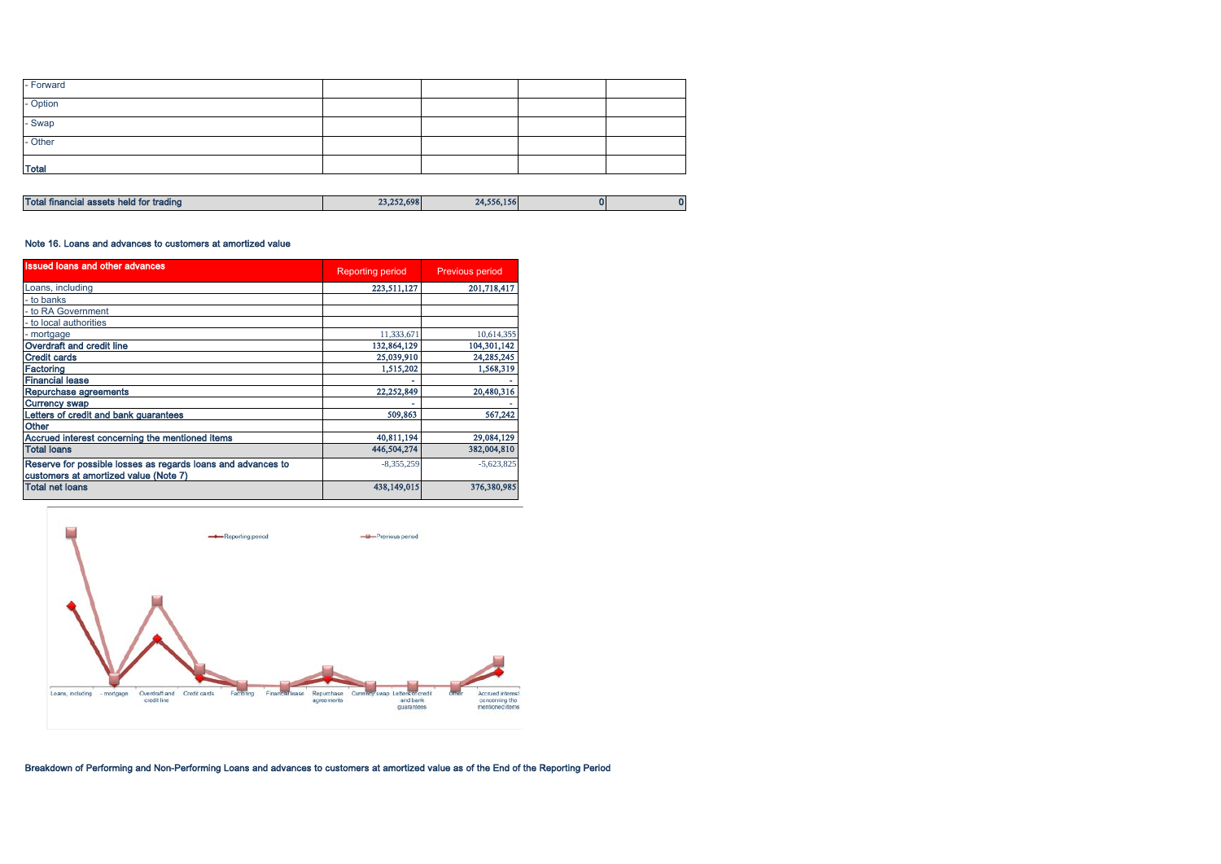| | | | | |
|---|---|---|---|---|
| - Forward | | | | |
| - Option | | | | |
| - Swap | | | | |
| - Other | | | | |
| **Total** | | | | |

| | | | | |
|---|---|---|---|---|
| **Total financial assets held for trading** | 23,252,698 | 24,556,156 | 0 | 0 |

**Note 16. Loans and advances to customers at amortized value**

| Issued loans and other advances | Reporting period | Previous period |
|---|---|---|
| Loans, including | 223,511,127 | 201,718,417 |
| - to banks | | |
| - to RA Government | | |
| - to local authorities | | |
| - mortgage | 11,333,671 | 10,614,355 |
| **Overdraft and credit line** | 132,864,129 | 104,301,142 |
| **Credit cards** | 25,039,910 | 24,285,245 |
| **Factoring** | 1,515,202 | 1,568,319 |
| **Financial lease** | - | - |
| **Repurchase agreements** | 22,252,849 | 20,480,316 |
| **Currency swap** | - | - |
| **Letters of credit and bank guarantees** | 509,863 | 567,242 |
| **Other** | | |
| **Accrued interest concerning the mentioned items** | 40,811,194 | 29,084,129 |
| **Total loans** | 446,504,274 | 382,004,810 |
| **Reserve for possible losses as regards loans and advances to customers at amortized value (Note 7)** | -8,355,259 | -5,623,825 |
| **Total net loans** | 438,149,015 | 376,380,985 |

**Breakdown of Performing and Non-Performing Loans and advances to customers at amortized value as of the End of the Reporting Period**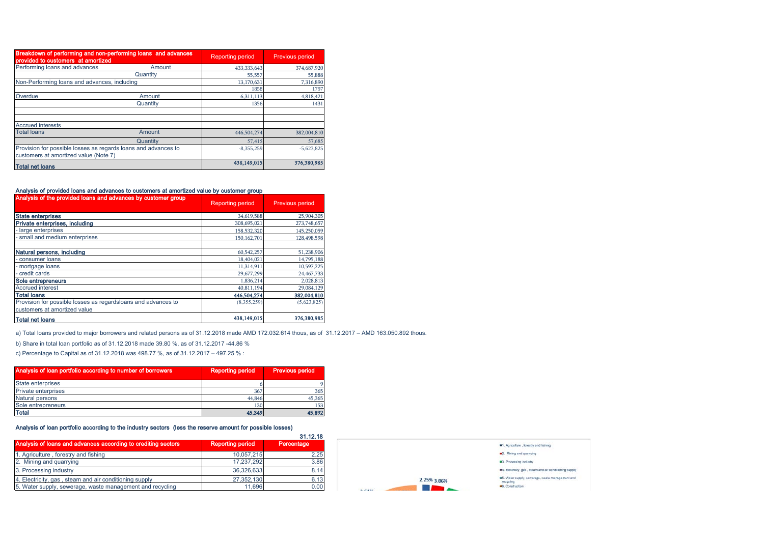| Breakdown of performing and non-performing loans and advances provided to customers at amortized | | Reporting period | Previous period |
|---|---|---|---|
| Performing loans and advances | Amount | 433,333,643 | 374,687,920 |
| | Quantity | 55,557 | 55,888 |
| Non-Performing loans and advances, including | | 13,170,631 | 7,316,890 |
| | | 1858 | 1797 |
| Overdue | Amount | 6,311,113 | 4,818,421 |
| | Quantity | 1356 | 1431 |
| | | | |
| | | | |
| Accrued interests | | | |
| Total loans | Amount | 446,504,274 | 382,004,810 |
| | Quantity | 57,415 | 57,685 |
| Provision for possible losses as regards loans and advances to customers at amortized value (Note 7) | | -8,355,259 | -5,623,825 |
| **Total net loans** | | **438,149,015** | **376,380,985** |

**Analysis of provided loans and advances to customers at amortized value by customer group**

| Analysis of the provided loans and advances by customer group | Reporting period | Previous period |
|---|---|---|
| **State enterprises** | 34,619,588 | 25,904,305 |
| **Private enterprises, including** | 308,695,021 | 273,748,657 |
| - large enterprises | 158,532,320 | 145,250,059 |
| - small and medium enterprises | 150,162,701 | 128,498,598 |
| | | |
| **Natural persons, including** | 60,542,257 | 51,238,906 |
| - consumer loans | 18,404,021 | 14,795,188 |
| - mortgage loans | 11,314,911 | 10,597,225 |
| - credit cards | 29,677,299 | 24,467,733 |
| **Sole entrepreneurs** | 1,836,214 | 2,028,813 |
| Accrued interest | 40,811,194 | 29,084,129 |
| **Total loans** | **446,504,274** | **382,004,810** |
| Provision for possible losses as regardsloans and advances to customers at amortized value | (8,355,259) | (5,623,825) |
| **Total net loans** | **438,149,015** | **376,380,985** |

a) Total loans provided to major borrowers and related persons as of 31.12.2018 made AMD 172.032.614 thous, as of 31.12.2017 – AMD 163.050.892 thous.

b) Share in total loan portfolio as of 31.12.2018 made 39.80 %, as of 31.12.2017 -44.86 %

c) Percentage to Capital as of 31.12.2018 was 498.77 %, as of 31.12.2017 – 497.25 % :

| Analysis of loan portfolio according to number of borrowers | Reporting period | Previous period |
|---|---|---|
| State enterprises | 6 | 9 |
| Private enterprises | 367 | 365 |
| Natural persons | 44,846 | 45,365 |
| Sole entrepreneurs | 130 | 153 |
| **Total** | **45,349** | **45,892** |

**Analysis of loan portfolio according to the industry sectors (less the reserve amount for possible losses)**

**31.12.18**

| Analysis of loans and advances according to crediting sectors | Reporting period | Percentage |
|---|---|---|
| 1. Agriculture , forestry and fishing | 10,057,215 | 2.25 |
| 2. Mining and quarrying | 17,237,292 | 3.86 |
| 3. Processing industry | 36,326,633 | 8.14 |
| 4. Electricity, gas , steam and air conditioning supply | 27,352,130 | 6.13 |
| 5. Water supply, sewerage, waste management and recycling | 11,696 | 0.00 |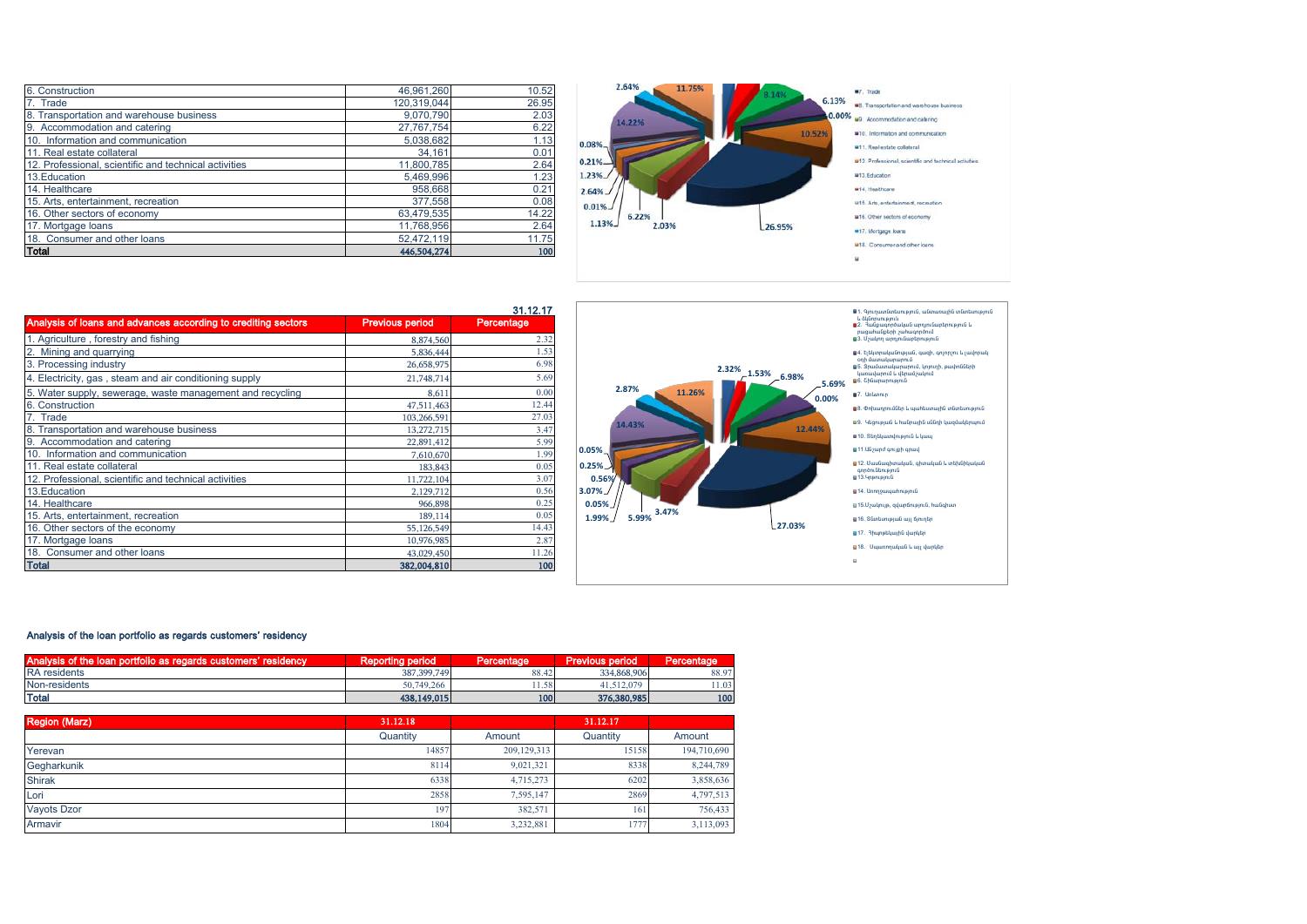| 6. Construction | 46,961,260 | 10.52 |
|---|---|---|
| 7. Trade | 120,319,044 | 26.95 |
| 8. Transportation and warehouse business | 9,070,790 | 2.03 |
| 9. Accommodation and catering | 27,767,754 | 6.22 |
| 10. Information and communication | 5,038,682 | 1.13 |
| 11. Real estate collateral | 34,161 | 0.01 |
| 12. Professional, scientific and technical activities | 11,800,785 | 2.64 |
| 13.Education | 5,469,996 | 1.23 |
| 14. Healthcare | 958,668 | 0.21 |
| 15. Arts, entertainment, recreation | 377,558 | 0.08 |
| 16. Other sectors of economy | 63,479,535 | 14.22 |
| 17. Mortgage loans | 11,768,956 | 2.64 |
| 18. Consumer and other loans | 52,472,119 | 11.75 |
| **Total** | **446,504,274** | **100** |

31.12.17

| Analysis of loans and advances according to crediting sectors | Previous period | Percentage |
|---|---|---|
| 1. Agriculture , forestry and fishing | 8,874,560 | 2.32 |
| 2. Mining and quarrying | 5,836,444 | 1.53 |
| 3. Processing industry | 26,658,975 | 6.98 |
| 4. Electricity, gas , steam and air conditioning supply | 21,748,714 | 5.69 |
| 5. Water supply, sewerage, waste management and recycling | 8,611 | 0.00 |
| 6. Construction | 47,511,463 | 12.44 |
| 7. Trade | 103,266,591 | 27.03 |
| 8. Transportation and warehouse business | 13,272,715 | 3.47 |
| 9. Accommodation and catering | 22,891,412 | 5.99 |
| 10. Information and communication | 7,610,670 | 1.99 |
| 11. Real estate collateral | 183,843 | 0.05 |
| 12. Professional, scientific and technical activities | 11,722,104 | 3.07 |
| 13.Education | 2,129,712 | 0.56 |
| 14. Healthcare | 966,898 | 0.25 |
| 15. Arts, entertainment, recreation | 189,114 | 0.05 |
| 16. Other sectors of the economy | 55,126,549 | 14.43 |
| 17. Mortgage loans | 10,976,985 | 2.87 |
| 18. Consumer and other loans | 43,029,450 | 11.26 |
| **Total** | **382,004,810** | **100** |

### Analysis of the loan portfolio as regards customers' residency

| Analysis of the loan portfolio as regards customers' residency | Reporting period | Percentage | Previous period | Percentage |
|---|---|---|---|---|
| RA residents | 387,399,749 | 88.42 | 334,868,906 | 88.97 |
| Non-residents | 50,749,266 | 11.58 | 41,512,079 | 11.03 |
| **Total** | **438,149,015** | **100** | **376,380,985** | **100** |

| Region (Marz) | 31.12.18 | | 31.12.17 | |
|---|---|---|---|---|
| | Quantity | Amount | Quantity | Amount |
| Yerevan | 14857 | 209,129,313 | 15158 | 194,710,690 |
| Gegharkunik | 8114 | 9,021,321 | 8338 | 8,244,789 |
| Shirak | 6338 | 4,715,273 | 6202 | 3,858,636 |
| Lori | 2858 | 7,595,147 | 2869 | 4,797,513 |
| Vayots Dzor | 197 | 382,571 | 161 | 756,433 |
| Armavir | 1804 | 3,232,881 | 1777 | 3,113,093 |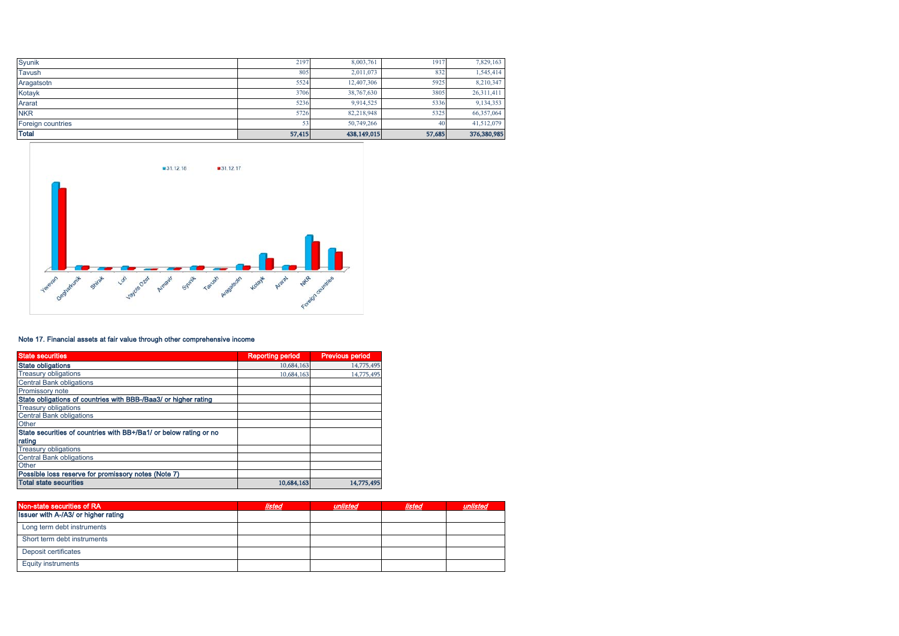| | | | | |
|---|---|---|---|---|
| Syunik | 2197 | 8,003,761 | 1917 | 7,829,163 |
| Tavush | 805 | 2,011,073 | 832 | 1,545,414 |
| Aragatsotn | 5524 | 12,407,306 | 5925 | 8,210,347 |
| Kotayk | 3706 | 38,767,630 | 3805 | 26,311,411 |
| Ararat | 5236 | 9,914,525 | 5336 | 9,134,353 |
| NKR | 5726 | 82,218,948 | 5325 | 66,357,064 |
| Foreign countries | 53 | 50,749,266 | 40 | 41,512,079 |
| **Total** | **57,415** | **438,149,015** | **57,685** | **376,380,985** |

31.12.18 31.12.17

Yerevan, Gegharkunik, Shirak, Lori, Vayots Dzor, Armavir, Syunik, Tavush, Aragatsotn, Kotayk, Ararat, NKR, Foreign countries

### Note 17. Financial assets at fair value through other comprehensive income

| State securities | Reporting period | Previous period |
|---|---|---|
| **State obligations** | 10,684,163 | 14,775,495 |
| Treasury obligations | 10,684,163 | 14,775,495 |
| Central Bank obligations | | |
| Promissory note | | |
| **State obligations of countries with BBB-/Baa3/ or higher rating** | | |
| Treasury obligations | | |
| Central Bank obligations | | |
| Other | | |
| **State securities of countries with BB+/Ba1/ or below rating or no rating** | | |
| Treasury obligations | | |
| Central Bank obligations | | |
| Other | | |
| **Possible loss reserve for promissory notes (Note 7)** | | |
| **Total state securities** | **10,684,163** | **14,775,495** |

| Non-state securities of RA | *listed* | *unlisted* | *listed* | *unlisted* |
|---|---|---|---|---|
| **Issuer with A-/A3/ or higher rating** | | | | |
| Long term debt instruments | | | | |
| Short term debt instruments | | | | |
| Deposit certificates | | | | |
| Equity instruments | | | | |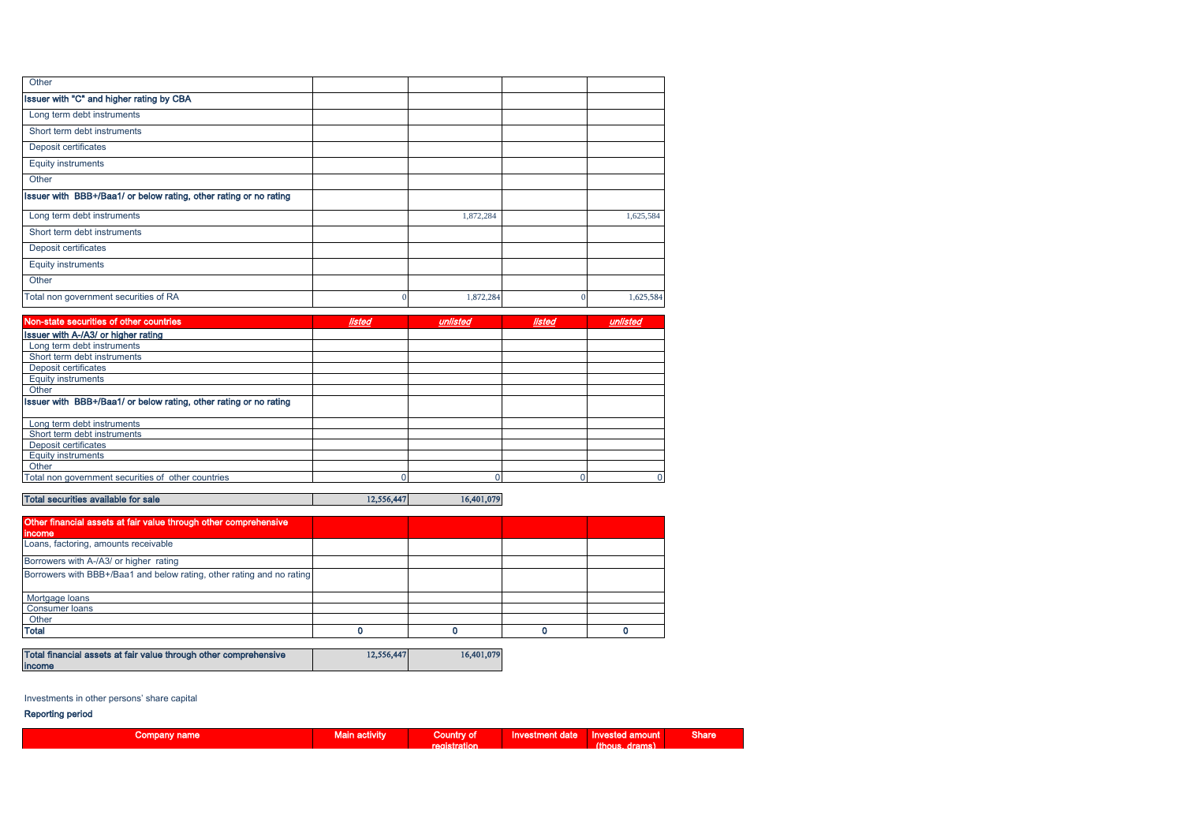| | | | | |
|---|---|---|---|---|
| Other | | | | |
| **Issuer with "C" and higher rating by CBA** | | | | |
| Long term debt instruments | | | | |
| Short term debt instruments | | | | |
| Deposit certificates | | | | |
| Equity instruments | | | | |
| Other | | | | |
| **Issuer with BBB+/Baa1/ or below rating, other rating or no rating** | | | | |
| Long term debt instruments | | 1,872,284 | | 1,625,584 |
| Short term debt instruments | | | | |
| Deposit certificates | | | | |
| Equity instruments | | | | |
| Other | | | | |
| Total non government securities of RA | 0 | 1,872,284 | 0 | 1,625,584 |

| Non-state securities of other countries | *listed* | *unlisted* | *listed* | *unlisted* |
|---|---|---|---|---|
| **Issuer with A-/A3/ or higher rating** | | | | |
| Long term debt instruments | | | | |
| Short term debt instruments | | | | |
| Deposit certificates | | | | |
| Equity instruments | | | | |
| Other | | | | |
| **Issuer with BBB+/Baa1/ or below rating, other rating or no rating** | | | | |
| Long term debt instruments | | | | |
| Short term debt instruments | | | | |
| Deposit certificates | | | | |
| Equity instruments | | | | |
| Other | | | | |
| Total non government securities of other countries | 0 | 0 | 0 | 0 |

| | | |
|---|---|---|
| **Total securities available for sale** | 12,556,447 | 16,401,079 |

| Other financial assets at fair value through other comprehensive income | | | | |
|---|---|---|---|---|
| Loans, factoring, amounts receivable | | | | |
| Borrowers with A-/A3/ or higher rating | | | | |
| Borrowers with BBB+/Baa1 and below rating, other rating and no rating | | | | |
| Mortgage loans | | | | |
| Consumer loans | | | | |
| Other | | | | |
| **Total** | **0** | **0** | **0** | **0** |

| | | |
|---|---|---|
| **Total financial assets at fair value through other comprehensive income** | 12,556,447 | 16,401,079 |

Investments in other persons' share capital

**Reporting period**

| Company name | Main activity | Country of registration | Investment date | Invested amount (thous. drams) | Share |
|---|---|---|---|---|---|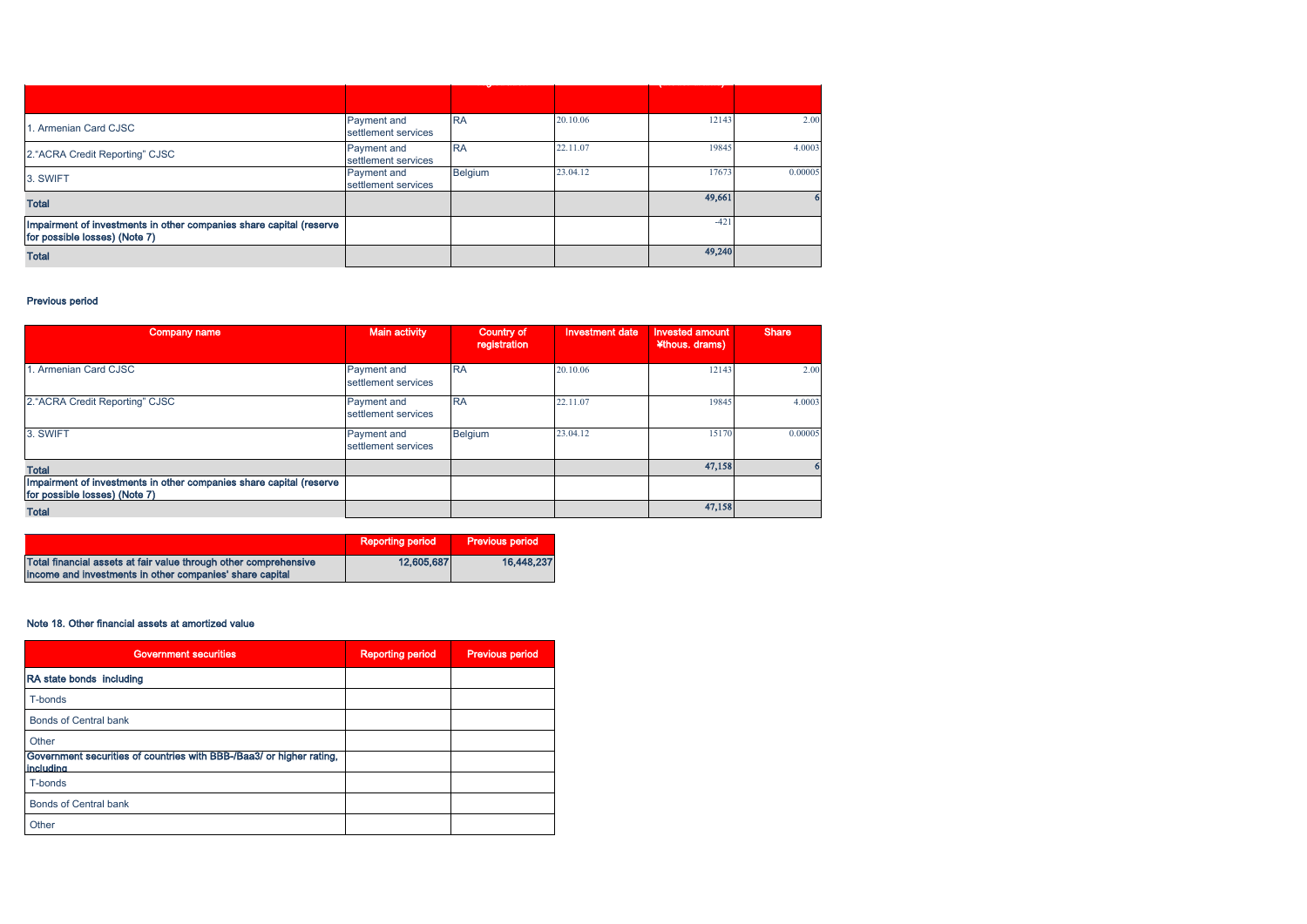| | | | | | |
|---|---|---|---|---|---|
| 1. Armenian Card CJSC | Payment and settlement services | RA | 20.10.06 | 12143 | 2.00 |
| 2."ACRA Credit Reporting" CJSC | Payment and settlement services | RA | 22.11.07 | 19845 | 4.0003 |
| 3. SWIFT | Payment and settlement services | Belgium | 23.04.12 | 17673 | 0.00005 |
| **Total** | | | | **49,661** | **6** |
| **Impairment of investments in other companies share capital (reserve for possible losses) (Note 7)** | | | | -421 | |
| **Total** | | | | **49,240** | |

**Previous period**

| Company name | Main activity | Country of registration | Investment date | Invested amount (thous. drams) | Share |
|---|---|---|---|---|---|
| 1. Armenian Card CJSC | Payment and settlement services | RA | 20.10.06 | 12143 | 2.00 |
| 2."ACRA Credit Reporting" CJSC | Payment and settlement services | RA | 22.11.07 | 19845 | 4.0003 |
| 3. SWIFT | Payment and settlement services | Belgium | 23.04.12 | 15170 | 0.00005 |
| **Total** | | | | **47,158** | **6** |
| **Impairment of investments in other companies share capital (reserve for possible losses) (Note 7)** | | | | | |
| **Total** | | | | **47,158** | |

| | Reporting period | Previous period |
|---|---|---|
| **Total financial assets at fair value through other comprehensive income and investments in other companies' share capital** | **12,605,687** | **16,448,237** |

**Note 18. Other financial assets at amortized value**

| Government securities | Reporting period | Previous period |
|---|---|---|
| **RA state bonds including** | | |
| T-bonds | | |
| Bonds of Central bank | | |
| Other | | |
| **Government securities of countries with BBB-/Baa3/ or higher rating, including** | | |
| T-bonds | | |
| Bonds of Central bank | | |
| Other | | |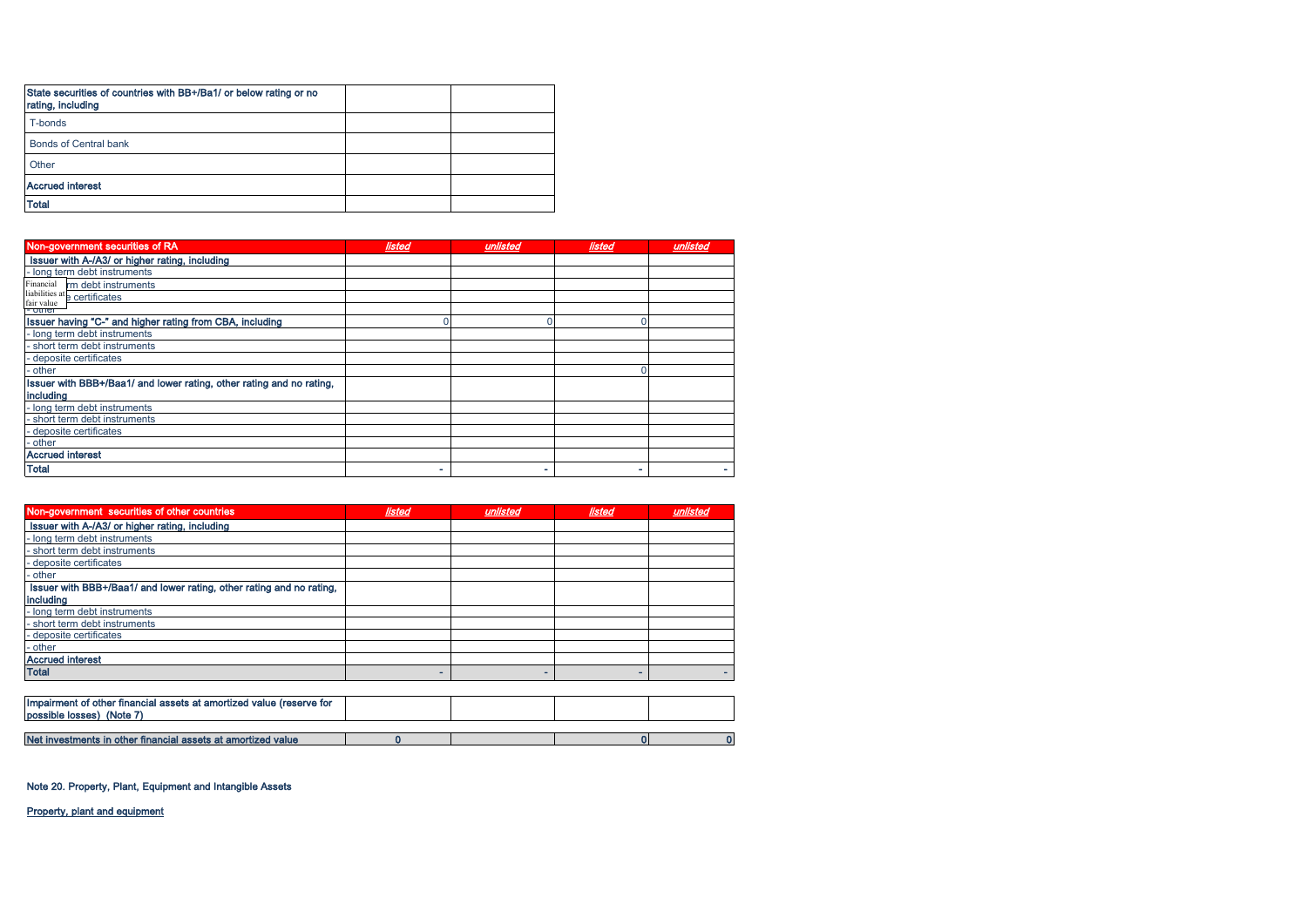| State securities of countries with BB+/Ba1/ or below rating or no rating, including | | |
|---|---|---|
| T-bonds | | |
| Bonds of Central bank | | |
| Other | | |
| Accrued interest | | |
| Total | | |

| Non-government securities of RA | *listed* | *unlisted* | *listed* | *unlisted* |
|---|---|---|---|---|
| Issuer with A-/A3/ or higher rating, including | | | | |
| - long term debt instruments | | | | |
| - short term debt instruments | | | | |
| - deposite certificates | | | | |
| - other | | | | |
| Issuer having "C-" and higher rating from CBA, including | 0 | 0 | 0 | |
| - long term debt instruments | | | | |
| - short term debt instruments | | | | |
| - deposite certificates | | | | |
| - other | | | 0 | |
| Issuer with BBB+/Baa1/ and lower rating, other rating and no rating, including | | | | |
| - long term debt instruments | | | | |
| - short term debt instruments | | | | |
| - deposite certificates | | | | |
| - other | | | | |
| Accrued interest | | | | |
| Total | - | - | - | - |

Financial liabilities at fair value

| Non-government securities of other countries | *listed* | *unlisted* | *listed* | *unlisted* |
|---|---|---|---|---|
| Issuer with A-/A3/ or higher rating, including | | | | |
| - long term debt instruments | | | | |
| - short term debt instruments | | | | |
| - deposite certificates | | | | |
| - other | | | | |
| Issuer with BBB+/Baa1/ and lower rating, other rating and no rating, including | | | | |
| - long term debt instruments | | | | |
| - short term debt instruments | | | | |
| - deposite certificates | | | | |
| - other | | | | |
| Accrued interest | | | | |
| Total | - | - | - | - |

| Impairment of other financial assets at amortized value (reserve for possible losses) (Note 7) | | | | |
|---|---|---|---|---|

| Net investments in other financial assets at amortized value | 0 | | 0 | 0 |
|---|---|---|---|---|

Note 20. Property, Plant, Equipment and Intangible Assets

Property, plant and equipment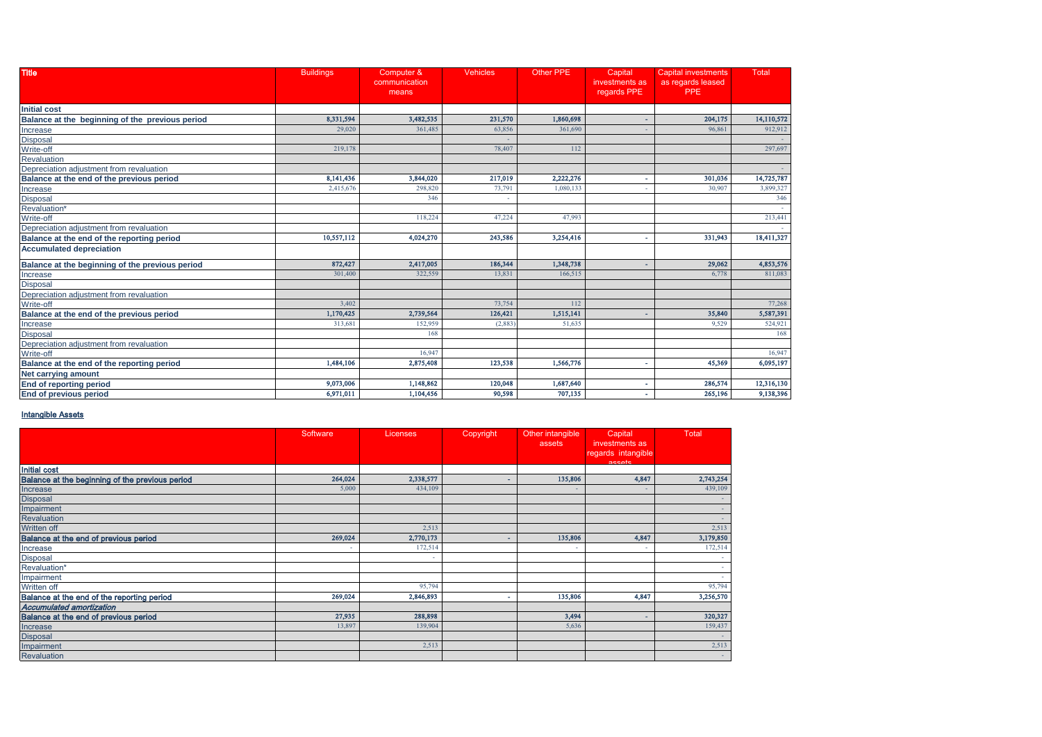| Title | Buildings | Computer & communication means | Vehicles | Other PPE | Capital investments as regards PPE | Capital investments as regards leased PPE | Total |
|---|---|---|---|---|---|---|---|
| **Initial cost** | | | | | | | |
| **Balance at the beginning of the previous period** | 8,331,594 | 3,482,535 | 231,570 | 1,860,698 | - | 204,175 | 14,110,572 |
| Increase | 29,020 | 361,485 | 63,856 | 361,690 | - | 96,861 | 912,912 |
| Disposal | | | - | | | | - |
| Write-off | 219,178 | | 78,407 | 112 | | | 297,697 |
| Revaluation | | | | | | | |
| Depreciation adjustment from revaluation | | | | | | | - |
| **Balance at the end of the previous period** | 8,141,436 | 3,844,020 | 217,019 | 2,222,276 | - | 301,036 | 14,725,787 |
| Increase | 2,415,676 | 298,820 | 73,791 | 1,080,133 | - | 30,907 | 3,899,327 |
| Disposal | | 346 | - | | | | 346 |
| Revaluation* | | | | | | | - |
| Write-off | | 118,224 | 47,224 | 47,993 | | | 213,441 |
| Depreciation adjustment from revaluation | | | | | | | - |
| **Balance at the end of the reporting period** | 10,557,112 | 4,024,270 | 243,586 | 3,254,416 | - | 331,943 | 18,411,327 |
| **Accumulated depreciation** | | | | | | | |
| **Balance at the beginning of the previous period** | 872,427 | 2,417,005 | 186,344 | 1,348,738 | - | 29,062 | 4,853,576 |
| Increase | 301,400 | 322,559 | 13,831 | 166,515 | | 6,778 | 811,083 |
| Disposal | | | | | | | |
| Depreciation adjustment from revaluation | | | | | | | |
| Write-off | 3,402 | | 73,754 | 112 | | | 77,268 |
| **Balance at the end of the previous period** | 1,170,425 | 2,739,564 | 126,421 | 1,515,141 | - | 35,840 | 5,587,391 |
| Increase | 313,681 | 152,959 | (2,883) | 51,635 | | 9,529 | 524,921 |
| Disposal | | 168 | | | | | 168 |
| Depreciation adjustment from revaluation | | | | | | | |
| Write-off | | 16,947 | | | | | 16,947 |
| **Balance at the end of the reporting period** | 1,484,106 | 2,875,408 | 123,538 | 1,566,776 | - | 45,369 | 6,095,197 |
| **Net carrying amount** | | | | | | | |
| **End of reporting period** | 9,073,006 | 1,148,862 | 120,048 | 1,687,640 | - | 286,574 | 12,316,130 |
| **End of previous period** | 6,971,011 | 1,104,456 | 90,598 | 707,135 | - | 265,196 | 9,138,396 |

**Intangible Assets**

| | Software | Licenses | Copyright | Other intangible assets | Capital investments as regards intangible assets | Total |
|---|---|---|---|---|---|---|
| **Initial cost** | | | | | | |
| **Balance at the beginning of the previous period** | 264,024 | 2,338,577 | - | 135,806 | 4,847 | 2,743,254 |
| Increase | 5,000 | 434,109 | | - | - | 439,109 |
| Disposal | | | | | | - |
| Impairment | | | | | | - |
| Revaluation | | | | | | - |
| Written off | | 2,513 | | | | 2,513 |
| **Balance at the end of previous period** | 269,024 | 2,770,173 | - | 135,806 | 4,847 | 3,179,850 |
| Increase | - | 172,514 | | - | - | 172,514 |
| Disposal | | - | | | | - |
| Revaluation* | | | | | | - |
| Impairment | | | | | | - |
| Written off | | 95,794 | | | | 95,794 |
| **Balance at the end of the reporting period** | 269,024 | 2,846,893 | - | 135,806 | 4,847 | 3,256,570 |
| ***Accumulated amortization*** | | | | | | |
| **Balance at the end of previous period** | 27,935 | 288,898 | | 3,494 | - | 320,327 |
| Increase | 13,897 | 139,904 | | 5,636 | | 159,437 |
| Disposal | | | | | | - |
| Impairment | | 2,513 | | | | 2,513 |
| Revaluation | | | | | | - |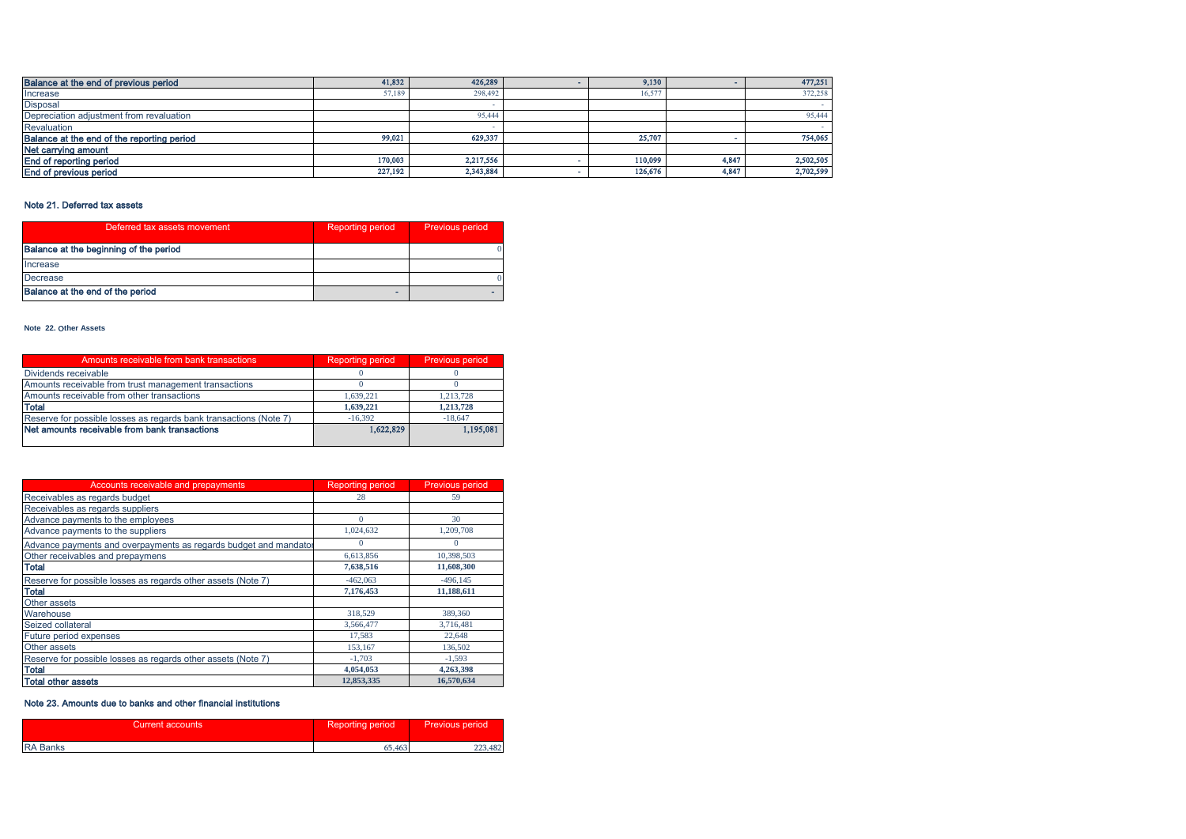| Balance at the end of previous period | 41,832 | 426,289 | - | 9,130 | - | 477,251 |
|---|---|---|---|---|---|---|
| Increase | 57,189 | 298,492 | | 16,577 | | 372,258 |
| Disposal | | - | | | | - |
| Depreciation adjustment from revaluation | | 95,444 | | | | 95,444 |
| Revaluation | | - | | | | - |
| **Balance at the end of the reporting period** | **99,021** | **629,337** | | **25,707** | - | **754,065** |
| **Net carrying amount** | | | | | | |
| **End of reporting period** | **170,003** | **2,217,556** | - | **110,099** | **4,847** | **2,502,505** |
| **End of previous period** | **227,192** | **2,343,884** | - | **126,676** | **4,847** | **2,702,599** |

## Note 21. Deferred tax assets

| Deferred tax assets movement | Reporting period | Previous period |
|---|---|---|
| **Balance at the beginning of the period** | | 0 |
| Increase | | |
| Decrease | | 0 |
| **Balance at the end of the period** | - | - |

## Note 22. Other Assets

| Amounts receivable from bank transactions | Reporting period | Previous period |
|---|---|---|
| Dividends receivable | 0 | 0 |
| Amounts receivable from trust management transactions | 0 | 0 |
| Amounts receivable from other transactions | 1,639,221 | 1,213,728 |
| **Total** | **1,639,221** | **1,213,728** |
| Reserve for possible losses as regards bank transactions (Note 7) | -16,392 | -18,647 |
| **Net amounts receivable from bank transactions** | **1,622,829** | **1,195,081** |

| Accounts receivable and prepayments | Reporting period | Previous period |
|---|---|---|
| Receivables as regards budget | 28 | 59 |
| Receivables as regards suppliers | | |
| Advance payments to the employees | 0 | 30 |
| Advance payments to the suppliers | 1,024,632 | 1,209,708 |
| Advance payments and overpayments as regards budget and mandator | 0 | 0 |
| Other receivables and prepaymens | 6,613,856 | 10,398,503 |
| **Total** | **7,638,516** | **11,608,300** |
| Reserve for possible losses as regards other assets (Note 7) | -462,063 | -496,145 |
| **Total** | **7,176,453** | **11,188,611** |
| Other assets | | |
| Warehouse | 318,529 | 389,360 |
| Seized collateral | 3,566,477 | 3,716,481 |
| Future period expenses | 17,583 | 22,648 |
| Other assets | 153,167 | 136,502 |
| Reserve for possible losses as regards other assets (Note 7) | -1,703 | -1,593 |
| **Total** | **4,054,053** | **4,263,398** |
| **Total other assets** | **12,853,335** | **16,570,634** |

## Note 23. Amounts due to banks and other financial institutions

| Current accounts | Reporting period | Previous period |
|---|---|---|
| RA Banks | 65,463 | 223,482 |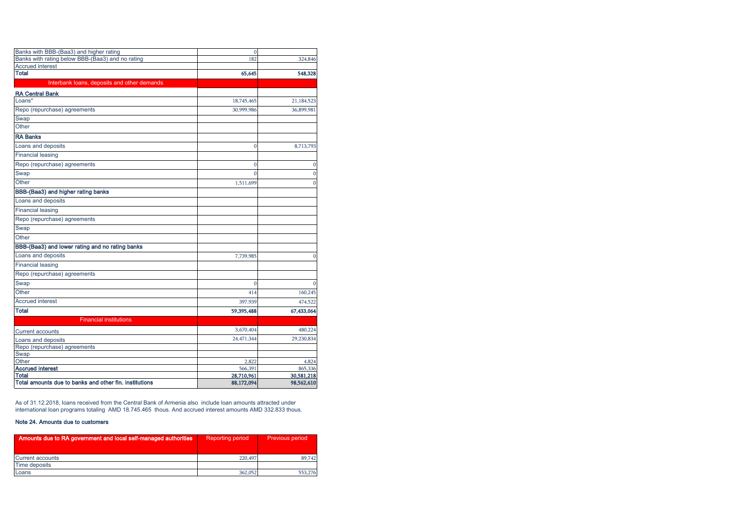| | | |
|---|---|---|
| Banks with BBB-(Baa3) and higher rating | 0 | |
| Banks with rating below BBB-(Baa3) and no rating | 182 | 324,846 |
| Accrued interest | | |
| **Total** | **65,645** | **548,328** |
| Interbank loans, deposits and other demands | | |
| **RA Central Bank** | | |
| Loans* | 18,745,465 | 21,184,523 |
| Repo (repurchase) agreements | 30,999,986 | 36,899,981 |
| Swap | | |
| Other | | |
| **RA Banks** | | |
| Loans and deposits | 0 | 8,713,793 |
| Financial leasing | | |
| Repo (repurchase) agreements | 0 | 0 |
| Swap | 0 | 0 |
| Other | 1,511,699 | 0 |
| **BBB-(Baa3) and higher rating banks** | | |
| Loans and deposits | | |
| Financial leasing | | |
| Repo (repurchase) agreements | | |
| Swap | | |
| Other | | |
| **BBB-(Baa3) and lower rating and no rating banks** | | |
| Loans and deposits | 7,739,985 | 0 |
| Financial leasing | | |
| Repo (repurchase) agreements | | |
| Swap | 0 | 0 |
| Other | 414 | 160,245 |
| Accrued interest | 397,939 | 474,522 |
| **Total** | **59,395,488** | **67,433,064** |
| Financial institutions | | |
| Current accounts | 3,670,404 | 480,224 |
| Loans and deposits | 24,471,344 | 29,230,834 |
| Repo (repurchase) agreements | | |
| Swap | | |
| Other | 2,822 | 4,824 |
| **Accrued interest** | 566,391 | 865,336 |
| **Total** | **28,710,961** | **30,581,218** |
| **Total amounts due to banks and other fin. institutions** | **88,172,094** | **98,562,610** |

As of 31.12.2018, loans received from the Central Bank of Armenia also include loan amounts attracted under international loan programs totaling AMD 18.745.465 thous. And accrued interest amounts AMD 332.833 thous.

### Note 24. Amounts due to customers

| Amounts due to RA government and local self-managed authorities | Reporting period | Previous period |
|---|---|---|
| Current accounts | 220,497 | 89,742 |
| Time deposits | | |
| Loans | 362,052 | 553,276 |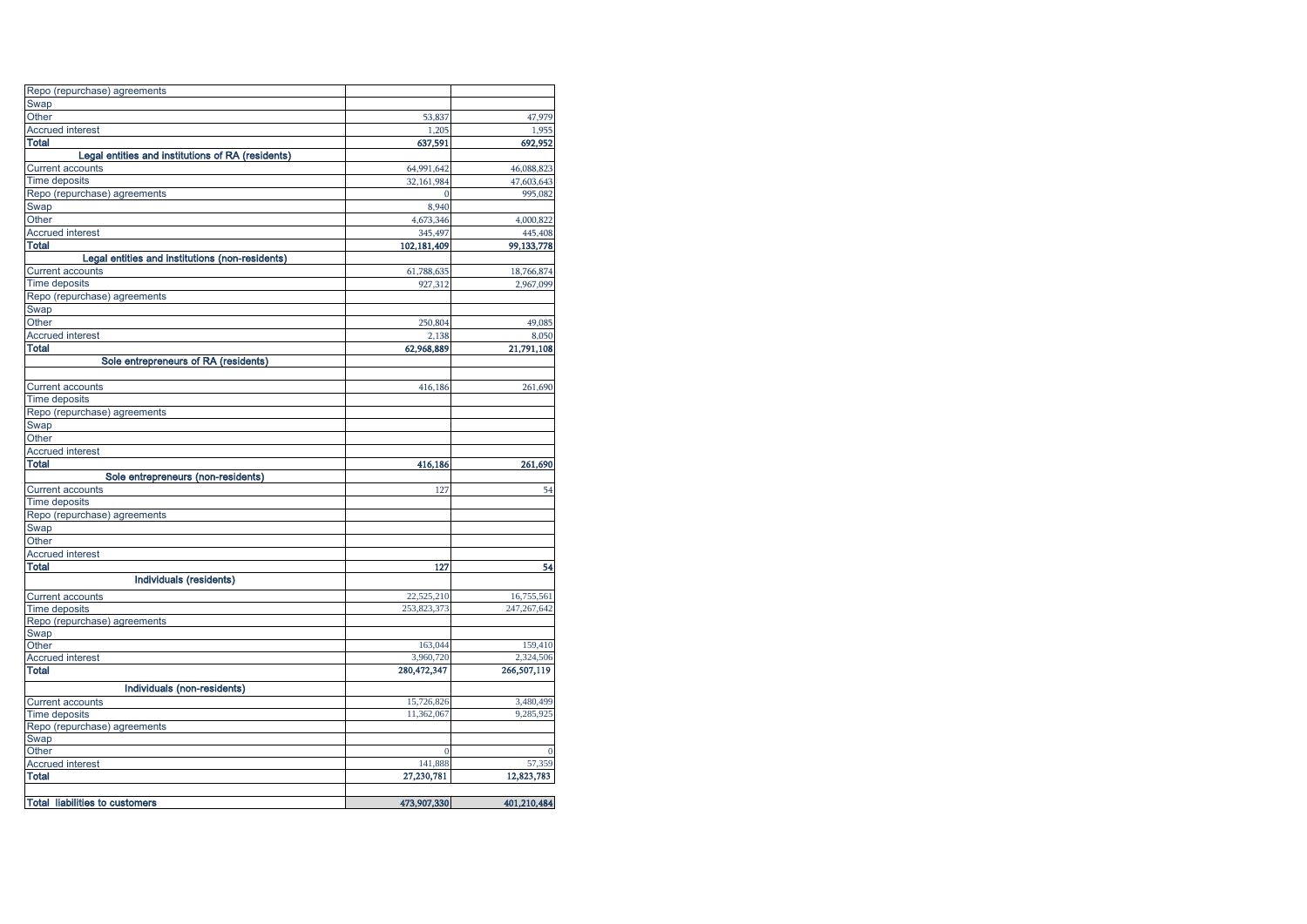| | | |
|---|---|---|
| Repo (repurchase) agreements | | |
| Swap | | |
| Other | 53,837 | 47,979 |
| Accrued interest | 1,205 | 1,955 |
| **Total** | **637,591** | **692,952** |
| **Legal entities and institutions of RA (residents)** | | |
| Current accounts | 64,991,642 | 46,088,823 |
| Time deposits | 32,161,984 | 47,603,643 |
| Repo (repurchase) agreements | 0 | 995,082 |
| Swap | 8,940 | |
| Other | 4,673,346 | 4,000,822 |
| Accrued interest | 345,497 | 445,408 |
| **Total** | **102,181,409** | **99,133,778** |
| **Legal entities and institutions (non-residents)** | | |
| Current accounts | 61,788,635 | 18,766,874 |
| Time deposits | 927,312 | 2,967,099 |
| Repo (repurchase) agreements | | |
| Swap | | |
| Other | 250,804 | 49,085 |
| Accrued interest | 2,138 | 8,050 |
| **Total** | **62,968,889** | **21,791,108** |
| **Sole entrepreneurs of RA (residents)** | | |
| Current accounts | 416,186 | 261,690 |
| Time deposits | | |
| Repo (repurchase) agreements | | |
| Swap | | |
| Other | | |
| Accrued interest | | |
| **Total** | **416,186** | **261,690** |
| **Sole entrepreneurs (non-residents)** | | |
| Current accounts | 127 | 54 |
| Time deposits | | |
| Repo (repurchase) agreements | | |
| Swap | | |
| Other | | |
| Accrued interest | | |
| **Total** | **127** | **54** |
| **Individuals (residents)** | | |
| Current accounts | 22,525,210 | 16,755,561 |
| Time deposits | 253,823,373 | 247,267,642 |
| Repo (repurchase) agreements | | |
| Swap | | |
| Other | 163,044 | 159,410 |
| Accrued interest | 3,960,720 | 2,324,506 |
| **Total** | **280,472,347** | **266,507,119** |
| **Individuals (non-residents)** | | |
| Current accounts | 15,726,826 | 3,480,499 |
| Time deposits | 11,362,067 | 9,285,925 |
| Repo (repurchase) agreements | | |
| Swap | | |
| Other | 0 | 0 |
| Accrued interest | 141,888 | 57,359 |
| **Total** | **27,230,781** | **12,823,783** |
| | | |
| **Total liabilities to customers** | **473,907,330** | **401,210,484** |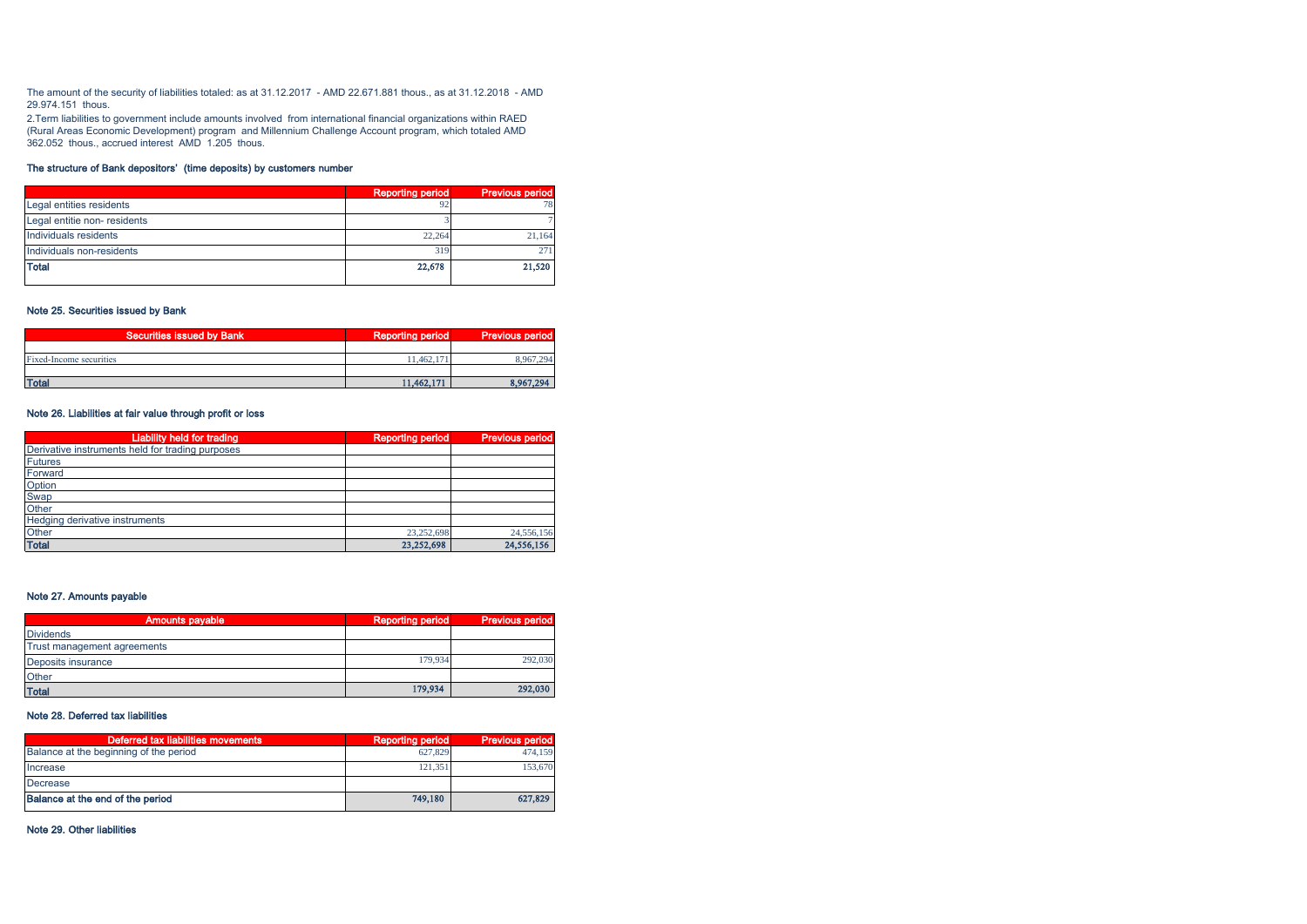The amount of the security of liabilities totaled: as at 31.12.2017 - AMD 22.671.881 thous., as at 31.12.2018 - AMD 29.974.151 thous.

2.Term liabilities to government include amounts involved from international financial organizations within RAED (Rural Areas Economic Development) program and Millennium Challenge Account program, which totaled AMD 362.052 thous., accrued interest AMD 1.205 thous.

### The structure of Bank depositors' (time deposits) by customers number

| | Reporting period | Previous period |
|---|---|---|
| Legal entities residents | 92 | 78 |
| Legal entitie non- residents | 3 | 7 |
| Individuals residents | 22,264 | 21,164 |
| Individuals non-residents | 319 | 271 |
| **Total** | **22,678** | **21,520** |

### Note 25. Securities issued by Bank

| Securities issued by Bank | Reporting period | Previous period |
|---|---|---|
| | | |
| Fixed-Income securities | 11,462,171 | 8,967,294 |
| | | |
| **Total** | **11,462,171** | **8,967,294** |

### Note 26. Liabilities at fair value through profit or loss

| Liability held for trading | Reporting period | Previous period |
|---|---|---|
| Derivative instruments held for trading purposes | | |
| Futures | | |
| Forward | | |
| Option | | |
| Swap | | |
| Other | | |
| Hedging derivative instruments | | |
| Other | 23,252,698 | 24,556,156 |
| **Total** | **23,252,698** | **24,556,156** |

### Note 27. Amounts payable

| Amounts payable | Reporting period | Previous period |
|---|---|---|
| Dividends | | |
| Trust management agreements | | |
| Deposits insurance | 179,934 | 292,030 |
| Other | | |
| **Total** | **179,934** | **292,030** |

### Note 28. Deferred tax liabilities

| Deferred tax liabilities movements | Reporting period | Previous period |
|---|---|---|
| Balance at the beginning of the period | 627,829 | 474,159 |
| Increase | 121,351 | 153,670 |
| Decrease | | |
| **Balance at the end of the period** | **749,180** | **627,829** |

### Note 29. Other liabilities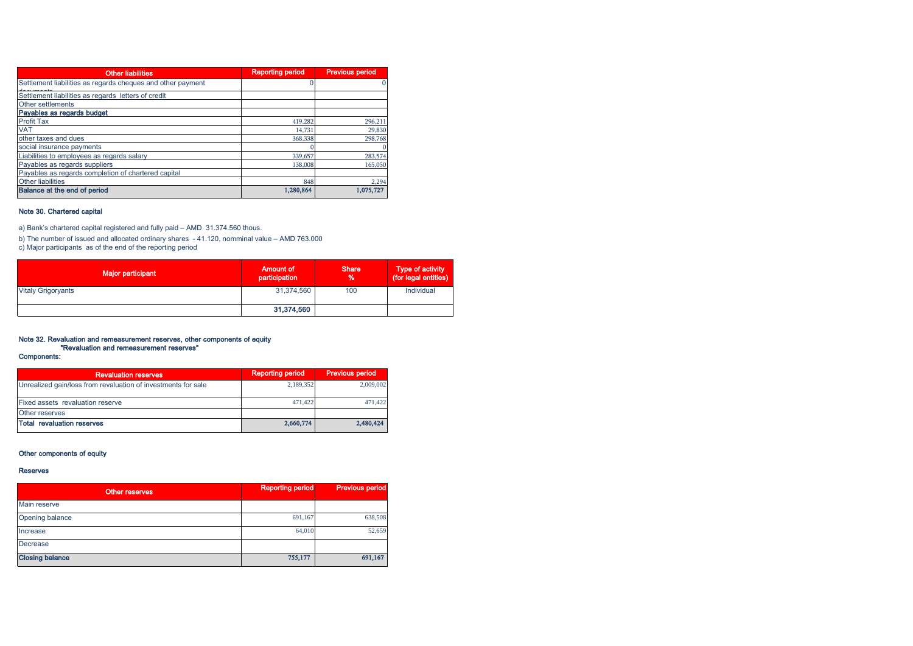| Other liabilities | Reporting period | Previous period |
|---|---|---|
| Settlement liabilities as regards cheques and other payment documents | 0 | 0 |
| Settlement liabilities as regards letters of credit | | |
| Other settlements | | |
| **Payables as regards budget** | | |
| Profit Tax | 419,282 | 296,211 |
| VAT | 14,731 | 29,830 |
| other taxes and dues | 368,338 | 298,768 |
| social insurance payments | 0 | 0 |
| Liabilities to employees as regards salary | 339,657 | 283,574 |
| Payables as regards suppliers | 138,008 | 165,050 |
| Payables as regards completion of chartered capital | | |
| Other liabilities | 848 | 2,294 |
| **Balance at the end of period** | **1,280,864** | **1,075,727** |

### Note 30. Chartered capital

a) Bank's chartered capital registered and fully paid – AMD 31.374.560 thous.

b) The number of issued and allocated ordinary shares - 41.120, nomminal value – AMD 763.000

c) Major participants as of the end of the reporting period

| Major participant | Amount of participation | Share % | Type of activity (for legal entities) |
|---|---|---|---|
| Vitaly Grigoryants | 31,374,560 | 100 | Individual |
| | **31,374,560** | | |

### Note 32. Revaluation and remeasurement reserves, other components of equity

**"Revaluation and remeasurement reserves"**

**Components:**

| Revaluation reserves | Reporting period | Previous period |
|---|---|---|
| Unrealized gain/loss from revaluation of investments for sale | 2,189,352 | 2,009,002 |
| Fixed assets revaluation reserve | 471,422 | 471,422 |
| Other reserves | | |
| **Total revaluation reserves** | **2,660,774** | **2,480,424** |

**Other components of equity**

**Reserves**

| Other reserves | Reporting period | Previous period |
|---|---|---|
| Main reserve | | |
| Opening balance | 691,167 | 638,508 |
| Increase | 64,010 | 52,659 |
| Decrease | | |
| **Closing balance** | **755,177** | **691,167** |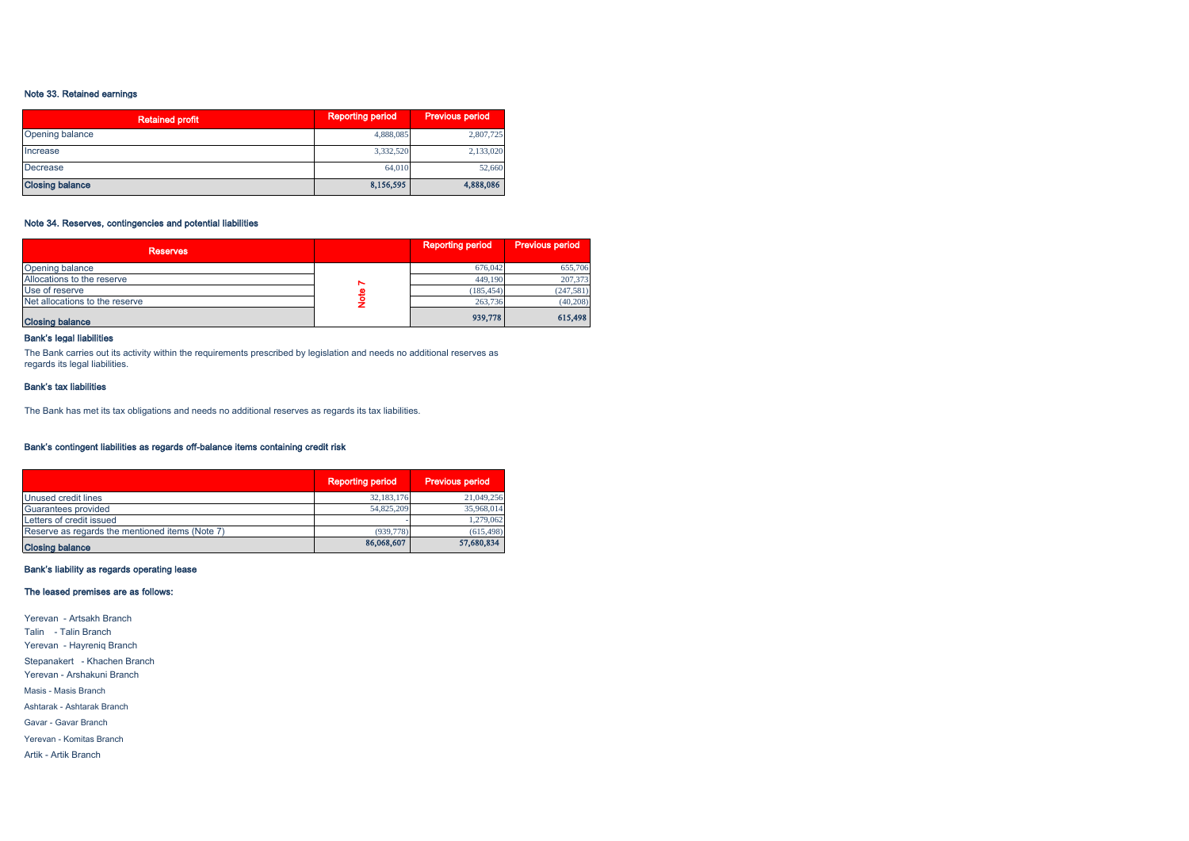### Note 33. Retained earnings

| Retained profit | Reporting period | Previous period |
|---|---|---|
| Opening balance | 4,888,085 | 2,807,725 |
| Increase | 3,332,520 | 2,133,020 |
| Decrease | 64,010 | 52,660 |
| **Closing balance** | **8,156,595** | **4,888,086** |

### Note 34. Reserves, contingencies and potential liabilities

| Reserves | | Reporting period | Previous period |
|---|---|---|---|
| Opening balance | Note 7 | 676,042 | 655,706 |
| Allocations to the reserve | | 449,190 | 207,373 |
| Use of reserve | | (185,454) | (247,581) |
| Net allocations to the reserve | | 263,736 | (40,208) |
| **Closing balance** | | **939,778** | **615,498** |

**Bank's legal liabilities**

The Bank carries out its activity within the requirements prescribed by legislation and needs no additional reserves as regards its legal liabilities.

**Bank's tax liabilities**

The Bank has met its tax obligations and needs no additional reserves as regards its tax liabilities.

**Bank's contingent liabilities as regards off-balance items containing credit risk**

| | Reporting period | Previous period |
|---|---|---|
| Unused credit lines | 32,183,176 | 21,049,256 |
| Guarantees provided | 54,825,209 | 35,968,014 |
| Letters of credit issued | - | 1,279,062 |
| Reserve as regards the mentioned items (Note 7) | (939,778) | (615,498) |
| **Closing balance** | **86,068,607** | **57,680,834** |

**Bank's liability as regards operating lease**

**The leased premises are as follows:**

Yerevan - Artsakh Branch
Talin - Talin Branch
Yerevan - Hayreniq Branch
Stepanakert - Khachen Branch
Yerevan - Arshakuni Branch
Masis - Masis Branch
Ashtarak - Ashtarak Branch
Gavar - Gavar Branch
Yerevan - Komitas Branch
Artik - Artik Branch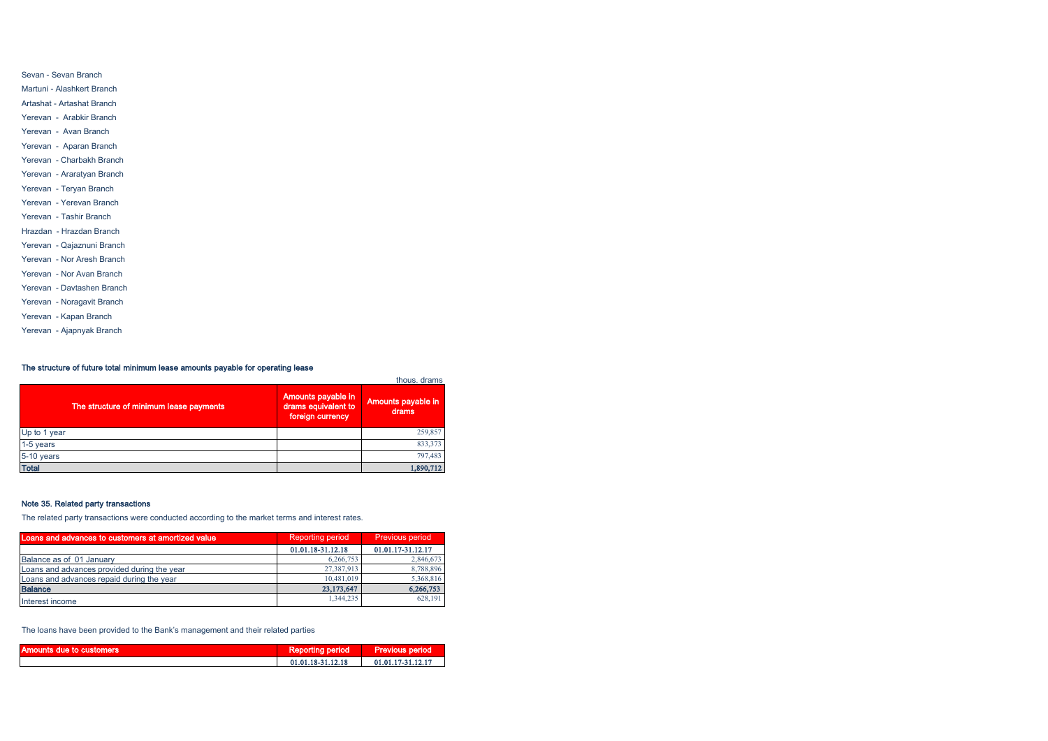Sevan - Sevan Branch

Martuni - Alashkert Branch

Artashat - Artashat Branch

Yerevan - Arabkir Branch

Yerevan - Avan Branch

Yerevan - Aparan Branch

Yerevan - Charbakh Branch

Yerevan - Araratyan Branch

Yerevan - Teryan Branch

Yerevan - Yerevan Branch

Yerevan - Tashir Branch

Hrazdan - Hrazdan Branch

Yerevan - Qajaznuni Branch

Yerevan - Nor Aresh Branch

Yerevan - Nor Avan Branch

Yerevan - Davtashen Branch

Yerevan - Noragavit Branch

Yerevan - Kapan Branch

Yerevan - Ajapnyak Branch

**The structure of future total minimum lease amounts payable for operating lease**

thous. drams

| The structure of minimum lease payments | Amounts payable in drams equivalent to foreign currency | Amounts payable in drams |
|---|---|---|
| Up to 1 year | | 259,857 |
| 1-5 years | | 833,373 |
| 5-10 years | | 797,483 |
| **Total** | | **1,890,712** |

**Note 35. Related party transactions**

The related party transactions were conducted according to the market terms and interest rates.

| Loans and advances to customers at amortized value | Reporting period | Previous period |
|---|---|---|
| | 01.01.18-31.12.18 | 01.01.17-31.12.17 |
| Balance as of 01 January | 6,266,753 | 2,846,673 |
| Loans and advances provided during the year | 27,387,913 | 8,788,896 |
| Loans and advances repaid during the year | 10,481,019 | 5,368,816 |
| **Balance** | **23,173,647** | **6,266,753** |
| Interest income | 1,344,235 | 628,191 |

The loans have been provided to the Bank's management and their related parties

| Amounts due to customers | Reporting period | Previous period |
|---|---|---|
| | 01.01.18-31.12.18 | 01.01.17-31.12.17 |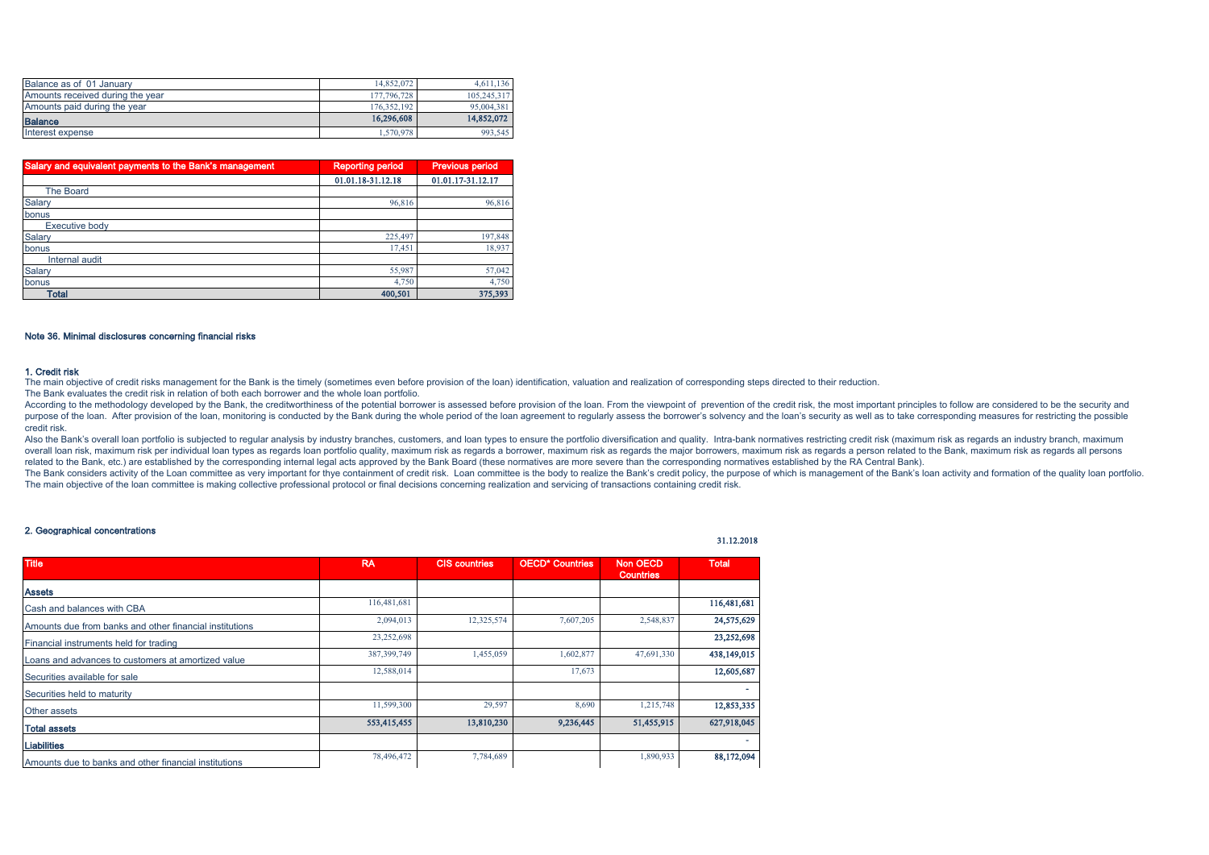| | | |
|---|---|---|
| Balance as of 01 January | 14,852,072 | 4,611,136 |
| Amounts received during the year | 177,796,728 | 105,245,317 |
| Amounts paid during the year | 176,352,192 | 95,004,381 |
| **Balance** | **16,296,608** | **14,852,072** |
| Interest expense | 1,570,978 | 993,545 |

| Salary and equivalent payments to the Bank's management | Reporting period | Previous period |
|---|---|---|
| | 01.01.18-31.12.18 | 01.01.17-31.12.17 |
| The Board | | |
| Salary | 96,816 | 96,816 |
| bonus | | |
| Executive body | | |
| Salary | 225,497 | 197,848 |
| bonus | 17,451 | 18,937 |
| Internal audit | | |
| Salary | 55,987 | 57,042 |
| bonus | 4,750 | 4,750 |
| **Total** | **400,501** | **375,393** |

## Note 36. Minimal disclosures concerning financial risks

### 1. Credit risk

The main objective of credit risks management for the Bank is the timely (sometimes even before provision of the loan) identification, valuation and realization of corresponding steps directed to their reduction.

The Bank evaluates the credit risk in relation of both each borrower and the whole loan portfolio.

According to the methodology developed by the Bank, the creditworthiness of the potential borrower is assessed before provision of the loan. From the viewpoint of prevention of the credit risk, the most important principles to follow are considered to be the security and purpose of the loan. After provision of the loan, monitoring is conducted by the Bank during the whole period of the loan agreement to regularly assess the borrower's solvency and the loan's security as well as to take corresponding measures for restricting the possible credit risk.

Also the Bank's overall loan portfolio is subjected to regular analysis by industry branches, customers, and loan types to ensure the portfolio diversification and quality. Intra-bank normatives restricting credit risk (maximum risk as regards an industry branch, maximum overall loan risk, maximum risk per individual loan types as regards loan portfolio quality, maximum risk as regards a borrower, maximum risk as regards the major borrowers, maximum risk as regards a person related to the Bank, maximum risk as regards all persons related to the Bank, etc.) are established by the corresponding internal legal acts approved by the Bank Board (these normatives are more severe than the corresponding normatives established by the RA Central Bank).

The Bank considers activity of the Loan committee as very important for thye containment of credit risk. Loan committee is the body to realize the Bank's credit policy, the purpose of which is management of the Bank's loan activity and formation of the quality loan portfolio. The main objective of the loan committee is making collective professional protocol or final decisions concerning realization and servicing of transactions containing credit risk.

### 2. Geographical concentrations

31.12.2018

| Title | RA | CIS countries | OECD* Countries | Non OECD Countries | Total |
|---|---|---|---|---|---|
| **Assets** | | | | | |
| Cash and balances with CBA | 116,481,681 | | | | **116,481,681** |
| Amounts due from banks and other financial institutions | 2,094,013 | 12,325,574 | 7,607,205 | 2,548,837 | **24,575,629** |
| Financial instruments held for trading | 23,252,698 | | | | **23,252,698** |
| Loans and advances to customers at amortized value | 387,399,749 | 1,455,059 | 1,602,877 | 47,691,330 | **438,149,015** |
| Securities available for sale | 12,588,014 | | 17,673 | | **12,605,687** |
| Securities held to maturity | | | | | - |
| Other assets | 11,599,300 | 29,597 | 8,690 | 1,215,748 | **12,853,335** |
| **Total assets** | **553,415,455** | **13,810,230** | **9,236,445** | **51,455,915** | **627,918,045** |
| **Liabilities** | | | | | - |
| Amounts due to banks and other financial institutions | 78,496,472 | 7,784,689 | | 1,890,933 | **88,172,094** |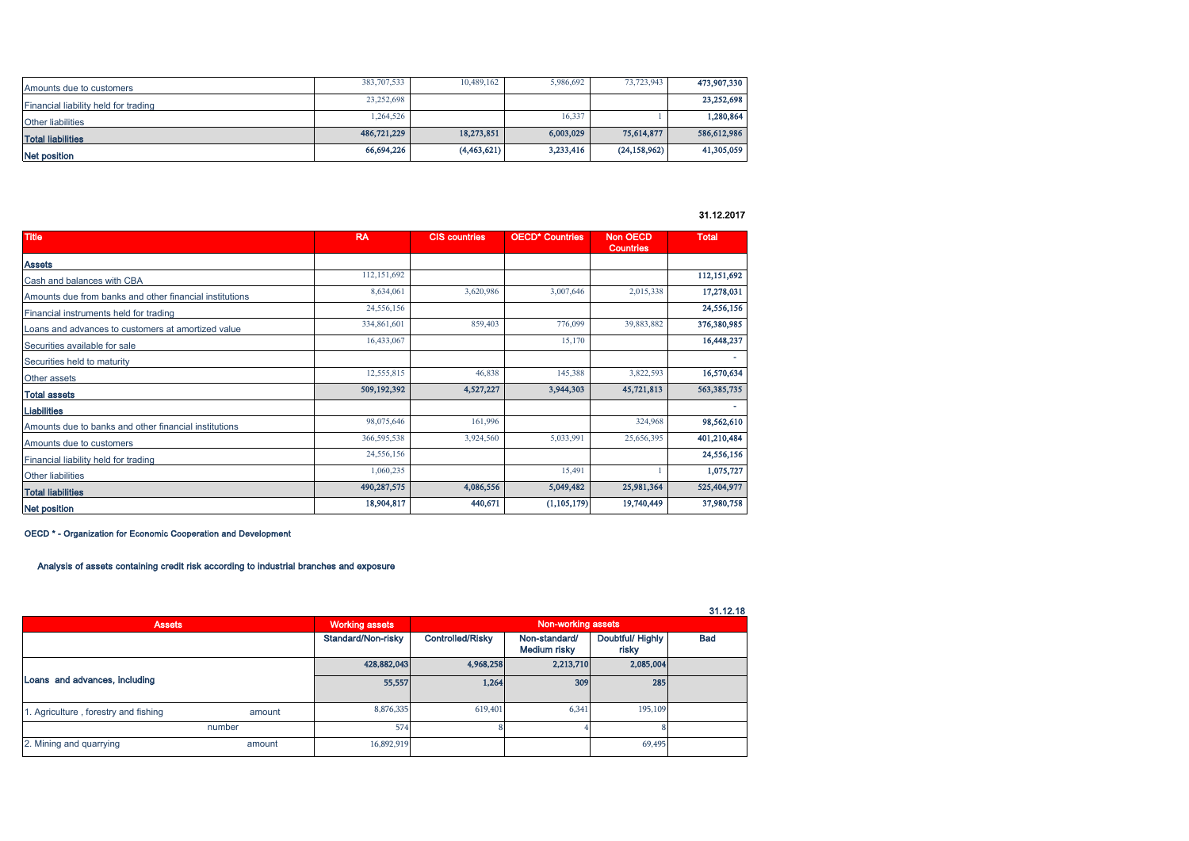| | | | | | |
|---|---|---|---|---|---|
| Amounts due to customers | 383,707,533 | 10,489,162 | 5,986,692 | 73,723,943 | **473,907,330** |
| Financial liability held for trading | 23,252,698 | | | | **23,252,698** |
| Other liabilities | 1,264,526 | | 16,337 | 1 | **1,280,864** |
| **Total liabilities** | **486,721,229** | **18,273,851** | **6,003,029** | **75,614,877** | **586,612,986** |
| **Net position** | **66,694,226** | **(4,463,621)** | **3,233,416** | **(24,158,962)** | **41,305,059** |

**31.12.2017**

| Title | RA | CIS countries | OECD* Countries | Non OECD Countries | Total |
|---|---|---|---|---|---|
| **Assets** | | | | | |
| Cash and balances with CBA | 112,151,692 | | | | **112,151,692** |
| Amounts due from banks and other financial institutions | 8,634,061 | 3,620,986 | 3,007,646 | 2,015,338 | **17,278,031** |
| Financial instruments held for trading | 24,556,156 | | | | **24,556,156** |
| Loans and advances to customers at amortized value | 334,861,601 | 859,403 | 776,099 | 39,883,882 | **376,380,985** |
| Securities available for sale | 16,433,067 | | 15,170 | | **16,448,237** |
| Securities held to maturity | | | | | - |
| Other assets | 12,555,815 | 46,838 | 145,388 | 3,822,593 | **16,570,634** |
| **Total assets** | **509,192,392** | **4,527,227** | **3,944,303** | **45,721,813** | **563,385,735** |
| **Liabilities** | | | | | - |
| Amounts due to banks and other financial institutions | 98,075,646 | 161,996 | | 324,968 | **98,562,610** |
| Amounts due to customers | 366,595,538 | 3,924,560 | 5,033,991 | 25,656,395 | **401,210,484** |
| Financial liability held for trading | 24,556,156 | | | | **24,556,156** |
| Other liabilities | 1,060,235 | | 15,491 | 1 | **1,075,727** |
| **Total liabilities** | **490,287,575** | **4,086,556** | **5,049,482** | **25,981,364** | **525,404,977** |
| **Net position** | **18,904,817** | **440,671** | **(1,105,179)** | **19,740,449** | **37,980,758** |

**OECD * - Organization for Economic Cooperation and Development**

**Analysis of assets containing credit risk according to industrial branches and exposure**

**31.12.18**

| Assets | | Working assets | Non-working assets | | | |
|---|---|---|---|---|---|---|
| | | Standard/Non-risky | Controlled/Risky | Non-standard/ Medium risky | Doubtful/ Highly risky | Bad |
| **Loans and advances, including** | | **428,882,043** | **4,968,258** | **2,213,710** | **2,085,004** | |
| | | **55,557** | **1,264** | **309** | **285** | |
| 1. Agriculture , forestry and fishing | amount | 8,876,335 | 619,401 | 6,341 | 195,109 | |
| | number | 574 | 8 | 4 | 8 | |
| 2. Mining and quarrying | amount | 16,892,919 | | | 69,495 | |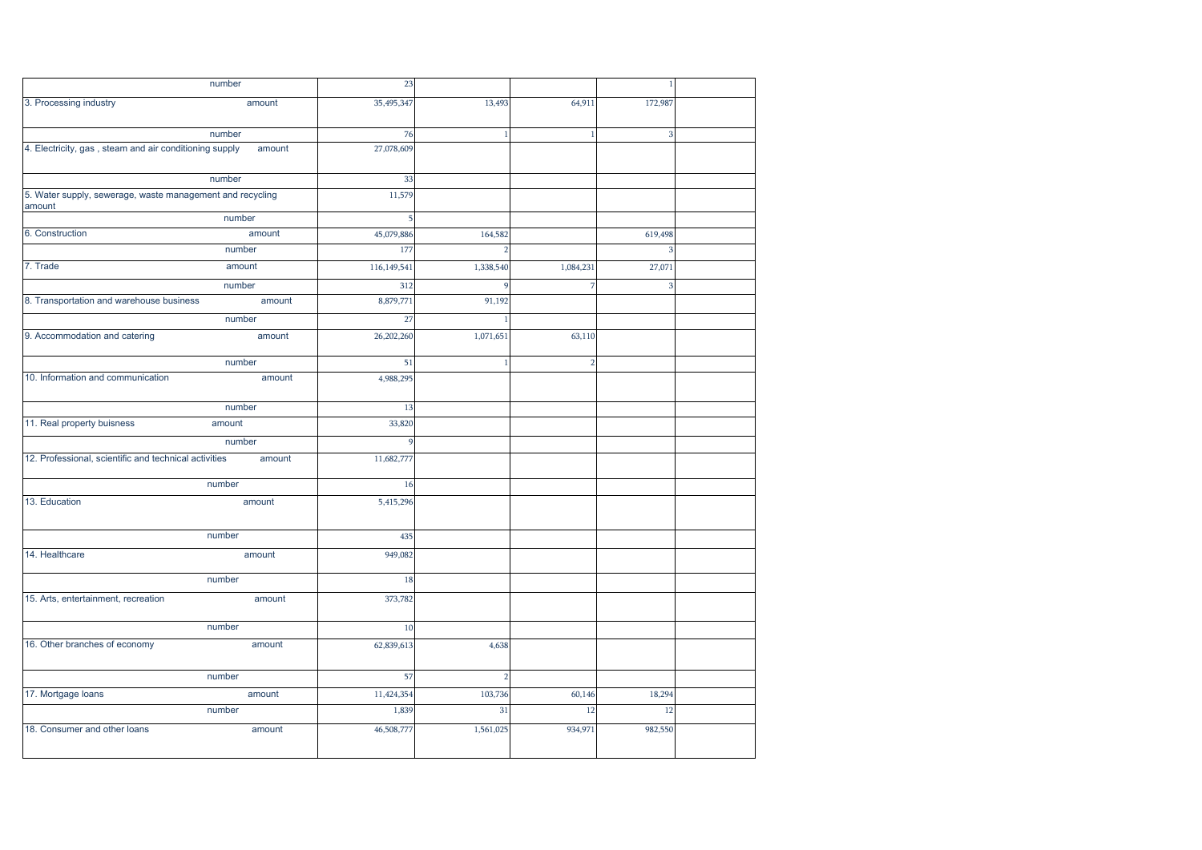| | | | | | |
|---|---|---|---|---|---|
| number | 23 | | | 1 | |
| 3. Processing industry | amount | 35,495,347 | 13,493 | 64,911 | 172,987 | |
| number | 76 | 1 | 1 | 3 | |
| 4. Electricity, gas , steam and air conditioning supply | amount | 27,078,609 | | | | |
| number | 33 | | | | |
| 5. Water supply, sewerage, waste management and recycling amount | 11,579 | | | | |
| number | 5 | | | | |
| 6. Construction | amount | 45,079,886 | 164,582 | | 619,498 | |
| number | 177 | 2 | | 3 | |
| 7. Trade | amount | 116,149,541 | 1,338,540 | 1,084,231 | 27,071 | |
| number | 312 | 9 | 7 | 3 | |
| 8. Transportation and warehouse business | amount | 8,879,771 | 91,192 | | | |
| number | 27 | 1 | | | |
| 9. Accommodation and catering | amount | 26,202,260 | 1,071,651 | 63,110 | | |
| number | 51 | 1 | 2 | | |
| 10. Information and communication | amount | 4,988,295 | | | | |
| number | 13 | | | | |
| 11. Real property buisness | amount | 33,820 | | | | |
| number | 9 | | | | |
| 12. Professional, scientific and technical activities | amount | 11,682,777 | | | | |
| number | 16 | | | | |
| 13. Education | amount | 5,415,296 | | | | |
| number | 435 | | | | |
| 14. Healthcare | amount | 949,082 | | | | |
| number | 18 | | | | |
| 15. Arts, entertainment, recreation | amount | 373,782 | | | | |
| number | 10 | | | | |
| 16. Other branches of economy | amount | 62,839,613 | 4,638 | | | |
| number | 57 | 2 | | | |
| 17. Mortgage loans | amount | 11,424,354 | 103,736 | 60,146 | 18,294 | |
| number | 1,839 | 31 | 12 | 12 | |
| 18. Consumer and other loans | amount | 46,508,777 | 1,561,025 | 934,971 | 982,550 | |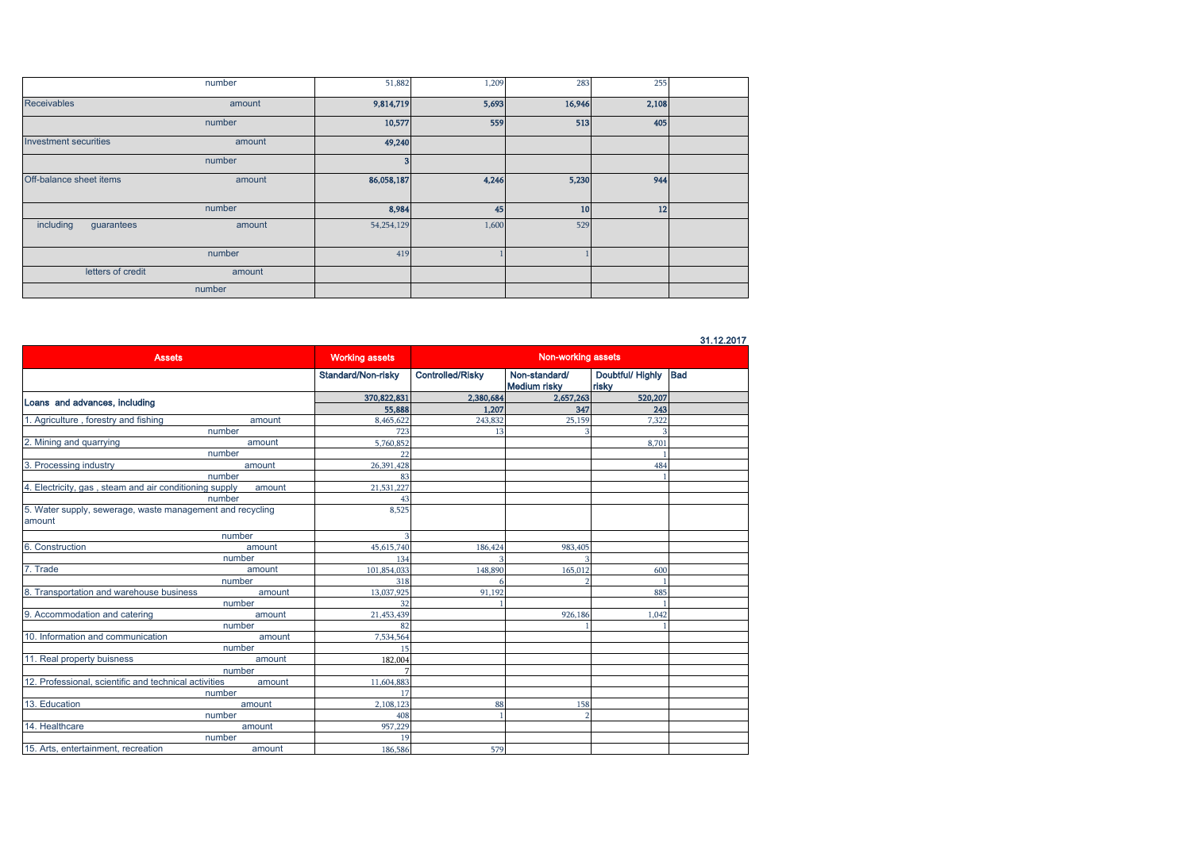| | | | | | | |
|---|---|---|---|---|---|---|
| | number | 51,882 | 1,209 | 283 | 255 | |
| Receivables | amount | **9,814,719** | **5,693** | **16,946** | **2,108** | |
| | number | **10,577** | **559** | **513** | **405** | |
| Investment securities | amount | **49,240** | | | | |
| | number | **3** | | | | |
| Off-balance sheet items | amount | **86,058,187** | **4,246** | **5,230** | **944** | |
| | number | **8,984** | **45** | **10** | **12** | |
| including guarantees | amount | 54,254,129 | 1,600 | 529 | | |
| | number | 419 | 1 | 1 | | |
| letters of credit | amount | | | | | |
| | number | | | | | |

31.12.2017

| Assets | | Working assets | Non-working assets | | | |
|---|---|---|---|---|---|---|
| | | Standard/Non-risky | Controlled/Risky | Non-standard/ Medium risky | Doubtful/ Highly risky | Bad |
| **Loans and advances, including** | | **370,822,831** | **2,380,684** | **2,657,263** | **520,207** | |
| | | **55,888** | **1,207** | **347** | **243** | |
| 1. Agriculture , forestry and fishing | amount | 8,465,622 | 243,832 | 25,159 | 7,322 | |
| | number | 723 | 13 | 3 | 3 | |
| 2. Mining and quarrying | amount | 5,760,852 | | | 8,701 | |
| | number | 22 | | | 1 | |
| 3. Processing industry | amount | 26,391,428 | | | 484 | |
| | number | 83 | | | 1 | |
| 4. Electricity, gas , steam and air conditioning supply | amount | 21,531,227 | | | | |
| | number | 43 | | | | |
| 5. Water supply, sewerage, waste management and recycling | amount | 8,525 | | | | |
| | number | 3 | | | | |
| 6. Construction | amount | 45,615,740 | 186,424 | 983,405 | | |
| | number | 134 | 3 | 3 | | |
| 7. Trade | amount | 101,854,033 | 148,890 | 165,012 | 600 | |
| | number | 318 | 6 | 2 | 1 | |
| 8. Transportation and warehouse business | amount | 13,037,925 | 91,192 | | 885 | |
| | number | 32 | 1 | | 1 | |
| 9. Accommodation and catering | amount | 21,453,439 | | 926,186 | 1,042 | |
| | number | 82 | | 1 | 1 | |
| 10. Information and communication | amount | 7,534,564 | | | | |
| | number | 15 | | | | |
| 11. Real property buisness | amount | 182,004 | | | | |
| | number | 7 | | | | |
| 12. Professional, scientific and technical activities | amount | 11,604,883 | | | | |
| | number | 17 | | | | |
| 13. Education | amount | 2,108,123 | 88 | 158 | | |
| | number | 408 | 1 | 2 | | |
| 14. Healthcare | amount | 957,229 | | | | |
| | number | 19 | | | | |
| 15. Arts, entertainment, recreation | amount | 186,586 | 579 | | | |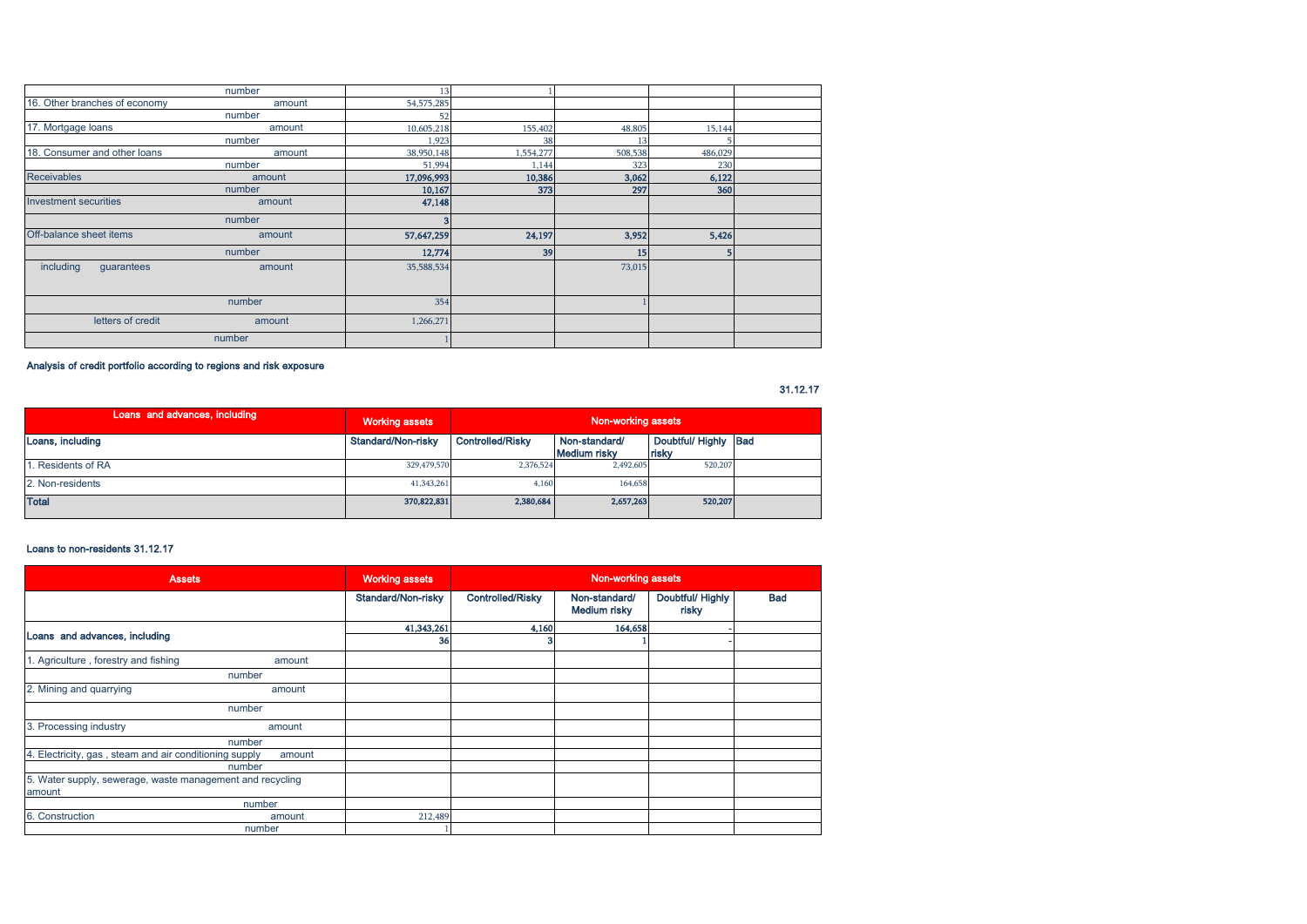| | | | | | |
|---|---|---|---|---|---|
| number | 13 | 1 | | | |
| 16. Other branches of economy amount | 54,575,285 | | | | |
| number | 52 | | | | |
| 17. Mortgage loans amount | 10,605,218 | 155,402 | 48,805 | 15,144 | |
| number | 1,923 | 38 | 13 | 5 | |
| 18. Consumer and other loans amount | 38,950,148 | 1,554,277 | 508,538 | 486,029 | |
| number | 51,994 | 1,144 | 323 | 230 | |
| Receivables amount | **17,096,993** | **10,386** | **3,062** | **6,122** | |
| number | **10,167** | **373** | **297** | **360** | |
| Investment securities amount | **47,148** | | | | |
| number | **3** | | | | |
| Off-balance sheet items amount | **57,647,259** | **24,197** | **3,952** | **5,426** | |
| number | **12,774** | **39** | **15** | **5** | |
| including guarantees amount | 35,588,534 | | 73,015 | | |
| number | 354 | | 1 | | |
| letters of credit amount | 1,266,271 | | | | |
| number | 1 | | | | |

**Analysis of credit portfolio according to regions and risk exposure**

**31.12.17**

| Loans and advances, including | Working assets | Non-working assets | | | |
|---|---|---|---|---|---|
| **Loans, including** | **Standard/Non-risky** | **Controlled/Risky** | **Non-standard/ Medium risky** | **Doubtful/ Highly risky** | **Bad** |
| 1. Residents of RA | 329,479,570 | 2,376,524 | 2,492,605 | 520,207 | |
| 2. Non-residents | 41,343,261 | 4,160 | 164,658 | | |
| **Total** | **370,822,831** | **2,380,684** | **2,657,263** | **520,207** | |

**Loans to non-residents 31.12.17**

| Assets | Working assets | Non-working assets | | | |
|---|---|---|---|---|---|
| | **Standard/Non-risky** | **Controlled/Risky** | **Non-standard/ Medium risky** | **Doubtful/ Highly risky** | **Bad** |
| **Loans and advances, including** | **41,343,261** | **4,160** | **164,658** | - | |
| | **36** | **3** | **1** | - | |
| 1. Agriculture , forestry and fishing amount | | | | | |
| number | | | | | |
| 2. Mining and quarrying amount | | | | | |
| number | | | | | |
| 3. Processing industry amount | | | | | |
| number | | | | | |
| 4. Electricity, gas , steam and air conditioning supply amount | | | | | |
| number | | | | | |
| 5. Water supply, sewerage, waste management and recycling amount | | | | | |
| number | | | | | |
| 6. Construction amount | 212,489 | | | | |
| number | 1 | | | | |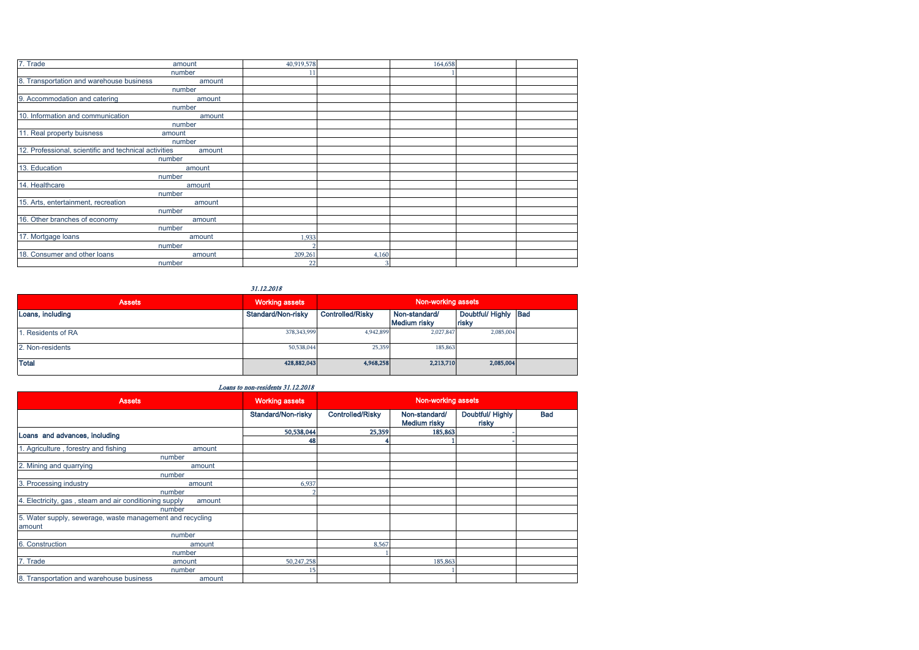| | | | | | |
|---|---|---|---|---|---|
| 7. Trade | amount | 40,919,578 | | 164,658 | | |
| | number | 11 | | 1 | | |
| 8. Transportation and warehouse business | amount | | | | | |
| | number | | | | | |
| 9. Accommodation and catering | amount | | | | | |
| | number | | | | | |
| 10. Information and communication | amount | | | | | |
| | number | | | | | |
| 11. Real property buisness | amount | | | | | |
| | number | | | | | |
| 12. Professional, scientific and technical activities | amount | | | | | |
| | number | | | | | |
| 13. Education | amount | | | | | |
| | number | | | | | |
| 14. Healthcare | amount | | | | | |
| | number | | | | | |
| 15. Arts, entertainment, recreation | amount | | | | | |
| | number | | | | | |
| 16. Other branches of economy | amount | | | | | |
| | number | | | | | |
| 17. Mortgage loans | amount | 1,933 | | | | |
| | number | 2 | | | | |
| 18. Consumer and other loans | amount | 209,261 | 4,160 | | | |
| | number | 22 | 3 | | | |

*31.12.2018*

| Assets | Working assets | Non-working assets | | | |
|---|---|---|---|---|---|
| **Loans, including** | **Standard/Non-risky** | **Controlled/Risky** | **Non-standard/ Medium risky** | **Doubtful/ Highly risky** | **Bad** |
| 1. Residents of RA | 378,343,999 | 4,942,899 | 2,027,847 | 2,085,004 | |
| 2. Non-residents | 50,538,044 | 25,359 | 185,863 | | |
| **Total** | **428,882,043** | **4,968,258** | **2,213,710** | **2,085,004** | |

*Loans to non-residents 31.12.2018*

| Assets | | Working assets | Non-working assets | | | |
|---|---|---|---|---|---|---|
| | | **Standard/Non-risky** | **Controlled/Risky** | **Non-standard/ Medium risky** | **Doubtful/ Highly risky** | **Bad** |
| **Loans and advances, including** | | **50,538,044** | **25,359** | **185,863** | - | |
| | | **48** | **4** | **1** | - | |
| 1. Agriculture , forestry and fishing | amount | | | | | |
| | number | | | | | |
| 2. Mining and quarrying | amount | | | | | |
| | number | | | | | |
| 3. Processing industry | amount | 6,937 | | | | |
| | number | 2 | | | | |
| 4. Electricity, gas , steam and air conditioning supply | amount | | | | | |
| | number | | | | | |
| 5. Water supply, sewerage, waste management and recycling | amount | | | | | |
| | number | | | | | |
| 6. Construction | amount | | 8,567 | | | |
| | number | | 1 | | | |
| 7. Trade | amount | 50,247,258 | | 185,863 | | |
| | number | 15 | | 1 | | |
| 8. Transportation and warehouse business | amount | | | | | |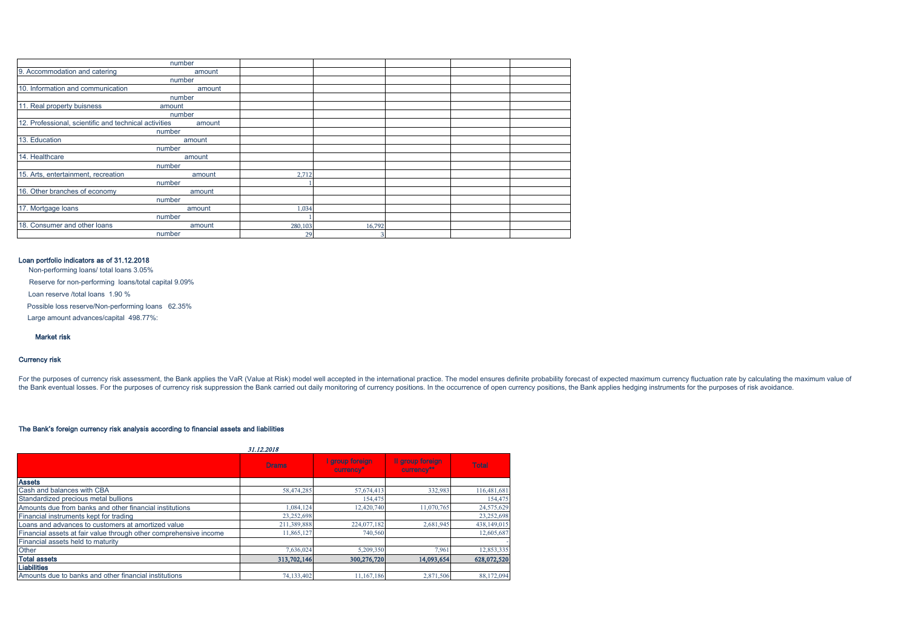| | | | | | |
|---|---|---|---|---|---|
| number | | | | | |
| 9. Accommodation and catering amount | | | | | |
| number | | | | | |
| 10. Information and communication amount | | | | | |
| number | | | | | |
| 11. Real property buisness amount | | | | | |
| number | | | | | |
| 12. Professional, scientific and technical activities amount | | | | | |
| number | | | | | |
| 13. Education amount | | | | | |
| number | | | | | |
| 14. Healthcare amount | | | | | |
| number | | | | | |
| 15. Arts, entertainment, recreation amount | 2,712 | | | | |
| number | 1 | | | | |
| 16. Other branches of economy amount | | | | | |
| number | | | | | |
| 17. Mortgage loans amount | 1,034 | | | | |
| number | 1 | | | | |
| 18. Consumer and other loans amount | 280,103 | 16,792 | | | |
| number | 29 | 3 | | | |

**Loan portfolio indicators as of 31.12.2018**

Non-performing loans/ total loans 3.05%

Reserve for non-performing loans/total capital 9.09%

Loan reserve /total loans 1.90 %

Possible loss reserve/Non-performing loans 62.35%

Large amount advances/capital 498.77%:

**Market risk**

**Currency risk**

For the purposes of currency risk assessment, the Bank applies the VaR (Value at Risk) model well accepted in the international practice. The model ensures definite probability forecast of expected maximum currency fluctuation rate by calculating the maximum value of the Bank eventual losses. For the purposes of currency risk suppression the Bank carried out daily monitoring of currency positions. In the occurrence of open currency positions, the Bank applies hedging instruments for the purposes of risk avoidance.

**The Bank's foreign currency risk analysis according to financial assets and liabilities**

*31.12.2018*

| | Drams | I group foreign currency* | II group foreign currency** | Total |
|---|---|---|---|---|
| **Assets** | | | | |
| Cash and balances with CBA | 58,474,285 | 57,674,413 | 332,983 | 116,481,681 |
| Standardized precious metal bullions | | 154,475 | | 154,475 |
| Amounts due from banks and other financial institutions | 1,084,124 | 12,420,740 | 11,070,765 | 24,575,629 |
| Financial instruments kept for trading | 23,252,698 | | | 23,252,698 |
| Loans and advances to customers at amortized value | 211,389,888 | 224,077,182 | 2,681,945 | 438,149,015 |
| Financial assets at fair value through other comprehensive income | 11,865,127 | 740,560 | | 12,605,687 |
| Financial assets held to maturity | | | | - |
| Other | 7,636,024 | 5,209,350 | 7,961 | 12,853,335 |
| **Total assets** | **313,702,146** | **300,276,720** | **14,093,654** | **628,072,520** |
| **Liabilities** | | | | |
| Amounts due to banks and other financial institutions | 74,133,402 | 11,167,186 | 2,871,506 | 88,172,094 |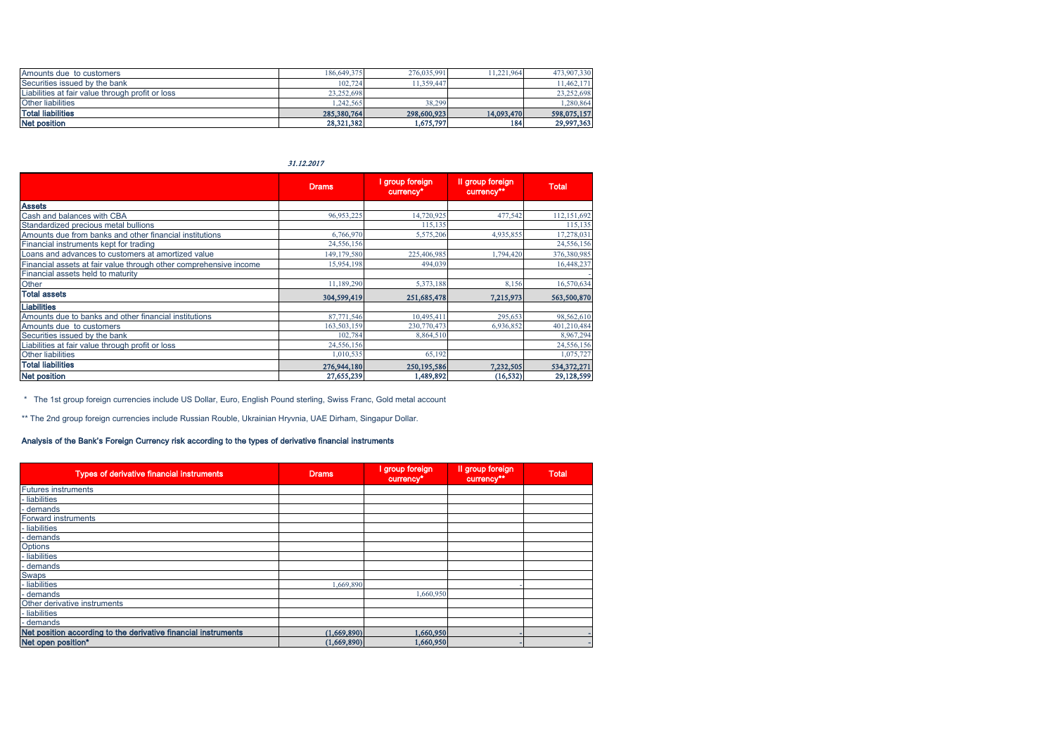| | | | | |
|---|---|---|---|---|
| Amounts due to customers | 186,649,375 | 276,035,991 | 11,221,964 | 473,907,330 |
| Securities issued by the bank | 102,724 | 11,359,447 | | 11,462,171 |
| Liabilities at fair value through profit or loss | 23,252,698 | | | 23,252,698 |
| Other liabilities | 1,242,565 | 38,299 | | 1,280,864 |
| **Total liabilities** | **285,380,764** | **298,600,923** | **14,093,470** | **598,075,157** |
| **Net position** | **28,321,382** | **1,675,797** | **184** | **29,997,363** |

***31.12.2017***

| | Drams | I group foreign currency* | II group foreign currency** | Total |
|---|---|---|---|---|
| **Assets** | | | | |
| Cash and balances with CBA | 96,953,225 | 14,720,925 | 477,542 | 112,151,692 |
| Standardized precious metal bullions | | 115,135 | | 115,135 |
| Amounts due from banks and other financial institutions | 6,766,970 | 5,575,206 | 4,935,855 | 17,278,031 |
| Financial instruments kept for trading | 24,556,156 | | | 24,556,156 |
| Loans and advances to customers at amortized value | 149,179,580 | 225,406,985 | 1,794,420 | 376,380,985 |
| Financial assets at fair value through other comprehensive income | 15,954,198 | 494,039 | | 16,448,237 |
| Financial assets held to maturity | | | | - |
| Other | 11,189,290 | 5,373,188 | 8,156 | 16,570,634 |
| **Total assets** | **304,599,419** | **251,685,478** | **7,215,973** | **563,500,870** |
| **Liabilities** | | | | |
| Amounts due to banks and other financial institutions | 87,771,546 | 10,495,411 | 295,653 | 98,562,610 |
| Amounts due to customers | 163,503,159 | 230,770,473 | 6,936,852 | 401,210,484 |
| Securities issued by the bank | 102,784 | 8,864,510 | | 8,967,294 |
| Liabilities at fair value through profit or loss | 24,556,156 | | | 24,556,156 |
| Other liabilities | 1,010,535 | 65,192 | | 1,075,727 |
| **Total liabilities** | **276,944,180** | **250,195,586** | **7,232,505** | **534,372,271** |
| **Net position** | **27,655,239** | **1,489,892** | **(16,532)** | **29,128,599** |

\* The 1st group foreign currencies include US Dollar, Euro, English Pound sterling, Swiss Franc, Gold metal account

\*\* The 2nd group foreign currencies include Russian Rouble, Ukrainian Hryvnia, UAE Dirham, Singapur Dollar.

**Analysis of the Bank's Foreign Currency risk according to the types of derivative financial instruments**

| Types of derivative financial instruments | Drams | I group foreign currency* | II group foreign currency** | Total |
|---|---|---|---|---|
| Futures instruments | | | | |
| - liabilities | | | | |
| - demands | | | | |
| Forward instruments | | | | |
| - liabilities | | | | |
| - demands | | | | |
| Options | | | | |
| - liabilities | | | | |
| - demands | | | | |
| Swaps | | | | |
| - liabilities | 1,669,890 | | - | |
| - demands | | 1,660,950 | | |
| Other derivative instruments | | | | |
| - liabilities | | | | |
| - demands | | | | |
| **Net position according to the derivative financial instruments** | **(1,669,890)** | **1,660,950** | **-** | **-** |
| **Net open position*** | **(1,669,890)** | **1,660,950** | **-** | **-** |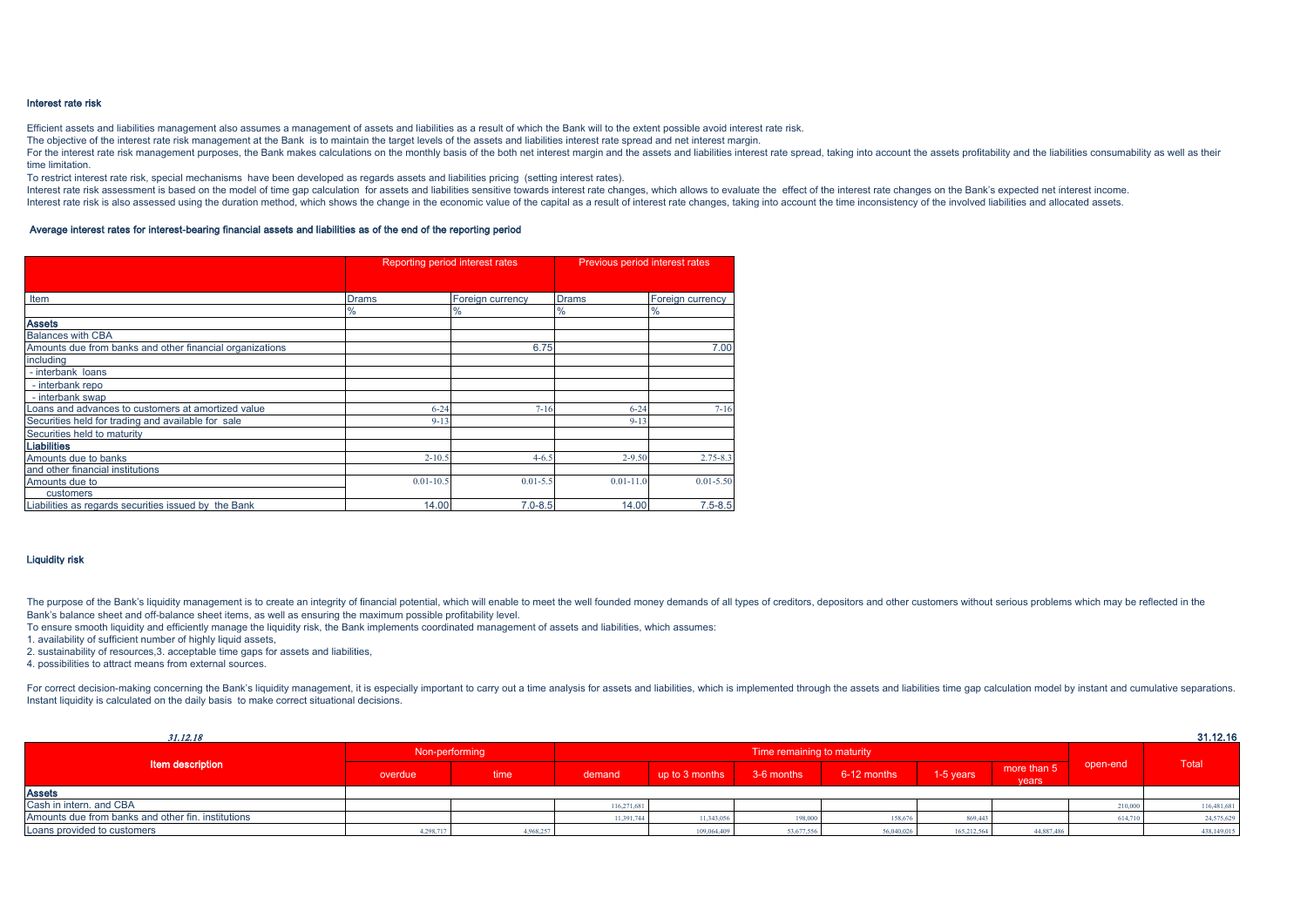### Interest rate risk

Efficient assets and liabilities management also assumes a management of assets and liabilities as a result of which the Bank will to the extent possible avoid interest rate risk.

The objective of the interest rate risk management at the Bank is to maintain the target levels of the assets and liabilities interest rate spread and net interest margin.

For the interest rate risk management purposes, the Bank makes calculations on the monthly basis of the both net interest margin and the assets and liabilities interest rate spread, taking into account the assets profitability and the liabilities consumability as well as their time limitation.

To restrict interest rate risk, special mechanisms have been developed as regards assets and liabilities pricing (setting interest rates).

Interest rate risk assessment is based on the model of time gap calculation for assets and liabilities sensitive towards interest rate changes, which allows to evaluate the effect of the interest rate changes on the Bank's expected net interest income.

Interest rate risk is also assessed using the duration method, which shows the change in the economic value of the capital as a result of interest rate changes, taking into account the time inconsistency of the involved liabilities and allocated assets.

#### Average interest rates for interest-bearing financial assets and liabilities as of the end of the reporting period

| Item | Reporting period interest rates | | Previous period interest rates | |
|---|---|---|---|---|
| | Drams | Foreign currency | Drams | Foreign currency |
| | % | % | % | % |
| **Assets** | | | | |
| Balances with CBA | | | | |
| Amounts due from banks and other financial organizations | | 6.75 | | 7.00 |
| including | | | | |
| - interbank loans | | | | |
| - interbank repo | | | | |
| - interbank swap | | | | |
| Loans and advances to customers at amortized value | 6-24 | 7-16 | 6-24 | 7-16 |
| Securities held for trading and available for sale | 9-13 | | 9-13 | |
| Securities held to maturity | | | | |
| **Liabilities** | | | | |
| Amounts due to banks and other financial institutions | 2-10.5 | 4-6.5 | 2-9.50 | 2.75-8.3 |
| Amounts due to customers | 0.01-10.5 | 0.01-5.5 | 0.01-11.0 | 0.01-5.50 |
| Liabilities as regards securities issued by the Bank | 14.00 | 7.0-8.5 | 14.00 | 7.5-8.5 |

### Liquidity risk

The purpose of the Bank's liquidity management is to create an integrity of financial potential, which will enable to meet the well founded money demands of all types of creditors, depositors and other customers without serious problems which may be reflected in the Bank's balance sheet and off-balance sheet items, as well as ensuring the maximum possible profitability level.

To ensure smooth liquidity and efficiently manage the liquidity risk, the Bank implements coordinated management of assets and liabilities, which assumes:

1. availability of sufficient number of highly liquid assets,
2. sustainability of resources,3. acceptable time gaps for assets and liabilities,
4. possibilities to attract means from external sources.

For correct decision-making concerning the Bank's liquidity management, it is especially important to carry out a time analysis for assets and liabilities, which is implemented through the assets and liabilities time gap calculation model by instant and cumulative separations. Instant liquidity is calculated on the daily basis to make correct situational decisions.

*31.12.18* **31.12.16**

| Item description | Non-performing | | Time remaining to maturity | | | | | | open-end | Total |
|---|---|---|---|---|---|---|---|---|---|---|
| | overdue | time | demand | up to 3 months | 3-6 months | 6-12 months | 1-5 years | more than 5 years | | |
| **Assets** | | | | | | | | | | |
| Cash in intern. and CBA | | | 116,271,681 | | | | | | 210,000 | 116,481,681 |
| Amounts due from banks and other fin. institutions | | | 11,391,744 | 11,343,056 | 198,000 | 158,676 | 869,443 | | 614,710 | 24,575,629 |
| Loans provided to customers | 4,298,717 | 4,968,257 | | 109,064,409 | 53,677,556 | 56,040,026 | 165,212,564 | 44,887,486 | | 438,149,015 |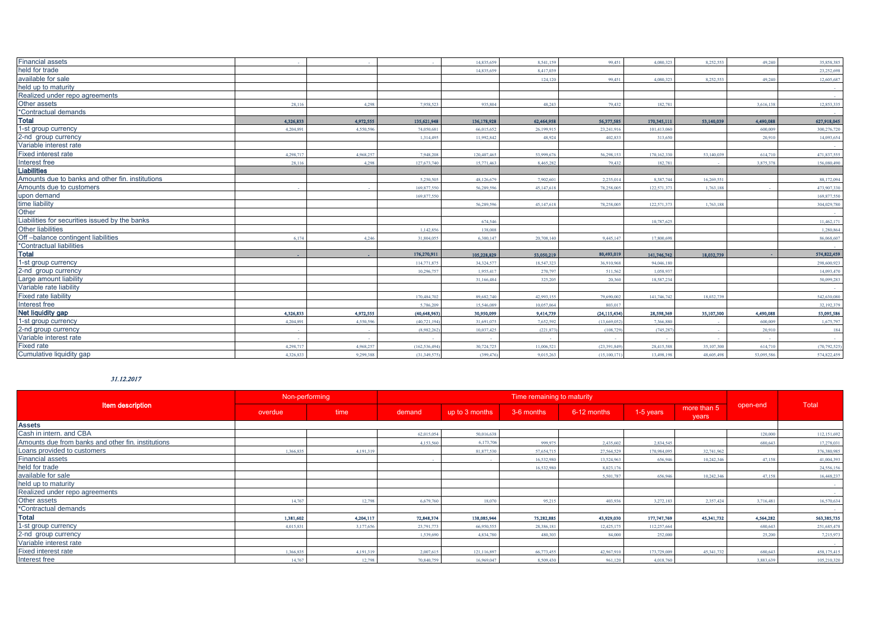| Item description | overdue | time | demand | up to 3 months | 3-6 months | 6-12 months | 1-5 years | more than 5 years | open-end | Total |
|---|---|---|---|---|---|---|---|---|---|---|
| Financial assets | - | - | - | 14,835,659 | 8,541,159 | 99,451 | 4,080,323 | 8,252,553 | 49,240 | 35,858,385 |
| held for trade | | | | 14,835,659 | 8,417,039 | | | | | 23,252,698 |
| available for sale | | | | | 124,120 | 99,451 | 4,080,323 | 8,252,553 | 49,240 | 12,605,687 |
| held up to maturity | | | | | | | | | | - |
| Realized under repo agreements | | | | | | | | | | - |
| Other assets | 28,116 | 4,298 | 7,958,523 | 935,804 | 48,243 | 79,432 | 182,781 | | 3,616,138 | 12,853,335 |
| *Contractual demands | | | | | | | | | | - |
| **Total** | **4,326,833** | **4,972,555** | **135,621,948** | **136,178,928** | **62,464,958** | **56,377,585** | **170,345,111** | **53,140,039** | **4,490,088** | **627,918,045** |
| 1-st group currency | 4,204,891 | 4,550,596 | 74,050,681 | 66,015,652 | 26,199,915 | 23,241,916 | 101,413,060 | | 600,009 | 300,276,720 |
| 2-nd group currency | | | 1,314,495 | 11,992,842 | 48,924 | 402,833 | 313,650 | | 20,910 | 14,093,654 |
| Variable interest rate | | | | | | | | | | - |
| Fixed interest rate | 4,298,717 | 4,968,257 | 7,948,208 | 120,407,465 | 53,999,676 | 56,298,153 | 170,162,330 | 53,140,039 | 614,710 | 471,837,555 |
| Interest free | 28,116 | 4,298 | 127,673,740 | 15,771,463 | 8,465,282 | 79,432 | 182,781 | - | 3,875,378 | 156,080,490 |
| **Liabilities** | | | | | | | | | | |
| Amounts due to banks and other fin. institutions | | | 5,250,505 | 48,126,679 | 7,902,601 | 2,235,014 | 8,387,744 | 16,269,551 | | 88,172,094 |
| Amounts due to customers | - | - | 169,877,550 | 56,289,596 | 45,147,618 | 78,258,005 | 122,571,373 | 1,763,188 | - | 473,907,330 |
| upon demand | | | 169,877,550 | | | | | | | 169,877,550 |
| time liability | | | | 56,289,596 | 45,147,618 | 78,258,005 | 122,571,373 | 1,763,188 | | 304,029,780 |
| Other | | | | | | | | | | - |
| Liabilities for securities issued by the banks | | | | 674,546 | | | 10,787,625 | | | 11,462,171 |
| Other liabilities | | | 1,142,856 | 138,008 | | | | | | 1,280,864 |
| Off –balance contingent liabilities | 6,174 | 4,246 | 31,804,055 | 6,300,147 | 20,708,140 | 9,445,147 | 17,800,698 | | | 86,068,607 |
| *Contractual liabilities | | | | | | | | | | - |
| **Total** | - | - | **176,270,911** | **105,228,829** | **53,050,219** | **80,493,019** | **141,746,742** | **18,032,739** | - | **574,822,459** |
| 1-st group currency | | | 114,771,875 | 34,324,577 | 18,547,323 | 36,910,968 | 94,046,180 | | | 298,600,923 |
| 2-nd group currency | | | 10,296,757 | 1,955,417 | 270,797 | 511,562 | 1,058,937 | | | 14,093,470 |
| Large amount liability | | | | 31,166,484 | 325,205 | 20,360 | 18,587,234 | | | 50,099,283 |
| Variable rate liability | | | | | | | | | | - |
| Fixed rate liability | | | 170,484,702 | 89,682,740 | 42,993,155 | 79,690,002 | 141,746,742 | 18,032,739 | | 542,630,080 |
| Interest free | | | 5,786,209 | 15,546,089 | 10,057,064 | 803,017 | | | | 32,192,379 |
| **Net liquidity gap** | **4,326,833** | **4,972,555** | **(40,648,963)** | **30,950,099** | **9,414,739** | **(24,115,434)** | **28,598,369** | **35,107,300** | **4,490,088** | **53,095,586** |
| 1-st group currency | 4,204,891 | 4,550,596 | (40,721,194) | 31,691,075 | 7,652,592 | (13,669,052) | 7,366,880 | - | 600,009 | 1,675,797 |
| 2-nd group currency | - | - | (8,982,262) | 10,037,425 | (221,873) | (108,729) | (745,287) | - | 20,910 | 184 |
| Variable interest rate | - | - | - | - | - | - | - | - | - | - |
| Fixed rate | 4,298,717 | 4,968,257 | (162,536,494) | 30,724,725 | 11,006,521 | (23,391,849) | 28,415,588 | 35,107,300 | 614,710 | (70,792,525) |
| Cumulative liquidity gap | 4,326,833 | 9,299,388 | (31,349,575) | (399,476) | 9,015,263 | (15,100,171) | 13,498,198 | 48,605,498 | 53,095,586 | 574,822,459 |

*31.12.2017*

| Item description | Non-performing | | Time remaining to maturity | | | | | | open-end | Total |
|---|---|---|---|---|---|---|---|---|---|---|
| | overdue | time | demand | up to 3 months | 3-6 months | 6-12 months | 1-5 years | more than 5 years | | |
| **Assets** | | | | | | | | | | |
| Cash in intern. and CBA | | | 62,015,054 | 50,016,638 | | | | | 120,000 | 112,151,692 |
| Amounts due from banks and other fin. institutions | | | 4,153,560 | 6,173,706 | 999,975 | 2,435,602 | 2,834,545 | | 680,643 | 17,278,031 |
| Loans provided to customers | 1,366,835 | 4,191,319 | | 81,877,530 | 57,654,715 | 27,564,529 | 170,984,095 | 32,741,962 | | 376,380,985 |
| Financial assets | | | - | - | 16,532,980 | 13,524,963 | 656,946 | 10,242,346 | 47,158 | 41,004,393 |
| held for trade | | | | | 16,532,980 | 8,023,176 | | | | 24,556,156 |
| available for sale | | | | | | 5,501,787 | 656,946 | 10,242,346 | 47,158 | 16,448,237 |
| held up to maturity | | | | | | | | | | - |
| Realized under repo agreements | | | | | | | | | | - |
| Other assets | 14,767 | 12,798 | 6,679,760 | 18,070 | 95,215 | 403,936 | 3,272,183 | 2,357,424 | 3,716,481 | 16,570,634 |
| *Contractual demands | | | | | | | | | | - |
| **Total** | **1,381,602** | **4,204,117** | **72,848,374** | **138,085,944** | **75,282,885** | **43,929,030** | **177,747,769** | **45,341,732** | **4,564,282** | **563,385,735** |
| 1-st group currency | 4,015,831 | 3,177,656 | 23,791,773 | 66,950,555 | 28,386,181 | 12,425,175 | 112,257,664 | | 680,643 | 251,685,478 |
| 2-nd group currency | | | 1,539,690 | 4,834,780 | 480,303 | 84,000 | 252,000 | | 25,200 | 7,215,973 |
| Variable interest rate | | | | | | | | | | - |
| Fixed interest rate | 1,366,835 | 4,191,319 | 2,007,615 | 121,116,897 | 66,773,455 | 42,967,910 | 173,729,009 | 45,341,732 | 680,643 | 458,175,415 |
| Interest free | 14,767 | 12,798 | 70,840,759 | 16,969,047 | 8,509,430 | 961,120 | 4,018,760 | | 3,883,639 | 105,210,320 |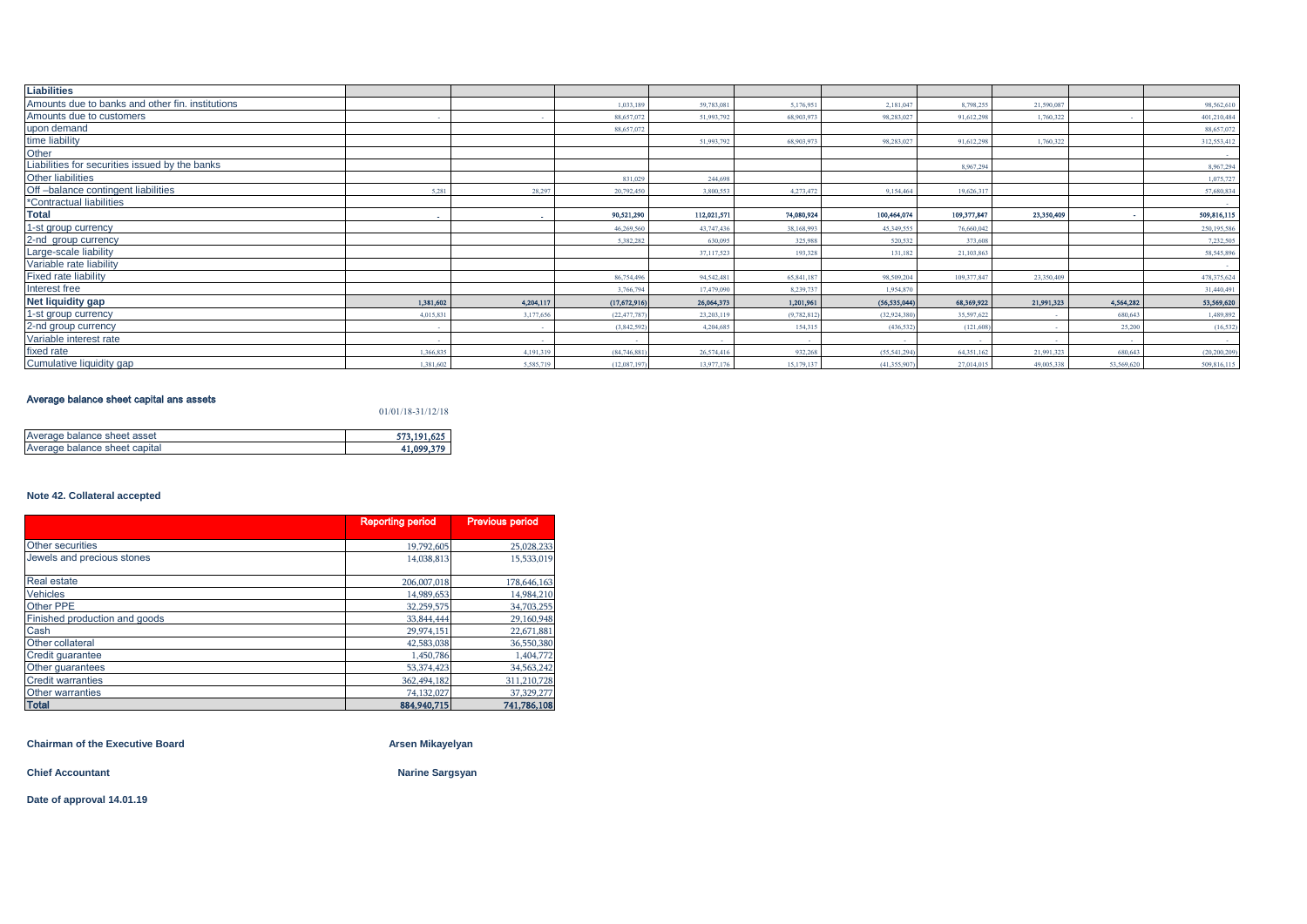| Liabilities | | | | | | | | | | |
|---|---|---|---|---|---|---|---|---|---|---|
| Amounts due to banks and other fin. institutions | | | 1,033,189 | 59,783,081 | 5,176,951 | 2,181,047 | 8,798,255 | 21,590,087 | | 98,562,610 |
| Amounts due to customers | - | - | 88,657,072 | 51,993,792 | 68,903,973 | 98,283,027 | 91,612,298 | 1,760,322 | - | 401,210,484 |
| upon demand | | | 88,657,072 | | | | | | | 88,657,072 |
| time liability | | | | 51,993,792 | 68,903,973 | 98,283,027 | 91,612,298 | 1,760,322 | | 312,553,412 |
| Other | | | | | | | | | | - |
| Liabilities for securities issued by the banks | | | | | | | 8,967,294 | | | 8,967,294 |
| Other liabilities | | | 831,029 | 244,698 | | | | | | 1,075,727 |
| Off –balance contingent liabilities | 5,281 | 28,297 | 20,792,450 | 3,800,553 | 4,273,472 | 9,154,464 | 19,626,317 | | | 57,680,834 |
| *Contractual liabilities | | | | | | | | | | - |
| **Total** | - | - | **90,521,290** | **112,021,571** | **74,080,924** | **100,464,074** | **109,377,847** | **23,350,409** | - | **509,816,115** |
| 1-st group currency | | | 46,269,560 | 43,747,436 | 38,168,993 | 45,349,555 | 76,660,042 | | | 250,195,586 |
| 2-nd group currency | | | 5,382,282 | 630,095 | 325,988 | 520,532 | 373,608 | | | 7,232,505 |
| Large-scale liability | | | | 37,117,523 | 193,328 | 131,182 | 21,103,863 | | | 58,545,896 |
| Variable rate liability | | | | | | | | | | - |
| Fixed rate liability | | | 86,754,496 | 94,542,481 | 65,841,187 | 98,509,204 | 109,377,847 | 23,350,409 | | 478,375,624 |
| Interest free | | | 3,766,794 | 17,479,090 | 8,239,737 | 1,954,870 | | | | 31,440,491 |
| **Net liquidity gap** | **1,381,602** | **4,204,117** | **(17,672,916)** | **26,064,373** | **1,201,961** | **(56,535,044)** | **68,369,922** | **21,991,323** | **4,564,282** | **53,569,620** |
| 1-st group currency | 4,015,831 | 3,177,656 | (22,477,787) | 23,203,119 | (9,782,812) | (32,924,380) | 35,597,622 | - | 680,643 | 1,489,892 |
| 2-nd group currency | - | - | (3,842,592) | 4,204,685 | 154,315 | (436,532) | (121,608) | - | 25,200 | (16,532) |
| Variable interest rate | - | - | - | - | - | - | - | - | - | - |
| fixed rate | 1,366,835 | 4,191,319 | (84,746,881) | 26,574,416 | 932,268 | (55,541,294) | 64,351,162 | 21,991,323 | 680,643 | (20,200,209) |
| Cumulative liquidity gap | 1,381,602 | 5,585,719 | (12,087,197) | 13,977,176 | 15,179,137 | (41,355,907) | 27,014,015 | 49,005,338 | 53,569,620 | 509,816,115 |

### Average balance sheet capital ans assets

| | 01/01/18-31/12/18 |
|---|---|
| Average balance sheet asset | **573,191,625** |
| Average balance sheet capital | **41,099,379** |

### Note 42. Collateral accepted

| | Reporting period | Previous period |
|---|---|---|
| Other securities | 19,792,605 | 25,028,233 |
| Jewels and precious stones | 14,038,813 | 15,533,019 |
| Real estate | 206,007,018 | 178,646,163 |
| Vehicles | 14,989,653 | 14,984,210 |
| Other PPE | 32,259,575 | 34,703,255 |
| Finished production and goods | 33,844,444 | 29,160,948 |
| Cash | 29,974,151 | 22,671,881 |
| Other collateral | 42,583,038 | 36,550,380 |
| Credit guarantee | 1,450,786 | 1,404,772 |
| Other guarantees | 53,374,423 | 34,563,242 |
| Credit warranties | 362,494,182 | 311,210,728 |
| Other warranties | 74,132,027 | 37,329,277 |
| **Total** | **884,940,715** | **741,786,108** |

**Chairman of the Executive Board** **Arsen Mikayelyan**

**Chief Accountant** **Narine Sargsyan**

**Date of approval 14.01.19**